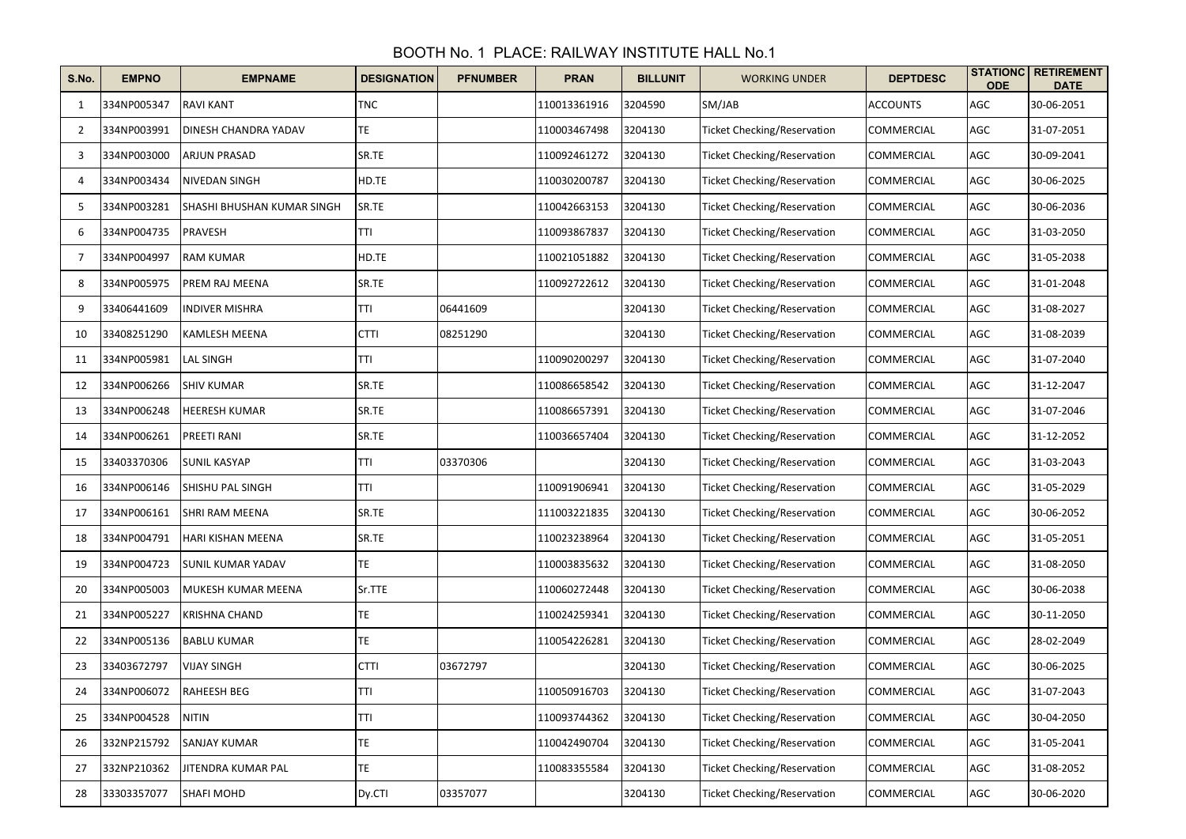BOOTH No. 1 PLACE: RAILWAY INSTITUTE HALL No.1

| S.No. | EMPNO | EMPNAME | DESIGNATION | PFNUMBER | PRAN | BILLUNIT | WORKING UNDER | DEPTDESC | STATIONCODE | RETIREMENT DATE |
|---|---|---|---|---|---|---|---|---|---|---|
| 1 | 334NP005347 | RAVI KANT | TNC | | 110013361916 | 3204590 | SM/JAB | ACCOUNTS | AGC | 30-06-2051 |
| 2 | 334NP003991 | DINESH CHANDRA YADAV | TE | | 110003467498 | 3204130 | Ticket Checking/Reservation | COMMERCIAL | AGC | 31-07-2051 |
| 3 | 334NP003000 | ARJUN PRASAD | SR.TE | | 110092461272 | 3204130 | Ticket Checking/Reservation | COMMERCIAL | AGC | 30-09-2041 |
| 4 | 334NP003434 | NIVEDAN SINGH | HD.TE | | 110030200787 | 3204130 | Ticket Checking/Reservation | COMMERCIAL | AGC | 30-06-2025 |
| 5 | 334NP003281 | SHASHI BHUSHAN KUMAR SINGH | SR.TE | | 110042663153 | 3204130 | Ticket Checking/Reservation | COMMERCIAL | AGC | 30-06-2036 |
| 6 | 334NP004735 | PRAVESH | TTI | | 110093867837 | 3204130 | Ticket Checking/Reservation | COMMERCIAL | AGC | 31-03-2050 |
| 7 | 334NP004997 | RAM KUMAR | HD.TE | | 110021051882 | 3204130 | Ticket Checking/Reservation | COMMERCIAL | AGC | 31-05-2038 |
| 8 | 334NP005975 | PREM RAJ MEENA | SR.TE | | 110092722612 | 3204130 | Ticket Checking/Reservation | COMMERCIAL | AGC | 31-01-2048 |
| 9 | 33406441609 | INDIVER MISHRA | TTI | 06441609 | | 3204130 | Ticket Checking/Reservation | COMMERCIAL | AGC | 31-08-2027 |
| 10 | 33408251290 | KAMLESH MEENA | CTTI | 08251290 | | 3204130 | Ticket Checking/Reservation | COMMERCIAL | AGC | 31-08-2039 |
| 11 | 334NP005981 | LAL SINGH | TTI | | 110090200297 | 3204130 | Ticket Checking/Reservation | COMMERCIAL | AGC | 31-07-2040 |
| 12 | 334NP006266 | SHIV KUMAR | SR.TE | | 110086658542 | 3204130 | Ticket Checking/Reservation | COMMERCIAL | AGC | 31-12-2047 |
| 13 | 334NP006248 | HEERESH KUMAR | SR.TE | | 110086657391 | 3204130 | Ticket Checking/Reservation | COMMERCIAL | AGC | 31-07-2046 |
| 14 | 334NP006261 | PREETI RANI | SR.TE | | 110036657404 | 3204130 | Ticket Checking/Reservation | COMMERCIAL | AGC | 31-12-2052 |
| 15 | 33403370306 | SUNIL KASYAP | TTI | 03370306 | | 3204130 | Ticket Checking/Reservation | COMMERCIAL | AGC | 31-03-2043 |
| 16 | 334NP006146 | SHISHU PAL SINGH | TTI | | 110091906941 | 3204130 | Ticket Checking/Reservation | COMMERCIAL | AGC | 31-05-2029 |
| 17 | 334NP006161 | SHRI RAM MEENA | SR.TE | | 111003221835 | 3204130 | Ticket Checking/Reservation | COMMERCIAL | AGC | 30-06-2052 |
| 18 | 334NP004791 | HARI KISHAN MEENA | SR.TE | | 110023238964 | 3204130 | Ticket Checking/Reservation | COMMERCIAL | AGC | 31-05-2051 |
| 19 | 334NP004723 | SUNIL KUMAR YADAV | TE | | 110003835632 | 3204130 | Ticket Checking/Reservation | COMMERCIAL | AGC | 31-08-2050 |
| 20 | 334NP005003 | MUKESH KUMAR MEENA | Sr.TTE | | 110060272448 | 3204130 | Ticket Checking/Reservation | COMMERCIAL | AGC | 30-06-2038 |
| 21 | 334NP005227 | KRISHNA CHAND | TE | | 110024259341 | 3204130 | Ticket Checking/Reservation | COMMERCIAL | AGC | 30-11-2050 |
| 22 | 334NP005136 | BABLU KUMAR | TE | | 110054226281 | 3204130 | Ticket Checking/Reservation | COMMERCIAL | AGC | 28-02-2049 |
| 23 | 33403672797 | VIJAY SINGH | CTTI | 03672797 | | 3204130 | Ticket Checking/Reservation | COMMERCIAL | AGC | 30-06-2025 |
| 24 | 334NP006072 | RAHEESH BEG | TTI | | 110050916703 | 3204130 | Ticket Checking/Reservation | COMMERCIAL | AGC | 31-07-2043 |
| 25 | 334NP004528 | NITIN | TTI | | 110093744362 | 3204130 | Ticket Checking/Reservation | COMMERCIAL | AGC | 30-04-2050 |
| 26 | 332NP215792 | SANJAY KUMAR | TE | | 110042490704 | 3204130 | Ticket Checking/Reservation | COMMERCIAL | AGC | 31-05-2041 |
| 27 | 332NP210362 | JITENDRA KUMAR PAL | TE | | 110083355584 | 3204130 | Ticket Checking/Reservation | COMMERCIAL | AGC | 31-08-2052 |
| 28 | 33303357077 | SHAFI MOHD | Dy.CTI | 03357077 | | 3204130 | Ticket Checking/Reservation | COMMERCIAL | AGC | 30-06-2020 |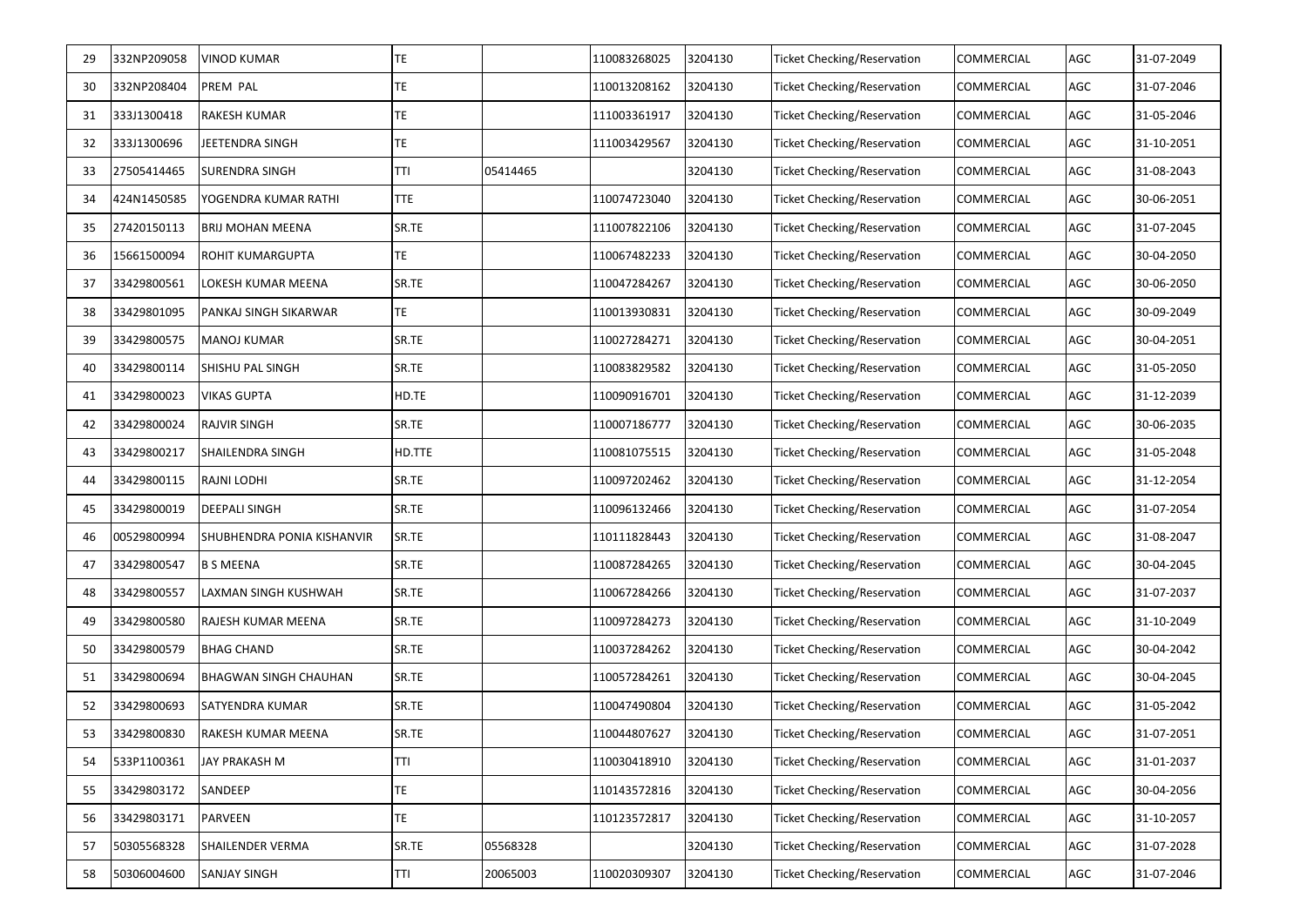| | | | | | | | | | | |
|---|---|---|---|---|---|---|---|---|---|---|
| 29 | 332NP209058 | VINOD KUMAR | TE | | 110083268025 | 3204130 | Ticket Checking/Reservation | COMMERCIAL | AGC | 31-07-2049 |
| 30 | 332NP208404 | PREM PAL | TE | | 110013208162 | 3204130 | Ticket Checking/Reservation | COMMERCIAL | AGC | 31-07-2046 |
| 31 | 333J1300418 | RAKESH KUMAR | TE | | 111003361917 | 3204130 | Ticket Checking/Reservation | COMMERCIAL | AGC | 31-05-2046 |
| 32 | 333J1300696 | JEETENDRA SINGH | TE | | 111003429567 | 3204130 | Ticket Checking/Reservation | COMMERCIAL | AGC | 31-10-2051 |
| 33 | 27505414465 | SURENDRA SINGH | TTI | 05414465 | | 3204130 | Ticket Checking/Reservation | COMMERCIAL | AGC | 31-08-2043 |
| 34 | 424N1450585 | YOGENDRA KUMAR RATHI | TTE | | 110074723040 | 3204130 | Ticket Checking/Reservation | COMMERCIAL | AGC | 30-06-2051 |
| 35 | 27420150113 | BRIJ MOHAN MEENA | SR.TE | | 111007822106 | 3204130 | Ticket Checking/Reservation | COMMERCIAL | AGC | 31-07-2045 |
| 36 | 15661500094 | ROHIT KUMARGUPTA | TE | | 110067482233 | 3204130 | Ticket Checking/Reservation | COMMERCIAL | AGC | 30-04-2050 |
| 37 | 33429800561 | LOKESH KUMAR MEENA | SR.TE | | 110047284267 | 3204130 | Ticket Checking/Reservation | COMMERCIAL | AGC | 30-06-2050 |
| 38 | 33429801095 | PANKAJ SINGH SIKARWAR | TE | | 110013930831 | 3204130 | Ticket Checking/Reservation | COMMERCIAL | AGC | 30-09-2049 |
| 39 | 33429800575 | MANOJ KUMAR | SR.TE | | 110027284271 | 3204130 | Ticket Checking/Reservation | COMMERCIAL | AGC | 30-04-2051 |
| 40 | 33429800114 | SHISHU PAL SINGH | SR.TE | | 110083829582 | 3204130 | Ticket Checking/Reservation | COMMERCIAL | AGC | 31-05-2050 |
| 41 | 33429800023 | VIKAS GUPTA | HD.TE | | 110090916701 | 3204130 | Ticket Checking/Reservation | COMMERCIAL | AGC | 31-12-2039 |
| 42 | 33429800024 | RAJVIR SINGH | SR.TE | | 110007186777 | 3204130 | Ticket Checking/Reservation | COMMERCIAL | AGC | 30-06-2035 |
| 43 | 33429800217 | SHAILENDRA SINGH | HD.TTE | | 110081075515 | 3204130 | Ticket Checking/Reservation | COMMERCIAL | AGC | 31-05-2048 |
| 44 | 33429800115 | RAJNI LODHI | SR.TE | | 110097202462 | 3204130 | Ticket Checking/Reservation | COMMERCIAL | AGC | 31-12-2054 |
| 45 | 33429800019 | DEEPALI SINGH | SR.TE | | 110096132466 | 3204130 | Ticket Checking/Reservation | COMMERCIAL | AGC | 31-07-2054 |
| 46 | 00529800994 | SHUBHENDRA PONIA KISHANVIR | SR.TE | | 110111828443 | 3204130 | Ticket Checking/Reservation | COMMERCIAL | AGC | 31-08-2047 |
| 47 | 33429800547 | B S MEENA | SR.TE | | 110087284265 | 3204130 | Ticket Checking/Reservation | COMMERCIAL | AGC | 30-04-2045 |
| 48 | 33429800557 | LAXMAN SINGH KUSHWAH | SR.TE | | 110067284266 | 3204130 | Ticket Checking/Reservation | COMMERCIAL | AGC | 31-07-2037 |
| 49 | 33429800580 | RAJESH KUMAR MEENA | SR.TE | | 110097284273 | 3204130 | Ticket Checking/Reservation | COMMERCIAL | AGC | 31-10-2049 |
| 50 | 33429800579 | BHAG CHAND | SR.TE | | 110037284262 | 3204130 | Ticket Checking/Reservation | COMMERCIAL | AGC | 30-04-2042 |
| 51 | 33429800694 | BHAGWAN SINGH CHAUHAN | SR.TE | | 110057284261 | 3204130 | Ticket Checking/Reservation | COMMERCIAL | AGC | 30-04-2045 |
| 52 | 33429800693 | SATYENDRA KUMAR | SR.TE | | 110047490804 | 3204130 | Ticket Checking/Reservation | COMMERCIAL | AGC | 31-05-2042 |
| 53 | 33429800830 | RAKESH KUMAR MEENA | SR.TE | | 110044807627 | 3204130 | Ticket Checking/Reservation | COMMERCIAL | AGC | 31-07-2051 |
| 54 | 533P1100361 | JAY PRAKASH M | TTI | | 110030418910 | 3204130 | Ticket Checking/Reservation | COMMERCIAL | AGC | 31-01-2037 |
| 55 | 33429803172 | SANDEEP | TE | | 110143572816 | 3204130 | Ticket Checking/Reservation | COMMERCIAL | AGC | 30-04-2056 |
| 56 | 33429803171 | PARVEEN | TE | | 110123572817 | 3204130 | Ticket Checking/Reservation | COMMERCIAL | AGC | 31-10-2057 |
| 57 | 50305568328 | SHAILENDER VERMA | SR.TE | 05568328 | | 3204130 | Ticket Checking/Reservation | COMMERCIAL | AGC | 31-07-2028 |
| 58 | 50306004600 | SANJAY SINGH | TTI | 20065003 | 110020309307 | 3204130 | Ticket Checking/Reservation | COMMERCIAL | AGC | 31-07-2046 |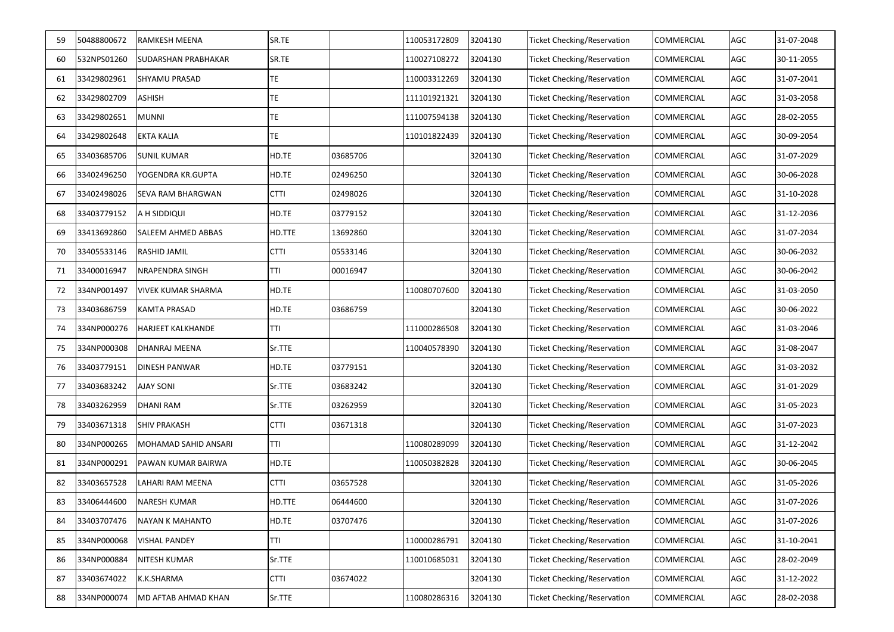| 59 | 50488800672 | RAMKESH MEENA | SR.TE | | 110053172809 | 3204130 | Ticket Checking/Reservation | COMMERCIAL | AGC | 31-07-2048 |
|---|---|---|---|---|---|---|---|---|---|---|
| 60 | 532NPS01260 | SUDARSHAN PRABHAKAR | SR.TE | | 110027108272 | 3204130 | Ticket Checking/Reservation | COMMERCIAL | AGC | 30-11-2055 |
| 61 | 33429802961 | SHYAMU PRASAD | TE | | 110003312269 | 3204130 | Ticket Checking/Reservation | COMMERCIAL | AGC | 31-07-2041 |
| 62 | 33429802709 | ASHISH | TE | | 111101921321 | 3204130 | Ticket Checking/Reservation | COMMERCIAL | AGC | 31-03-2058 |
| 63 | 33429802651 | MUNNI | TE | | 111007594138 | 3204130 | Ticket Checking/Reservation | COMMERCIAL | AGC | 28-02-2055 |
| 64 | 33429802648 | EKTA KALIA | TE | | 110101822439 | 3204130 | Ticket Checking/Reservation | COMMERCIAL | AGC | 30-09-2054 |
| 65 | 33403685706 | SUNIL KUMAR | HD.TE | 03685706 | | 3204130 | Ticket Checking/Reservation | COMMERCIAL | AGC | 31-07-2029 |
| 66 | 33402496250 | YOGENDRA KR.GUPTA | HD.TE | 02496250 | | 3204130 | Ticket Checking/Reservation | COMMERCIAL | AGC | 30-06-2028 |
| 67 | 33402498026 | SEVA RAM BHARGWAN | CTTI | 02498026 | | 3204130 | Ticket Checking/Reservation | COMMERCIAL | AGC | 31-10-2028 |
| 68 | 33403779152 | A H SIDDIQUI | HD.TE | 03779152 | | 3204130 | Ticket Checking/Reservation | COMMERCIAL | AGC | 31-12-2036 |
| 69 | 33413692860 | SALEEM AHMED ABBAS | HD.TTE | 13692860 | | 3204130 | Ticket Checking/Reservation | COMMERCIAL | AGC | 31-07-2034 |
| 70 | 33405533146 | RASHID JAMIL | CTTI | 05533146 | | 3204130 | Ticket Checking/Reservation | COMMERCIAL | AGC | 30-06-2032 |
| 71 | 33400016947 | NRAPENDRA SINGH | TTI | 00016947 | | 3204130 | Ticket Checking/Reservation | COMMERCIAL | AGC | 30-06-2042 |
| 72 | 334NP001497 | VIVEK KUMAR SHARMA | HD.TE | | 110080707600 | 3204130 | Ticket Checking/Reservation | COMMERCIAL | AGC | 31-03-2050 |
| 73 | 33403686759 | KAMTA PRASAD | HD.TE | 03686759 | | 3204130 | Ticket Checking/Reservation | COMMERCIAL | AGC | 30-06-2022 |
| 74 | 334NP000276 | HARJEET KALKHANDE | TTI | | 111000286508 | 3204130 | Ticket Checking/Reservation | COMMERCIAL | AGC | 31-03-2046 |
| 75 | 334NP000308 | DHANRAJ MEENA | Sr.TTE | | 110040578390 | 3204130 | Ticket Checking/Reservation | COMMERCIAL | AGC | 31-08-2047 |
| 76 | 33403779151 | DINESH PANWAR | HD.TE | 03779151 | | 3204130 | Ticket Checking/Reservation | COMMERCIAL | AGC | 31-03-2032 |
| 77 | 33403683242 | AJAY SONI | Sr.TTE | 03683242 | | 3204130 | Ticket Checking/Reservation | COMMERCIAL | AGC | 31-01-2029 |
| 78 | 33403262959 | DHANI RAM | Sr.TTE | 03262959 | | 3204130 | Ticket Checking/Reservation | COMMERCIAL | AGC | 31-05-2023 |
| 79 | 33403671318 | SHIV PRAKASH | CTTI | 03671318 | | 3204130 | Ticket Checking/Reservation | COMMERCIAL | AGC | 31-07-2023 |
| 80 | 334NP000265 | MOHAMAD SAHID ANSARI | TTI | | 110080289099 | 3204130 | Ticket Checking/Reservation | COMMERCIAL | AGC | 31-12-2042 |
| 81 | 334NP000291 | PAWAN KUMAR BAIRWA | HD.TE | | 110050382828 | 3204130 | Ticket Checking/Reservation | COMMERCIAL | AGC | 30-06-2045 |
| 82 | 33403657528 | LAHARI RAM MEENA | CTTI | 03657528 | | 3204130 | Ticket Checking/Reservation | COMMERCIAL | AGC | 31-05-2026 |
| 83 | 33406444600 | NARESH KUMAR | HD.TTE | 06444600 | | 3204130 | Ticket Checking/Reservation | COMMERCIAL | AGC | 31-07-2026 |
| 84 | 33403707476 | NAYAN K MAHANTO | HD.TE | 03707476 | | 3204130 | Ticket Checking/Reservation | COMMERCIAL | AGC | 31-07-2026 |
| 85 | 334NP000068 | VISHAL PANDEY | TTI | | 110000286791 | 3204130 | Ticket Checking/Reservation | COMMERCIAL | AGC | 31-10-2041 |
| 86 | 334NP000884 | NITESH KUMAR | Sr.TTE | | 110010685031 | 3204130 | Ticket Checking/Reservation | COMMERCIAL | AGC | 28-02-2049 |
| 87 | 33403674022 | K.K.SHARMA | CTTI | 03674022 | | 3204130 | Ticket Checking/Reservation | COMMERCIAL | AGC | 31-12-2022 |
| 88 | 334NP000074 | MD AFTAB AHMAD KHAN | Sr.TTE | | 110080286316 | 3204130 | Ticket Checking/Reservation | COMMERCIAL | AGC | 28-02-2038 |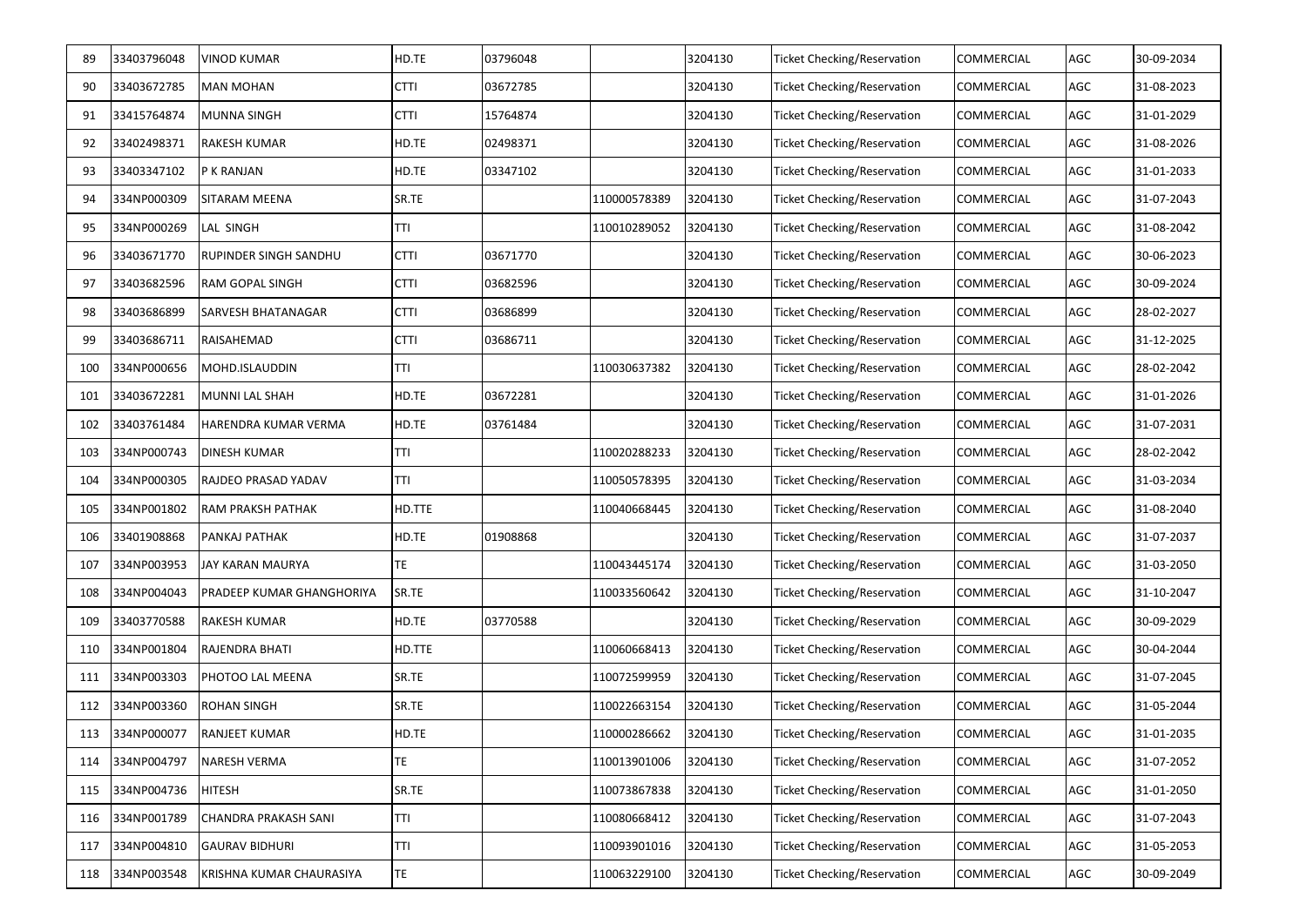| 89 | 33403796048 | VINOD KUMAR | HD.TE | 03796048 | | 3204130 | Ticket Checking/Reservation | COMMERCIAL | AGC | 30-09-2034 |
|---|---|---|---|---|---|---|---|---|---|---|
| 90 | 33403672785 | MAN MOHAN | CTTI | 03672785 | | 3204130 | Ticket Checking/Reservation | COMMERCIAL | AGC | 31-08-2023 |
| 91 | 33415764874 | MUNNA SINGH | CTTI | 15764874 | | 3204130 | Ticket Checking/Reservation | COMMERCIAL | AGC | 31-01-2029 |
| 92 | 33402498371 | RAKESH KUMAR | HD.TE | 02498371 | | 3204130 | Ticket Checking/Reservation | COMMERCIAL | AGC | 31-08-2026 |
| 93 | 33403347102 | P K RANJAN | HD.TE | 03347102 | | 3204130 | Ticket Checking/Reservation | COMMERCIAL | AGC | 31-01-2033 |
| 94 | 334NP000309 | SITARAM MEENA | SR.TE | | 110000578389 | 3204130 | Ticket Checking/Reservation | COMMERCIAL | AGC | 31-07-2043 |
| 95 | 334NP000269 | LAL SINGH | TTI | | 110010289052 | 3204130 | Ticket Checking/Reservation | COMMERCIAL | AGC | 31-08-2042 |
| 96 | 33403671770 | RUPINDER SINGH SANDHU | CTTI | 03671770 | | 3204130 | Ticket Checking/Reservation | COMMERCIAL | AGC | 30-06-2023 |
| 97 | 33403682596 | RAM GOPAL SINGH | CTTI | 03682596 | | 3204130 | Ticket Checking/Reservation | COMMERCIAL | AGC | 30-09-2024 |
| 98 | 33403686899 | SARVESH BHATANAGAR | CTTI | 03686899 | | 3204130 | Ticket Checking/Reservation | COMMERCIAL | AGC | 28-02-2027 |
| 99 | 33403686711 | RAISAHEMAD | CTTI | 03686711 | | 3204130 | Ticket Checking/Reservation | COMMERCIAL | AGC | 31-12-2025 |
| 100 | 334NP000656 | MOHD.ISLAUDDIN | TTI | | 110030637382 | 3204130 | Ticket Checking/Reservation | COMMERCIAL | AGC | 28-02-2042 |
| 101 | 33403672281 | MUNNI LAL SHAH | HD.TE | 03672281 | | 3204130 | Ticket Checking/Reservation | COMMERCIAL | AGC | 31-01-2026 |
| 102 | 33403761484 | HARENDRA KUMAR VERMA | HD.TE | 03761484 | | 3204130 | Ticket Checking/Reservation | COMMERCIAL | AGC | 31-07-2031 |
| 103 | 334NP000743 | DINESH KUMAR | TTI | | 110020288233 | 3204130 | Ticket Checking/Reservation | COMMERCIAL | AGC | 28-02-2042 |
| 104 | 334NP000305 | RAJDEO PRASAD YADAV | TTI | | 110050578395 | 3204130 | Ticket Checking/Reservation | COMMERCIAL | AGC | 31-03-2034 |
| 105 | 334NP001802 | RAM PRAKSH PATHAK | HD.TTE | | 110040668445 | 3204130 | Ticket Checking/Reservation | COMMERCIAL | AGC | 31-08-2040 |
| 106 | 33401908868 | PANKAJ PATHAK | HD.TE | 01908868 | | 3204130 | Ticket Checking/Reservation | COMMERCIAL | AGC | 31-07-2037 |
| 107 | 334NP003953 | JAY KARAN MAURYA | TE | | 110043445174 | 3204130 | Ticket Checking/Reservation | COMMERCIAL | AGC | 31-03-2050 |
| 108 | 334NP004043 | PRADEEP KUMAR GHANGHORIYA | SR.TE | | 110033560642 | 3204130 | Ticket Checking/Reservation | COMMERCIAL | AGC | 31-10-2047 |
| 109 | 33403770588 | RAKESH KUMAR | HD.TE | 03770588 | | 3204130 | Ticket Checking/Reservation | COMMERCIAL | AGC | 30-09-2029 |
| 110 | 334NP001804 | RAJENDRA BHATI | HD.TTE | | 110060668413 | 3204130 | Ticket Checking/Reservation | COMMERCIAL | AGC | 30-04-2044 |
| 111 | 334NP003303 | PHOTOO LAL MEENA | SR.TE | | 110072599959 | 3204130 | Ticket Checking/Reservation | COMMERCIAL | AGC | 31-07-2045 |
| 112 | 334NP003360 | ROHAN SINGH | SR.TE | | 110022663154 | 3204130 | Ticket Checking/Reservation | COMMERCIAL | AGC | 31-05-2044 |
| 113 | 334NP000077 | RANJEET KUMAR | HD.TE | | 110000286662 | 3204130 | Ticket Checking/Reservation | COMMERCIAL | AGC | 31-01-2035 |
| 114 | 334NP004797 | NARESH VERMA | TE | | 110013901006 | 3204130 | Ticket Checking/Reservation | COMMERCIAL | AGC | 31-07-2052 |
| 115 | 334NP004736 | HITESH | SR.TE | | 110073867838 | 3204130 | Ticket Checking/Reservation | COMMERCIAL | AGC | 31-01-2050 |
| 116 | 334NP001789 | CHANDRA PRAKASH SANI | TTI | | 110080668412 | 3204130 | Ticket Checking/Reservation | COMMERCIAL | AGC | 31-07-2043 |
| 117 | 334NP004810 | GAURAV BIDHURI | TTI | | 110093901016 | 3204130 | Ticket Checking/Reservation | COMMERCIAL | AGC | 31-05-2053 |
| 118 | 334NP003548 | KRISHNA KUMAR CHAURASIYA | TE | | 110063229100 | 3204130 | Ticket Checking/Reservation | COMMERCIAL | AGC | 30-09-2049 |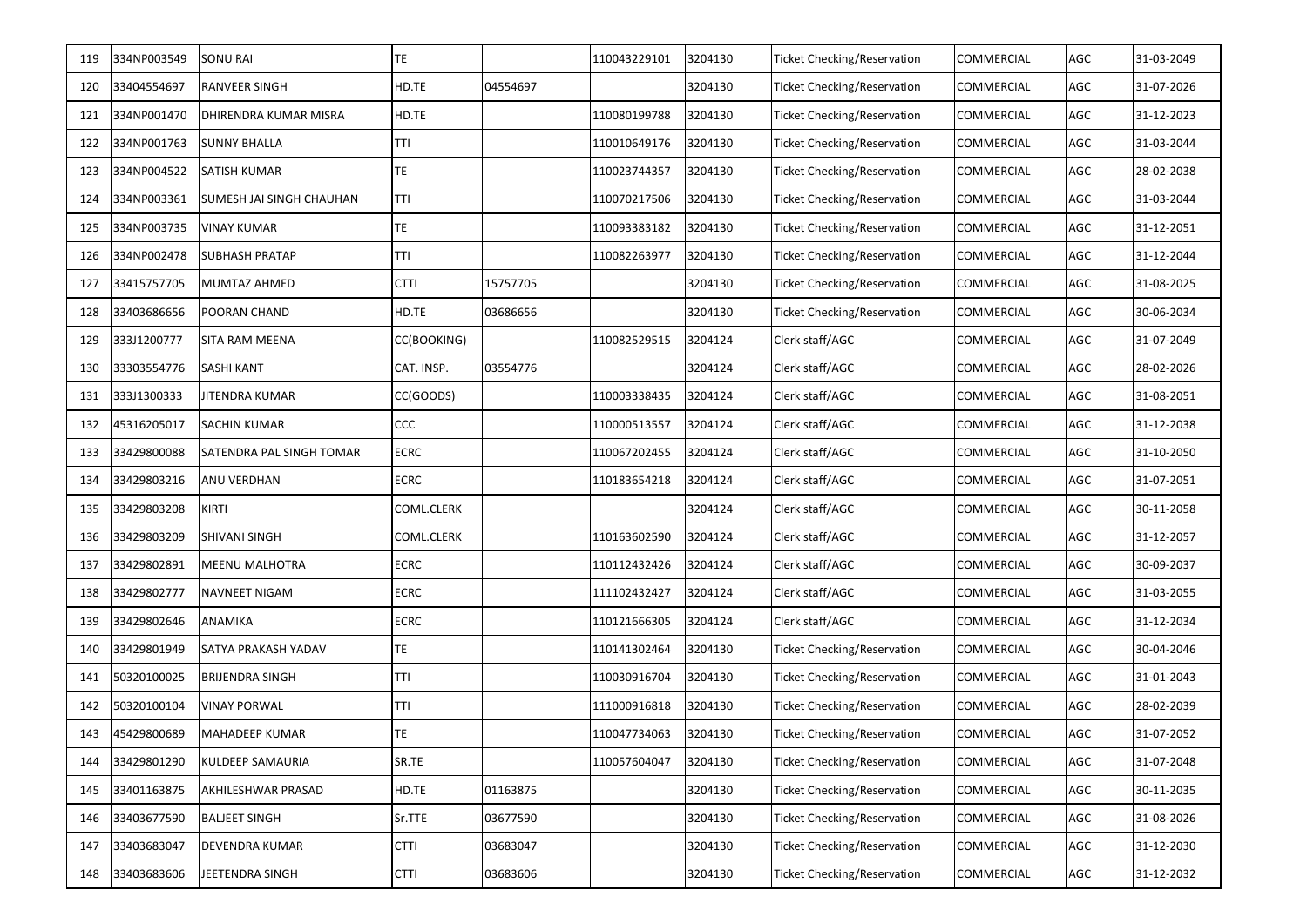| 119 | 334NP003549 | SONU RAI | TE | | 110043229101 | 3204130 | Ticket Checking/Reservation | COMMERCIAL | AGC | 31-03-2049 |
|---|---|---|---|---|---|---|---|---|---|---|
| 120 | 33404554697 | RANVEER SINGH | HD.TE | 04554697 | | 3204130 | Ticket Checking/Reservation | COMMERCIAL | AGC | 31-07-2026 |
| 121 | 334NP001470 | DHIRENDRA KUMAR MISRA | HD.TE | | 110080199788 | 3204130 | Ticket Checking/Reservation | COMMERCIAL | AGC | 31-12-2023 |
| 122 | 334NP001763 | SUNNY BHALLA | TTI | | 110010649176 | 3204130 | Ticket Checking/Reservation | COMMERCIAL | AGC | 31-03-2044 |
| 123 | 334NP004522 | SATISH KUMAR | TE | | 110023744357 | 3204130 | Ticket Checking/Reservation | COMMERCIAL | AGC | 28-02-2038 |
| 124 | 334NP003361 | SUMESH JAI SINGH CHAUHAN | TTI | | 110070217506 | 3204130 | Ticket Checking/Reservation | COMMERCIAL | AGC | 31-03-2044 |
| 125 | 334NP003735 | VINAY KUMAR | TE | | 110093383182 | 3204130 | Ticket Checking/Reservation | COMMERCIAL | AGC | 31-12-2051 |
| 126 | 334NP002478 | SUBHASH PRATAP | TTI | | 110082263977 | 3204130 | Ticket Checking/Reservation | COMMERCIAL | AGC | 31-12-2044 |
| 127 | 33415757705 | MUMTAZ AHMED | CTTI | 15757705 | | 3204130 | Ticket Checking/Reservation | COMMERCIAL | AGC | 31-08-2025 |
| 128 | 33403686656 | POORAN CHAND | HD.TE | 03686656 | | 3204130 | Ticket Checking/Reservation | COMMERCIAL | AGC | 30-06-2034 |
| 129 | 333J1200777 | SITA RAM MEENA | CC(BOOKING) | | 110082529515 | 3204124 | Clerk staff/AGC | COMMERCIAL | AGC | 31-07-2049 |
| 130 | 33303554776 | SASHI KANT | CAT. INSP. | 03554776 | | 3204124 | Clerk staff/AGC | COMMERCIAL | AGC | 28-02-2026 |
| 131 | 333J1300333 | JITENDRA KUMAR | CC(GOODS) | | 110003338435 | 3204124 | Clerk staff/AGC | COMMERCIAL | AGC | 31-08-2051 |
| 132 | 45316205017 | SACHIN KUMAR | CCC | | 110000513557 | 3204124 | Clerk staff/AGC | COMMERCIAL | AGC | 31-12-2038 |
| 133 | 33429800088 | SATENDRA PAL SINGH TOMAR | ECRC | | 110067202455 | 3204124 | Clerk staff/AGC | COMMERCIAL | AGC | 31-10-2050 |
| 134 | 33429803216 | ANU VERDHAN | ECRC | | 110183654218 | 3204124 | Clerk staff/AGC | COMMERCIAL | AGC | 31-07-2051 |
| 135 | 33429803208 | KIRTI | COML.CLERK | | | 3204124 | Clerk staff/AGC | COMMERCIAL | AGC | 30-11-2058 |
| 136 | 33429803209 | SHIVANI SINGH | COML.CLERK | | 110163602590 | 3204124 | Clerk staff/AGC | COMMERCIAL | AGC | 31-12-2057 |
| 137 | 33429802891 | MEENU MALHOTRA | ECRC | | 110112432426 | 3204124 | Clerk staff/AGC | COMMERCIAL | AGC | 30-09-2037 |
| 138 | 33429802777 | NAVNEET NIGAM | ECRC | | 111102432427 | 3204124 | Clerk staff/AGC | COMMERCIAL | AGC | 31-03-2055 |
| 139 | 33429802646 | ANAMIKA | ECRC | | 110121666305 | 3204124 | Clerk staff/AGC | COMMERCIAL | AGC | 31-12-2034 |
| 140 | 33429801949 | SATYA PRAKASH YADAV | TE | | 110141302464 | 3204130 | Ticket Checking/Reservation | COMMERCIAL | AGC | 30-04-2046 |
| 141 | 50320100025 | BRIJENDRA SINGH | TTI | | 110030916704 | 3204130 | Ticket Checking/Reservation | COMMERCIAL | AGC | 31-01-2043 |
| 142 | 50320100104 | VINAY PORWAL | TTI | | 111000916818 | 3204130 | Ticket Checking/Reservation | COMMERCIAL | AGC | 28-02-2039 |
| 143 | 45429800689 | MAHADEEP KUMAR | TE | | 110047734063 | 3204130 | Ticket Checking/Reservation | COMMERCIAL | AGC | 31-07-2052 |
| 144 | 33429801290 | KULDEEP SAMAURIA | SR.TE | | 110057604047 | 3204130 | Ticket Checking/Reservation | COMMERCIAL | AGC | 31-07-2048 |
| 145 | 33401163875 | AKHILESHWAR PRASAD | HD.TE | 01163875 | | 3204130 | Ticket Checking/Reservation | COMMERCIAL | AGC | 30-11-2035 |
| 146 | 33403677590 | BALJEET SINGH | Sr.TTE | 03677590 | | 3204130 | Ticket Checking/Reservation | COMMERCIAL | AGC | 31-08-2026 |
| 147 | 33403683047 | DEVENDRA KUMAR | CTTI | 03683047 | | 3204130 | Ticket Checking/Reservation | COMMERCIAL | AGC | 31-12-2030 |
| 148 | 33403683606 | JEETENDRA SINGH | CTTI | 03683606 | | 3204130 | Ticket Checking/Reservation | COMMERCIAL | AGC | 31-12-2032 |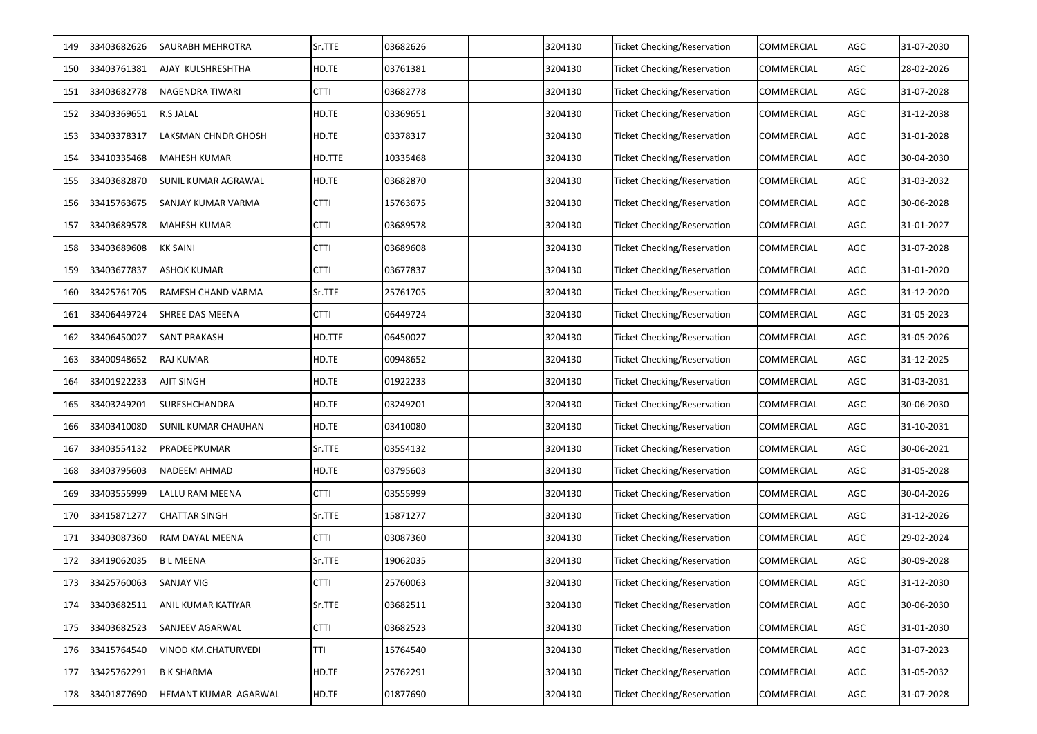| 149 | 33403682626 | SAURABH MEHROTRA | Sr.TTE | 03682626 | | 3204130 | Ticket Checking/Reservation | COMMERCIAL | AGC | 31-07-2030 |
|---|---|---|---|---|---|---|---|---|---|---|
| 150 | 33403761381 | AJAY KULSHRESHTHA | HD.TE | 03761381 | | 3204130 | Ticket Checking/Reservation | COMMERCIAL | AGC | 28-02-2026 |
| 151 | 33403682778 | NAGENDRA TIWARI | CTTI | 03682778 | | 3204130 | Ticket Checking/Reservation | COMMERCIAL | AGC | 31-07-2028 |
| 152 | 33403369651 | R.S JALAL | HD.TE | 03369651 | | 3204130 | Ticket Checking/Reservation | COMMERCIAL | AGC | 31-12-2038 |
| 153 | 33403378317 | LAKSMAN CHNDR GHOSH | HD.TE | 03378317 | | 3204130 | Ticket Checking/Reservation | COMMERCIAL | AGC | 31-01-2028 |
| 154 | 33410335468 | MAHESH KUMAR | HD.TTE | 10335468 | | 3204130 | Ticket Checking/Reservation | COMMERCIAL | AGC | 30-04-2030 |
| 155 | 33403682870 | SUNIL KUMAR AGRAWAL | HD.TE | 03682870 | | 3204130 | Ticket Checking/Reservation | COMMERCIAL | AGC | 31-03-2032 |
| 156 | 33415763675 | SANJAY KUMAR VARMA | CTTI | 15763675 | | 3204130 | Ticket Checking/Reservation | COMMERCIAL | AGC | 30-06-2028 |
| 157 | 33403689578 | MAHESH KUMAR | CTTI | 03689578 | | 3204130 | Ticket Checking/Reservation | COMMERCIAL | AGC | 31-01-2027 |
| 158 | 33403689608 | KK SAINI | CTTI | 03689608 | | 3204130 | Ticket Checking/Reservation | COMMERCIAL | AGC | 31-07-2028 |
| 159 | 33403677837 | ASHOK KUMAR | CTTI | 03677837 | | 3204130 | Ticket Checking/Reservation | COMMERCIAL | AGC | 31-01-2020 |
| 160 | 33425761705 | RAMESH CHAND VARMA | Sr.TTE | 25761705 | | 3204130 | Ticket Checking/Reservation | COMMERCIAL | AGC | 31-12-2020 |
| 161 | 33406449724 | SHREE DAS MEENA | CTTI | 06449724 | | 3204130 | Ticket Checking/Reservation | COMMERCIAL | AGC | 31-05-2023 |
| 162 | 33406450027 | SANT PRAKASH | HD.TTE | 06450027 | | 3204130 | Ticket Checking/Reservation | COMMERCIAL | AGC | 31-05-2026 |
| 163 | 33400948652 | RAJ KUMAR | HD.TE | 00948652 | | 3204130 | Ticket Checking/Reservation | COMMERCIAL | AGC | 31-12-2025 |
| 164 | 33401922233 | AJIT SINGH | HD.TE | 01922233 | | 3204130 | Ticket Checking/Reservation | COMMERCIAL | AGC | 31-03-2031 |
| 165 | 33403249201 | SURESHCHANDRA | HD.TE | 03249201 | | 3204130 | Ticket Checking/Reservation | COMMERCIAL | AGC | 30-06-2030 |
| 166 | 33403410080 | SUNIL KUMAR CHAUHAN | HD.TE | 03410080 | | 3204130 | Ticket Checking/Reservation | COMMERCIAL | AGC | 31-10-2031 |
| 167 | 33403554132 | PRADEEPKUMAR | Sr.TTE | 03554132 | | 3204130 | Ticket Checking/Reservation | COMMERCIAL | AGC | 30-06-2021 |
| 168 | 33403795603 | NADEEM AHMAD | HD.TE | 03795603 | | 3204130 | Ticket Checking/Reservation | COMMERCIAL | AGC | 31-05-2028 |
| 169 | 33403555999 | LALLU RAM MEENA | CTTI | 03555999 | | 3204130 | Ticket Checking/Reservation | COMMERCIAL | AGC | 30-04-2026 |
| 170 | 33415871277 | CHATTAR SINGH | Sr.TTE | 15871277 | | 3204130 | Ticket Checking/Reservation | COMMERCIAL | AGC | 31-12-2026 |
| 171 | 33403087360 | RAM DAYAL MEENA | CTTI | 03087360 | | 3204130 | Ticket Checking/Reservation | COMMERCIAL | AGC | 29-02-2024 |
| 172 | 33419062035 | B L MEENA | Sr.TTE | 19062035 | | 3204130 | Ticket Checking/Reservation | COMMERCIAL | AGC | 30-09-2028 |
| 173 | 33425760063 | SANJAY VIG | CTTI | 25760063 | | 3204130 | Ticket Checking/Reservation | COMMERCIAL | AGC | 31-12-2030 |
| 174 | 33403682511 | ANIL KUMAR KATIYAR | Sr.TTE | 03682511 | | 3204130 | Ticket Checking/Reservation | COMMERCIAL | AGC | 30-06-2030 |
| 175 | 33403682523 | SANJEEV AGARWAL | CTTI | 03682523 | | 3204130 | Ticket Checking/Reservation | COMMERCIAL | AGC | 31-01-2030 |
| 176 | 33415764540 | VINOD KM.CHATURVEDI | TTI | 15764540 | | 3204130 | Ticket Checking/Reservation | COMMERCIAL | AGC | 31-07-2023 |
| 177 | 33425762291 | B K SHARMA | HD.TE | 25762291 | | 3204130 | Ticket Checking/Reservation | COMMERCIAL | AGC | 31-05-2032 |
| 178 | 33401877690 | HEMANT KUMAR AGARWAL | HD.TE | 01877690 | | 3204130 | Ticket Checking/Reservation | COMMERCIAL | AGC | 31-07-2028 |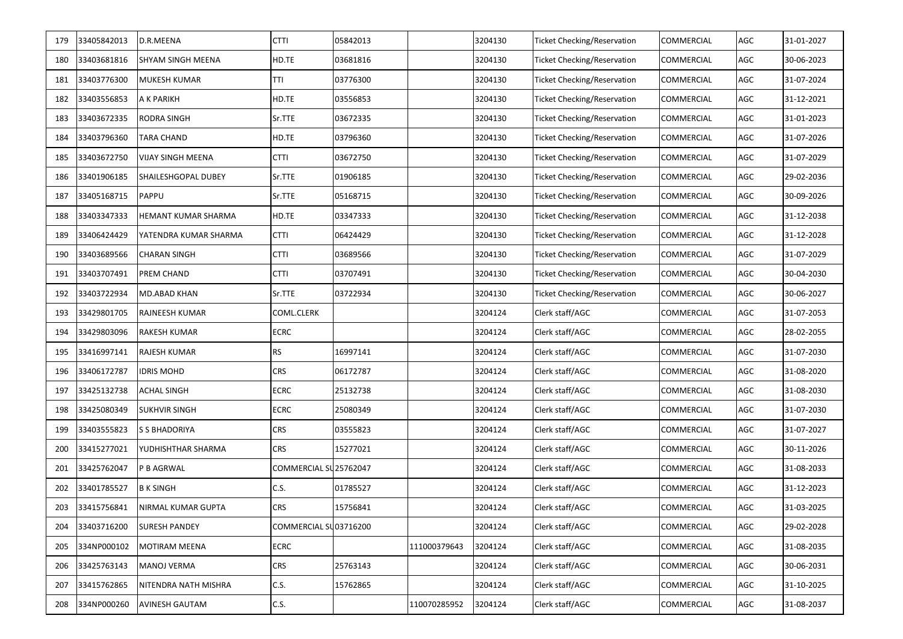| 179 | 33405842013 | D.R.MEENA | CTTI | 05842013 | | 3204130 | Ticket Checking/Reservation | COMMERCIAL | AGC | 31-01-2027 |
|---|---|---|---|---|---|---|---|---|---|---|
| 180 | 33403681816 | SHYAM SINGH MEENA | HD.TE | 03681816 | | 3204130 | Ticket Checking/Reservation | COMMERCIAL | AGC | 30-06-2023 |
| 181 | 33403776300 | MUKESH KUMAR | TTI | 03776300 | | 3204130 | Ticket Checking/Reservation | COMMERCIAL | AGC | 31-07-2024 |
| 182 | 33403556853 | A K PARIKH | HD.TE | 03556853 | | 3204130 | Ticket Checking/Reservation | COMMERCIAL | AGC | 31-12-2021 |
| 183 | 33403672335 | RODRA SINGH | Sr.TTE | 03672335 | | 3204130 | Ticket Checking/Reservation | COMMERCIAL | AGC | 31-01-2023 |
| 184 | 33403796360 | TARA CHAND | HD.TE | 03796360 | | 3204130 | Ticket Checking/Reservation | COMMERCIAL | AGC | 31-07-2026 |
| 185 | 33403672750 | VIJAY SINGH MEENA | CTTI | 03672750 | | 3204130 | Ticket Checking/Reservation | COMMERCIAL | AGC | 31-07-2029 |
| 186 | 33401906185 | SHAILESHGOPAL DUBEY | Sr.TTE | 01906185 | | 3204130 | Ticket Checking/Reservation | COMMERCIAL | AGC | 29-02-2036 |
| 187 | 33405168715 | PAPPU | Sr.TTE | 05168715 | | 3204130 | Ticket Checking/Reservation | COMMERCIAL | AGC | 30-09-2026 |
| 188 | 33403347333 | HEMANT KUMAR SHARMA | HD.TE | 03347333 | | 3204130 | Ticket Checking/Reservation | COMMERCIAL | AGC | 31-12-2038 |
| 189 | 33406424429 | YATENDRA KUMAR SHARMA | CTTI | 06424429 | | 3204130 | Ticket Checking/Reservation | COMMERCIAL | AGC | 31-12-2028 |
| 190 | 33403689566 | CHARAN SINGH | CTTI | 03689566 | | 3204130 | Ticket Checking/Reservation | COMMERCIAL | AGC | 31-07-2029 |
| 191 | 33403707491 | PREM CHAND | CTTI | 03707491 | | 3204130 | Ticket Checking/Reservation | COMMERCIAL | AGC | 30-04-2030 |
| 192 | 33403722934 | MD.ABAD KHAN | Sr.TTE | 03722934 | | 3204130 | Ticket Checking/Reservation | COMMERCIAL | AGC | 30-06-2027 |
| 193 | 33429801705 | RAJNEESH KUMAR | COML.CLERK | | | 3204124 | Clerk staff/AGC | COMMERCIAL | AGC | 31-07-2053 |
| 194 | 33429803096 | RAKESH KUMAR | ECRC | | | 3204124 | Clerk staff/AGC | COMMERCIAL | AGC | 28-02-2055 |
| 195 | 33416997141 | RAJESH KUMAR | RS | 16997141 | | 3204124 | Clerk staff/AGC | COMMERCIAL | AGC | 31-07-2030 |
| 196 | 33406172787 | IDRIS MOHD | CRS | 06172787 | | 3204124 | Clerk staff/AGC | COMMERCIAL | AGC | 31-08-2020 |
| 197 | 33425132738 | ACHAL SINGH | ECRC | 25132738 | | 3204124 | Clerk staff/AGC | COMMERCIAL | AGC | 31-08-2030 |
| 198 | 33425080349 | SUKHVIR SINGH | ECRC | 25080349 | | 3204124 | Clerk staff/AGC | COMMERCIAL | AGC | 31-07-2030 |
| 199 | 33403555823 | S S BHADORIYA | CRS | 03555823 | | 3204124 | Clerk staff/AGC | COMMERCIAL | AGC | 31-07-2027 |
| 200 | 33415277021 | YUDHISHTHAR SHARMA | CRS | 15277021 | | 3204124 | Clerk staff/AGC | COMMERCIAL | AGC | 30-11-2026 |
| 201 | 33425762047 | P B AGRWAL | COMMERCIAL SU | 25762047 | | 3204124 | Clerk staff/AGC | COMMERCIAL | AGC | 31-08-2033 |
| 202 | 33401785527 | B K SINGH | C.S. | 01785527 | | 3204124 | Clerk staff/AGC | COMMERCIAL | AGC | 31-12-2023 |
| 203 | 33415756841 | NIRMAL KUMAR GUPTA | CRS | 15756841 | | 3204124 | Clerk staff/AGC | COMMERCIAL | AGC | 31-03-2025 |
| 204 | 33403716200 | SURESH PANDEY | COMMERCIAL SU | 03716200 | | 3204124 | Clerk staff/AGC | COMMERCIAL | AGC | 29-02-2028 |
| 205 | 334NP000102 | MOTIRAM MEENA | ECRC | | 111000379643 | 3204124 | Clerk staff/AGC | COMMERCIAL | AGC | 31-08-2035 |
| 206 | 33425763143 | MANOJ VERMA | CRS | 25763143 | | 3204124 | Clerk staff/AGC | COMMERCIAL | AGC | 30-06-2031 |
| 207 | 33415762865 | NITENDRA NATH MISHRA | C.S. | 15762865 | | 3204124 | Clerk staff/AGC | COMMERCIAL | AGC | 31-10-2025 |
| 208 | 334NP000260 | AVINESH GAUTAM | C.S. | | 110070285952 | 3204124 | Clerk staff/AGC | COMMERCIAL | AGC | 31-08-2037 |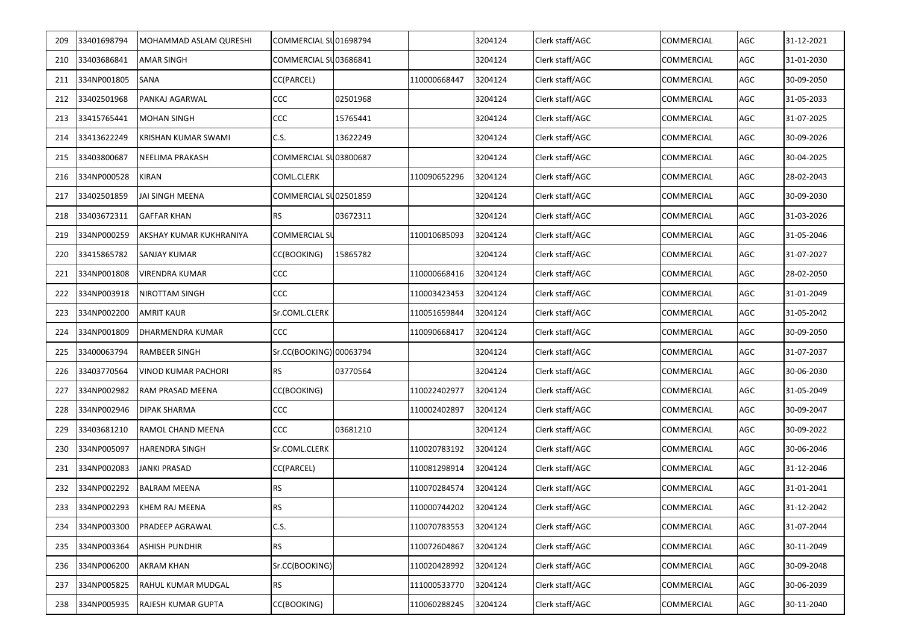| | | | | | | | | | | |
|---|---|---|---|---|---|---|---|---|---|---|
| 209 | 33401698794 | MOHAMMAD ASLAM QURESHI | COMMERCIAL SU | 01698794 | | 3204124 | Clerk staff/AGC | COMMERCIAL | AGC | 31-12-2021 |
| 210 | 33403686841 | AMAR SINGH | COMMERCIAL SU | 03686841 | | 3204124 | Clerk staff/AGC | COMMERCIAL | AGC | 31-01-2030 |
| 211 | 334NP001805 | SANA | CC(PARCEL) | | 110000668447 | 3204124 | Clerk staff/AGC | COMMERCIAL | AGC | 30-09-2050 |
| 212 | 33402501968 | PANKAJ AGARWAL | CCC | 02501968 | | 3204124 | Clerk staff/AGC | COMMERCIAL | AGC | 31-05-2033 |
| 213 | 33415765441 | MOHAN SINGH | CCC | 15765441 | | 3204124 | Clerk staff/AGC | COMMERCIAL | AGC | 31-07-2025 |
| 214 | 33413622249 | KRISHAN KUMAR SWAMI | C.S. | 13622249 | | 3204124 | Clerk staff/AGC | COMMERCIAL | AGC | 30-09-2026 |
| 215 | 33403800687 | NEELIMA PRAKASH | COMMERCIAL SU | 03800687 | | 3204124 | Clerk staff/AGC | COMMERCIAL | AGC | 30-04-2025 |
| 216 | 334NP000528 | KIRAN | COML.CLERK | | 110090652296 | 3204124 | Clerk staff/AGC | COMMERCIAL | AGC | 28-02-2043 |
| 217 | 33402501859 | JAI SINGH MEENA | COMMERCIAL SU | 02501859 | | 3204124 | Clerk staff/AGC | COMMERCIAL | AGC | 30-09-2030 |
| 218 | 33403672311 | GAFFAR KHAN | RS | 03672311 | | 3204124 | Clerk staff/AGC | COMMERCIAL | AGC | 31-03-2026 |
| 219 | 334NP000259 | AKSHAY KUMAR KUKHRANIYA | COMMERCIAL SU | | 110010685093 | 3204124 | Clerk staff/AGC | COMMERCIAL | AGC | 31-05-2046 |
| 220 | 33415865782 | SANJAY KUMAR | CC(BOOKING) | 15865782 | | 3204124 | Clerk staff/AGC | COMMERCIAL | AGC | 31-07-2027 |
| 221 | 334NP001808 | VIRENDRA KUMAR | CCC | | 110000668416 | 3204124 | Clerk staff/AGC | COMMERCIAL | AGC | 28-02-2050 |
| 222 | 334NP003918 | NIROTTAM SINGH | CCC | | 110003423453 | 3204124 | Clerk staff/AGC | COMMERCIAL | AGC | 31-01-2049 |
| 223 | 334NP002200 | AMRIT KAUR | Sr.COML.CLERK | | 110051659844 | 3204124 | Clerk staff/AGC | COMMERCIAL | AGC | 31-05-2042 |
| 224 | 334NP001809 | DHARMENDRA KUMAR | CCC | | 110090668417 | 3204124 | Clerk staff/AGC | COMMERCIAL | AGC | 30-09-2050 |
| 225 | 33400063794 | RAMBEER SINGH | Sr.CC(BOOKING) | 00063794 | | 3204124 | Clerk staff/AGC | COMMERCIAL | AGC | 31-07-2037 |
| 226 | 33403770564 | VINOD KUMAR PACHORI | RS | 03770564 | | 3204124 | Clerk staff/AGC | COMMERCIAL | AGC | 30-06-2030 |
| 227 | 334NP002982 | RAM PRASAD MEENA | CC(BOOKING) | | 110022402977 | 3204124 | Clerk staff/AGC | COMMERCIAL | AGC | 31-05-2049 |
| 228 | 334NP002946 | DIPAK SHARMA | CCC | | 110002402897 | 3204124 | Clerk staff/AGC | COMMERCIAL | AGC | 30-09-2047 |
| 229 | 33403681210 | RAMOL CHAND MEENA | CCC | 03681210 | | 3204124 | Clerk staff/AGC | COMMERCIAL | AGC | 30-09-2022 |
| 230 | 334NP005097 | HARENDRA SINGH | Sr.COML.CLERK | | 110020783192 | 3204124 | Clerk staff/AGC | COMMERCIAL | AGC | 30-06-2046 |
| 231 | 334NP002083 | JANKI PRASAD | CC(PARCEL) | | 110081298914 | 3204124 | Clerk staff/AGC | COMMERCIAL | AGC | 31-12-2046 |
| 232 | 334NP002292 | BALRAM MEENA | RS | | 110070284574 | 3204124 | Clerk staff/AGC | COMMERCIAL | AGC | 31-01-2041 |
| 233 | 334NP002293 | KHEM RAJ MEENA | RS | | 110000744202 | 3204124 | Clerk staff/AGC | COMMERCIAL | AGC | 31-12-2042 |
| 234 | 334NP003300 | PRADEEP AGRAWAL | C.S. | | 110070783553 | 3204124 | Clerk staff/AGC | COMMERCIAL | AGC | 31-07-2044 |
| 235 | 334NP003364 | ASHISH PUNDHIR | RS | | 110072604867 | 3204124 | Clerk staff/AGC | COMMERCIAL | AGC | 30-11-2049 |
| 236 | 334NP006200 | AKRAM KHAN | Sr.CC(BOOKING) | | 110020428992 | 3204124 | Clerk staff/AGC | COMMERCIAL | AGC | 30-09-2048 |
| 237 | 334NP005825 | RAHUL KUMAR MUDGAL | RS | | 111000533770 | 3204124 | Clerk staff/AGC | COMMERCIAL | AGC | 30-06-2039 |
| 238 | 334NP005935 | RAJESH KUMAR GUPTA | CC(BOOKING) | | 110060288245 | 3204124 | Clerk staff/AGC | COMMERCIAL | AGC | 30-11-2040 |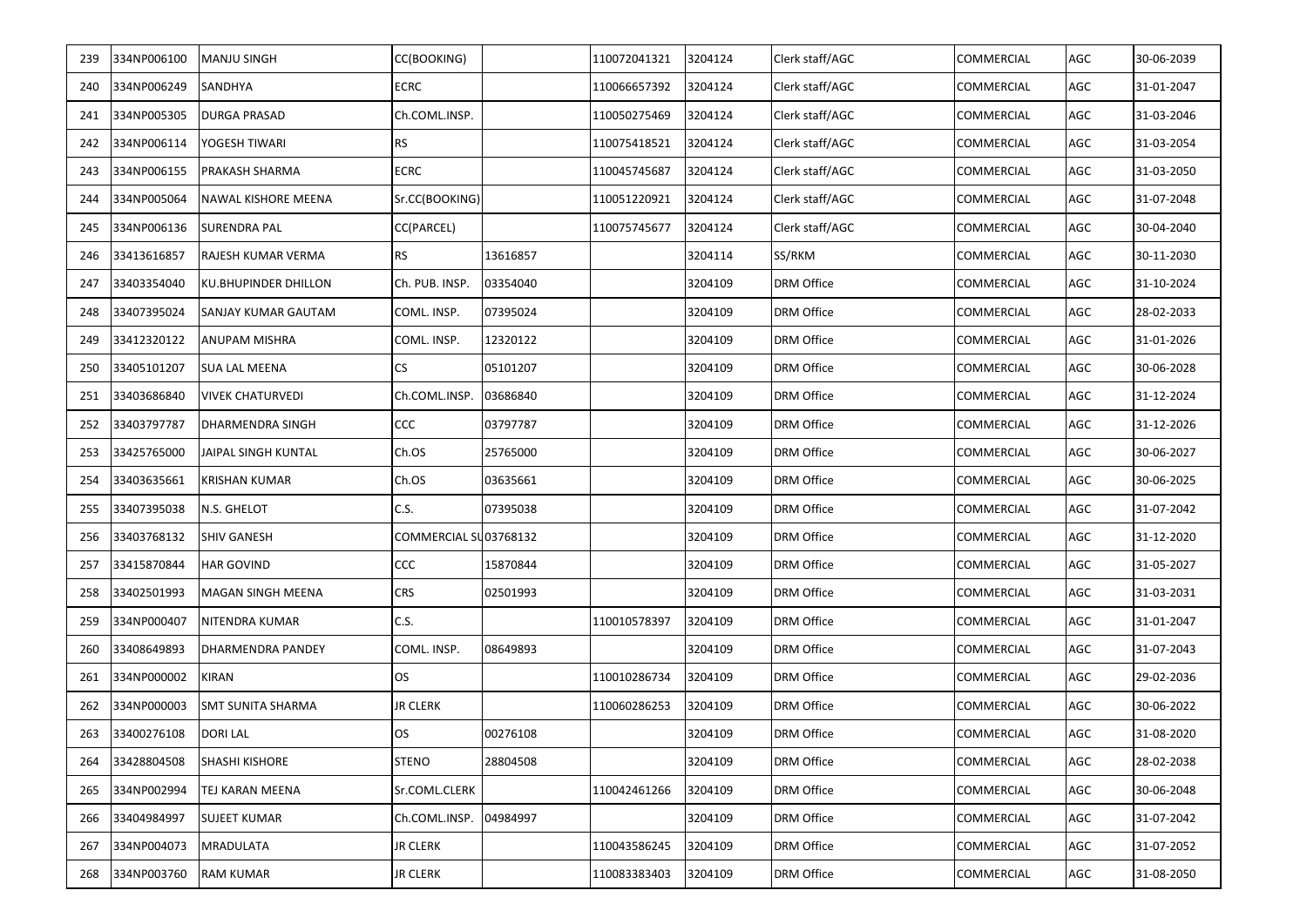| 239 | 334NP006100 | MANJU SINGH | CC(BOOKING) | | 110072041321 | 3204124 | Clerk staff/AGC | COMMERCIAL | AGC | 30-06-2039 |
|---|---|---|---|---|---|---|---|---|---|---|
| 240 | 334NP006249 | SANDHYA | ECRC | | 110066657392 | 3204124 | Clerk staff/AGC | COMMERCIAL | AGC | 31-01-2047 |
| 241 | 334NP005305 | DURGA PRASAD | Ch.COML.INSP. | | 110050275469 | 3204124 | Clerk staff/AGC | COMMERCIAL | AGC | 31-03-2046 |
| 242 | 334NP006114 | YOGESH TIWARI | RS | | 110075418521 | 3204124 | Clerk staff/AGC | COMMERCIAL | AGC | 31-03-2054 |
| 243 | 334NP006155 | PRAKASH SHARMA | ECRC | | 110045745687 | 3204124 | Clerk staff/AGC | COMMERCIAL | AGC | 31-03-2050 |
| 244 | 334NP005064 | NAWAL KISHORE MEENA | Sr.CC(BOOKING) | | 110051220921 | 3204124 | Clerk staff/AGC | COMMERCIAL | AGC | 31-07-2048 |
| 245 | 334NP006136 | SURENDRA PAL | CC(PARCEL) | | 110075745677 | 3204124 | Clerk staff/AGC | COMMERCIAL | AGC | 30-04-2040 |
| 246 | 33413616857 | RAJESH KUMAR VERMA | RS | 13616857 | | 3204114 | SS/RKM | COMMERCIAL | AGC | 30-11-2030 |
| 247 | 33403354040 | KU.BHUPINDER DHILLON | Ch. PUB. INSP. | 03354040 | | 3204109 | DRM Office | COMMERCIAL | AGC | 31-10-2024 |
| 248 | 33407395024 | SANJAY KUMAR GAUTAM | COML. INSP. | 07395024 | | 3204109 | DRM Office | COMMERCIAL | AGC | 28-02-2033 |
| 249 | 33412320122 | ANUPAM MISHRA | COML. INSP. | 12320122 | | 3204109 | DRM Office | COMMERCIAL | AGC | 31-01-2026 |
| 250 | 33405101207 | SUA LAL MEENA | CS | 05101207 | | 3204109 | DRM Office | COMMERCIAL | AGC | 30-06-2028 |
| 251 | 33403686840 | VIVEK CHATURVEDI | Ch.COML.INSP. | 03686840 | | 3204109 | DRM Office | COMMERCIAL | AGC | 31-12-2024 |
| 252 | 33403797787 | DHARMENDRA SINGH | CCC | 03797787 | | 3204109 | DRM Office | COMMERCIAL | AGC | 31-12-2026 |
| 253 | 33425765000 | JAIPAL SINGH KUNTAL | Ch.OS | 25765000 | | 3204109 | DRM Office | COMMERCIAL | AGC | 30-06-2027 |
| 254 | 33403635661 | KRISHAN KUMAR | Ch.OS | 03635661 | | 3204109 | DRM Office | COMMERCIAL | AGC | 30-06-2025 |
| 255 | 33407395038 | N.S. GHELOT | C.S. | 07395038 | | 3204109 | DRM Office | COMMERCIAL | AGC | 31-07-2042 |
| 256 | 33403768132 | SHIV GANESH | COMMERCIAL SU | 03768132 | | 3204109 | DRM Office | COMMERCIAL | AGC | 31-12-2020 |
| 257 | 33415870844 | HAR GOVIND | CCC | 15870844 | | 3204109 | DRM Office | COMMERCIAL | AGC | 31-05-2027 |
| 258 | 33402501993 | MAGAN SINGH MEENA | CRS | 02501993 | | 3204109 | DRM Office | COMMERCIAL | AGC | 31-03-2031 |
| 259 | 334NP000407 | NITENDRA KUMAR | C.S. | | 110010578397 | 3204109 | DRM Office | COMMERCIAL | AGC | 31-01-2047 |
| 260 | 33408649893 | DHARMENDRA PANDEY | COML. INSP. | 08649893 | | 3204109 | DRM Office | COMMERCIAL | AGC | 31-07-2043 |
| 261 | 334NP000002 | KIRAN | OS | | 110010286734 | 3204109 | DRM Office | COMMERCIAL | AGC | 29-02-2036 |
| 262 | 334NP000003 | SMT SUNITA SHARMA | JR CLERK | | 110060286253 | 3204109 | DRM Office | COMMERCIAL | AGC | 30-06-2022 |
| 263 | 33400276108 | DORI LAL | OS | 00276108 | | 3204109 | DRM Office | COMMERCIAL | AGC | 31-08-2020 |
| 264 | 33428804508 | SHASHI KISHORE | STENO | 28804508 | | 3204109 | DRM Office | COMMERCIAL | AGC | 28-02-2038 |
| 265 | 334NP002994 | TEJ KARAN MEENA | Sr.COML.CLERK | | 110042461266 | 3204109 | DRM Office | COMMERCIAL | AGC | 30-06-2048 |
| 266 | 33404984997 | SUJEET KUMAR | Ch.COML.INSP. | 04984997 | | 3204109 | DRM Office | COMMERCIAL | AGC | 31-07-2042 |
| 267 | 334NP004073 | MRADULATA | JR CLERK | | 110043586245 | 3204109 | DRM Office | COMMERCIAL | AGC | 31-07-2052 |
| 268 | 334NP003760 | RAM KUMAR | JR CLERK | | 110083383403 | 3204109 | DRM Office | COMMERCIAL | AGC | 31-08-2050 |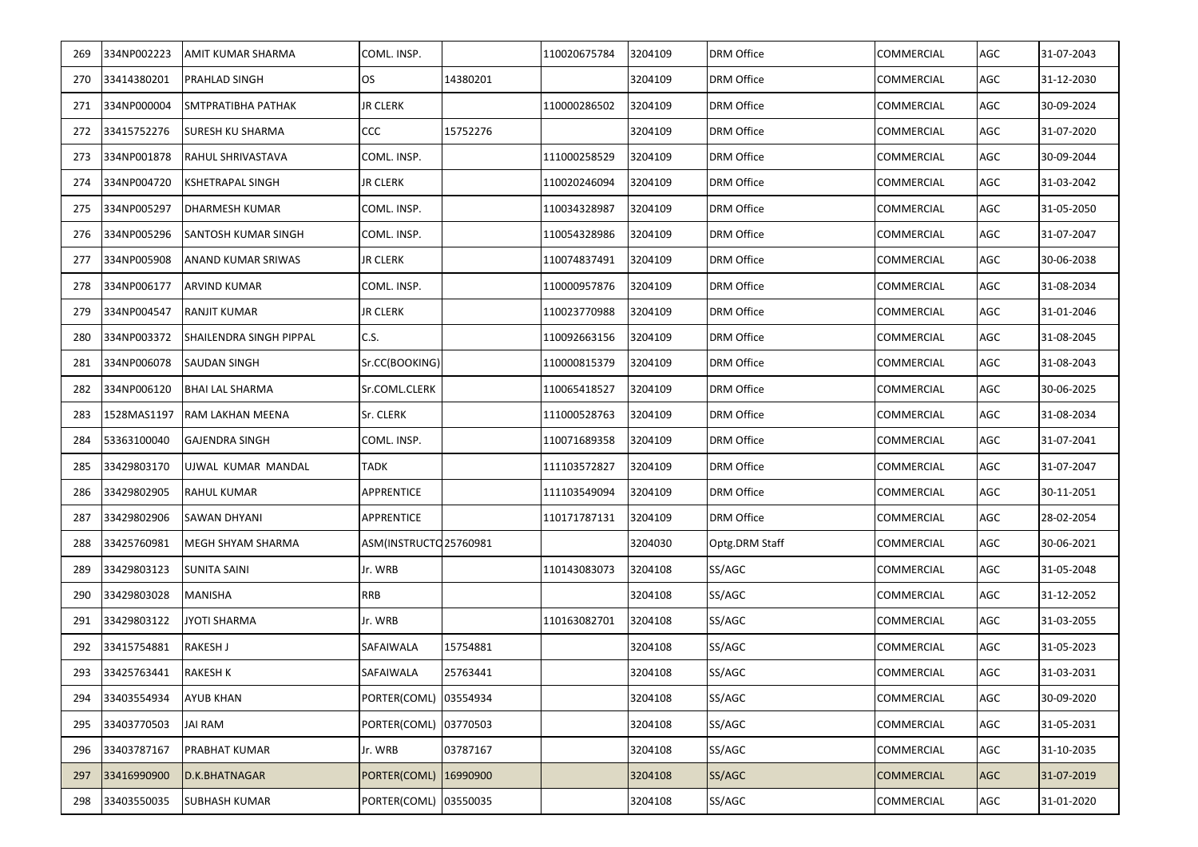| 269 | 334NP002223 | AMIT KUMAR SHARMA | COML. INSP. | | 110020675784 | 3204109 | DRM Office | COMMERCIAL | AGC | 31-07-2043 |
|---|---|---|---|---|---|---|---|---|---|---|
| 270 | 33414380201 | PRAHLAD SINGH | OS | 14380201 | | 3204109 | DRM Office | COMMERCIAL | AGC | 31-12-2030 |
| 271 | 334NP000004 | SMTPRATIBHA PATHAK | JR CLERK | | 110000286502 | 3204109 | DRM Office | COMMERCIAL | AGC | 30-09-2024 |
| 272 | 33415752276 | SURESH KU SHARMA | CCC | 15752276 | | 3204109 | DRM Office | COMMERCIAL | AGC | 31-07-2020 |
| 273 | 334NP001878 | RAHUL SHRIVASTAVA | COML. INSP. | | 111000258529 | 3204109 | DRM Office | COMMERCIAL | AGC | 30-09-2044 |
| 274 | 334NP004720 | KSHETRAPAL SINGH | JR CLERK | | 110020246094 | 3204109 | DRM Office | COMMERCIAL | AGC | 31-03-2042 |
| 275 | 334NP005297 | DHARMESH KUMAR | COML. INSP. | | 110034328987 | 3204109 | DRM Office | COMMERCIAL | AGC | 31-05-2050 |
| 276 | 334NP005296 | SANTOSH KUMAR SINGH | COML. INSP. | | 110054328986 | 3204109 | DRM Office | COMMERCIAL | AGC | 31-07-2047 |
| 277 | 334NP005908 | ANAND KUMAR SRIWAS | JR CLERK | | 110074837491 | 3204109 | DRM Office | COMMERCIAL | AGC | 30-06-2038 |
| 278 | 334NP006177 | ARVIND KUMAR | COML. INSP. | | 110000957876 | 3204109 | DRM Office | COMMERCIAL | AGC | 31-08-2034 |
| 279 | 334NP004547 | RANJIT KUMAR | JR CLERK | | 110023770988 | 3204109 | DRM Office | COMMERCIAL | AGC | 31-01-2046 |
| 280 | 334NP003372 | SHAILENDRA SINGH PIPPAL | C.S. | | 110092663156 | 3204109 | DRM Office | COMMERCIAL | AGC | 31-08-2045 |
| 281 | 334NP006078 | SAUDAN SINGH | Sr.CC(BOOKING) | | 110000815379 | 3204109 | DRM Office | COMMERCIAL | AGC | 31-08-2043 |
| 282 | 334NP006120 | BHAI LAL SHARMA | Sr.COML.CLERK | | 110065418527 | 3204109 | DRM Office | COMMERCIAL | AGC | 30-06-2025 |
| 283 | 1528MAS1197 | RAM LAKHAN MEENA | Sr. CLERK | | 111000528763 | 3204109 | DRM Office | COMMERCIAL | AGC | 31-08-2034 |
| 284 | 53363100040 | GAJENDRA SINGH | COML. INSP. | | 110071689358 | 3204109 | DRM Office | COMMERCIAL | AGC | 31-07-2041 |
| 285 | 33429803170 | UJWAL KUMAR MANDAL | TADK | | 111103572827 | 3204109 | DRM Office | COMMERCIAL | AGC | 31-07-2047 |
| 286 | 33429802905 | RAHUL KUMAR | APPRENTICE | | 111103549094 | 3204109 | DRM Office | COMMERCIAL | AGC | 30-11-2051 |
| 287 | 33429802906 | SAWAN DHYANI | APPRENTICE | | 110171787131 | 3204109 | DRM Office | COMMERCIAL | AGC | 28-02-2054 |
| 288 | 33425760981 | MEGH SHYAM SHARMA | ASM(INSTRUCTO | 25760981 | | 3204030 | Optg.DRM Staff | COMMERCIAL | AGC | 30-06-2021 |
| 289 | 33429803123 | SUNITA SAINI | Jr. WRB | | 110143083073 | 3204108 | SS/AGC | COMMERCIAL | AGC | 31-05-2048 |
| 290 | 33429803028 | MANISHA | RRB | | | 3204108 | SS/AGC | COMMERCIAL | AGC | 31-12-2052 |
| 291 | 33429803122 | JYOTI SHARMA | Jr. WRB | | 110163082701 | 3204108 | SS/AGC | COMMERCIAL | AGC | 31-03-2055 |
| 292 | 33415754881 | RAKESH J | SAFAIWALA | 15754881 | | 3204108 | SS/AGC | COMMERCIAL | AGC | 31-05-2023 |
| 293 | 33425763441 | RAKESH K | SAFAIWALA | 25763441 | | 3204108 | SS/AGC | COMMERCIAL | AGC | 31-03-2031 |
| 294 | 33403554934 | AYUB KHAN | PORTER(COML) | 03554934 | | 3204108 | SS/AGC | COMMERCIAL | AGC | 30-09-2020 |
| 295 | 33403770503 | JAI RAM | PORTER(COML) | 03770503 | | 3204108 | SS/AGC | COMMERCIAL | AGC | 31-05-2031 |
| 296 | 33403787167 | PRABHAT KUMAR | Jr. WRB | 03787167 | | 3204108 | SS/AGC | COMMERCIAL | AGC | 31-10-2035 |
| 297 | 33416990900 | D.K.BHATNAGAR | PORTER(COML) | 16990900 | | 3204108 | SS/AGC | COMMERCIAL | AGC | 31-07-2019 |
| 298 | 33403550035 | SUBHASH KUMAR | PORTER(COML) | 03550035 | | 3204108 | SS/AGC | COMMERCIAL | AGC | 31-01-2020 |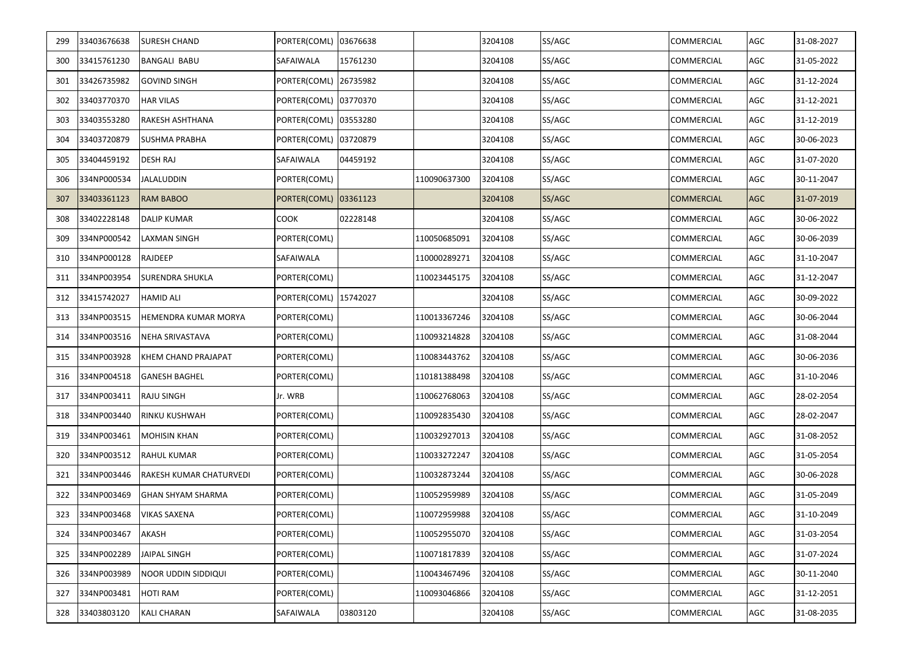| | | | | | | | | | | |
|---|---|---|---|---|---|---|---|---|---|---|
| 299 | 33403676638 | SURESH CHAND | PORTER(COML) | 03676638 | | 3204108 | SS/AGC | COMMERCIAL | AGC | 31-08-2027 |
| 300 | 33415761230 | BANGALI BABU | SAFAIWALA | 15761230 | | 3204108 | SS/AGC | COMMERCIAL | AGC | 31-05-2022 |
| 301 | 33426735982 | GOVIND SINGH | PORTER(COML) | 26735982 | | 3204108 | SS/AGC | COMMERCIAL | AGC | 31-12-2024 |
| 302 | 33403770370 | HAR VILAS | PORTER(COML) | 03770370 | | 3204108 | SS/AGC | COMMERCIAL | AGC | 31-12-2021 |
| 303 | 33403553280 | RAKESH ASHTHANA | PORTER(COML) | 03553280 | | 3204108 | SS/AGC | COMMERCIAL | AGC | 31-12-2019 |
| 304 | 33403720879 | SUSHMA PRABHA | PORTER(COML) | 03720879 | | 3204108 | SS/AGC | COMMERCIAL | AGC | 30-06-2023 |
| 305 | 33404459192 | DESH RAJ | SAFAIWALA | 04459192 | | 3204108 | SS/AGC | COMMERCIAL | AGC | 31-07-2020 |
| 306 | 334NP000534 | JALALUDDIN | PORTER(COML) | | 110090637300 | 3204108 | SS/AGC | COMMERCIAL | AGC | 30-11-2047 |
| 307 | 33403361123 | RAM BABOO | PORTER(COML) | 03361123 | | 3204108 | SS/AGC | COMMERCIAL | AGC | 31-07-2019 |
| 308 | 33402228148 | DALIP KUMAR | COOK | 02228148 | | 3204108 | SS/AGC | COMMERCIAL | AGC | 30-06-2022 |
| 309 | 334NP000542 | LAXMAN SINGH | PORTER(COML) | | 110050685091 | 3204108 | SS/AGC | COMMERCIAL | AGC | 30-06-2039 |
| 310 | 334NP000128 | RAJDEEP | SAFAIWALA | | 110000289271 | 3204108 | SS/AGC | COMMERCIAL | AGC | 31-10-2047 |
| 311 | 334NP003954 | SURENDRA SHUKLA | PORTER(COML) | | 110023445175 | 3204108 | SS/AGC | COMMERCIAL | AGC | 31-12-2047 |
| 312 | 33415742027 | HAMID ALI | PORTER(COML) | 15742027 | | 3204108 | SS/AGC | COMMERCIAL | AGC | 30-09-2022 |
| 313 | 334NP003515 | HEMENDRA KUMAR MORYA | PORTER(COML) | | 110013367246 | 3204108 | SS/AGC | COMMERCIAL | AGC | 30-06-2044 |
| 314 | 334NP003516 | NEHA SRIVASTAVA | PORTER(COML) | | 110093214828 | 3204108 | SS/AGC | COMMERCIAL | AGC | 31-08-2044 |
| 315 | 334NP003928 | KHEM CHAND PRAJAPAT | PORTER(COML) | | 110083443762 | 3204108 | SS/AGC | COMMERCIAL | AGC | 30-06-2036 |
| 316 | 334NP004518 | GANESH BAGHEL | PORTER(COML) | | 110181388498 | 3204108 | SS/AGC | COMMERCIAL | AGC | 31-10-2046 |
| 317 | 334NP003411 | RAJU SINGH | Jr. WRB | | 110062768063 | 3204108 | SS/AGC | COMMERCIAL | AGC | 28-02-2054 |
| 318 | 334NP003440 | RINKU KUSHWAH | PORTER(COML) | | 110092835430 | 3204108 | SS/AGC | COMMERCIAL | AGC | 28-02-2047 |
| 319 | 334NP003461 | MOHISIN KHAN | PORTER(COML) | | 110032927013 | 3204108 | SS/AGC | COMMERCIAL | AGC | 31-08-2052 |
| 320 | 334NP003512 | RAHUL KUMAR | PORTER(COML) | | 110033272247 | 3204108 | SS/AGC | COMMERCIAL | AGC | 31-05-2054 |
| 321 | 334NP003446 | RAKESH KUMAR CHATURVEDI | PORTER(COML) | | 110032873244 | 3204108 | SS/AGC | COMMERCIAL | AGC | 30-06-2028 |
| 322 | 334NP003469 | GHAN SHYAM SHARMA | PORTER(COML) | | 110052959989 | 3204108 | SS/AGC | COMMERCIAL | AGC | 31-05-2049 |
| 323 | 334NP003468 | VIKAS SAXENA | PORTER(COML) | | 110072959988 | 3204108 | SS/AGC | COMMERCIAL | AGC | 31-10-2049 |
| 324 | 334NP003467 | AKASH | PORTER(COML) | | 110052955070 | 3204108 | SS/AGC | COMMERCIAL | AGC | 31-03-2054 |
| 325 | 334NP002289 | JAIPAL SINGH | PORTER(COML) | | 110071817839 | 3204108 | SS/AGC | COMMERCIAL | AGC | 31-07-2024 |
| 326 | 334NP003989 | NOOR UDDIN SIDDIQUI | PORTER(COML) | | 110043467496 | 3204108 | SS/AGC | COMMERCIAL | AGC | 30-11-2040 |
| 327 | 334NP003481 | HOTI RAM | PORTER(COML) | | 110093046866 | 3204108 | SS/AGC | COMMERCIAL | AGC | 31-12-2051 |
| 328 | 33403803120 | KALI CHARAN | SAFAIWALA | 03803120 | | 3204108 | SS/AGC | COMMERCIAL | AGC | 31-08-2035 |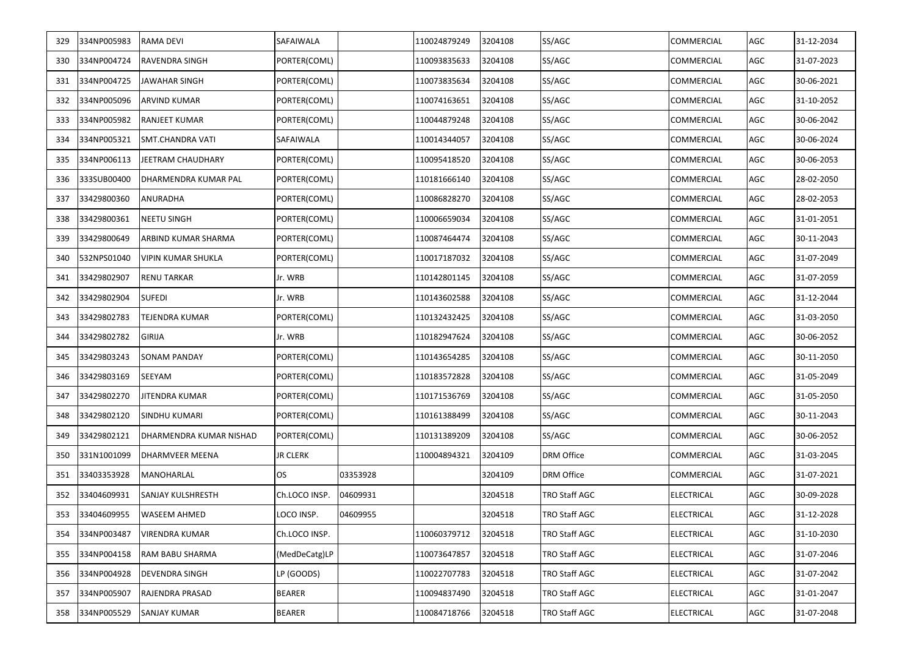| | | | | | | | | | | |
|---|---|---|---|---|---|---|---|---|---|---|
| 329 | 334NP005983 | RAMA DEVI | SAFAIWALA | | 110024879249 | 3204108 | SS/AGC | COMMERCIAL | AGC | 31-12-2034 |
| 330 | 334NP004724 | RAVENDRA SINGH | PORTER(COML) | | 110093835633 | 3204108 | SS/AGC | COMMERCIAL | AGC | 31-07-2023 |
| 331 | 334NP004725 | JAWAHAR SINGH | PORTER(COML) | | 110073835634 | 3204108 | SS/AGC | COMMERCIAL | AGC | 30-06-2021 |
| 332 | 334NP005096 | ARVIND KUMAR | PORTER(COML) | | 110074163651 | 3204108 | SS/AGC | COMMERCIAL | AGC | 31-10-2052 |
| 333 | 334NP005982 | RANJEET KUMAR | PORTER(COML) | | 110044879248 | 3204108 | SS/AGC | COMMERCIAL | AGC | 30-06-2042 |
| 334 | 334NP005321 | SMT.CHANDRA VATI | SAFAIWALA | | 110014344057 | 3204108 | SS/AGC | COMMERCIAL | AGC | 30-06-2024 |
| 335 | 334NP006113 | JEETRAM CHAUDHARY | PORTER(COML) | | 110095418520 | 3204108 | SS/AGC | COMMERCIAL | AGC | 30-06-2053 |
| 336 | 333SUB00400 | DHARMENDRA KUMAR PAL | PORTER(COML) | | 110181666140 | 3204108 | SS/AGC | COMMERCIAL | AGC | 28-02-2050 |
| 337 | 33429800360 | ANURADHA | PORTER(COML) | | 110086828270 | 3204108 | SS/AGC | COMMERCIAL | AGC | 28-02-2053 |
| 338 | 33429800361 | NEETU SINGH | PORTER(COML) | | 110006659034 | 3204108 | SS/AGC | COMMERCIAL | AGC | 31-01-2051 |
| 339 | 33429800649 | ARBIND KUMAR SHARMA | PORTER(COML) | | 110087464474 | 3204108 | SS/AGC | COMMERCIAL | AGC | 30-11-2043 |
| 340 | 532NPS01040 | VIPIN KUMAR SHUKLA | PORTER(COML) | | 110017187032 | 3204108 | SS/AGC | COMMERCIAL | AGC | 31-07-2049 |
| 341 | 33429802907 | RENU TARKAR | Jr. WRB | | 110142801145 | 3204108 | SS/AGC | COMMERCIAL | AGC | 31-07-2059 |
| 342 | 33429802904 | SUFEDI | Jr. WRB | | 110143602588 | 3204108 | SS/AGC | COMMERCIAL | AGC | 31-12-2044 |
| 343 | 33429802783 | TEJENDRA KUMAR | PORTER(COML) | | 110132432425 | 3204108 | SS/AGC | COMMERCIAL | AGC | 31-03-2050 |
| 344 | 33429802782 | GIRIJA | Jr. WRB | | 110182947624 | 3204108 | SS/AGC | COMMERCIAL | AGC | 30-06-2052 |
| 345 | 33429803243 | SONAM PANDAY | PORTER(COML) | | 110143654285 | 3204108 | SS/AGC | COMMERCIAL | AGC | 30-11-2050 |
| 346 | 33429803169 | SEEYAM | PORTER(COML) | | 110183572828 | 3204108 | SS/AGC | COMMERCIAL | AGC | 31-05-2049 |
| 347 | 33429802270 | JITENDRA KUMAR | PORTER(COML) | | 110171536769 | 3204108 | SS/AGC | COMMERCIAL | AGC | 31-05-2050 |
| 348 | 33429802120 | SINDHU KUMARI | PORTER(COML) | | 110161388499 | 3204108 | SS/AGC | COMMERCIAL | AGC | 30-11-2043 |
| 349 | 33429802121 | DHARMENDRA KUMAR NISHAD | PORTER(COML) | | 110131389209 | 3204108 | SS/AGC | COMMERCIAL | AGC | 30-06-2052 |
| 350 | 331N1001099 | DHARMVEER MEENA | JR CLERK | | 110004894321 | 3204109 | DRM Office | COMMERCIAL | AGC | 31-03-2045 |
| 351 | 33403353928 | MANOHARLAL | OS | 03353928 | | 3204109 | DRM Office | COMMERCIAL | AGC | 31-07-2021 |
| 352 | 33404609931 | SANJAY KULSHRESTH | Ch.LOCO INSP. | 04609931 | | 3204518 | TRO Staff AGC | ELECTRICAL | AGC | 30-09-2028 |
| 353 | 33404609955 | WASEEM AHMED | LOCO INSP. | 04609955 | | 3204518 | TRO Staff AGC | ELECTRICAL | AGC | 31-12-2028 |
| 354 | 334NP003487 | VIRENDRA KUMAR | Ch.LOCO INSP. | | 110060379712 | 3204518 | TRO Staff AGC | ELECTRICAL | AGC | 31-10-2030 |
| 355 | 334NP004158 | RAM BABU SHARMA | (MedDeCatg)LP | | 110073647857 | 3204518 | TRO Staff AGC | ELECTRICAL | AGC | 31-07-2046 |
| 356 | 334NP004928 | DEVENDRA SINGH | LP (GOODS) | | 110022707783 | 3204518 | TRO Staff AGC | ELECTRICAL | AGC | 31-07-2042 |
| 357 | 334NP005907 | RAJENDRA PRASAD | BEARER | | 110094837490 | 3204518 | TRO Staff AGC | ELECTRICAL | AGC | 31-01-2047 |
| 358 | 334NP005529 | SANJAY KUMAR | BEARER | | 110084718766 | 3204518 | TRO Staff AGC | ELECTRICAL | AGC | 31-07-2048 |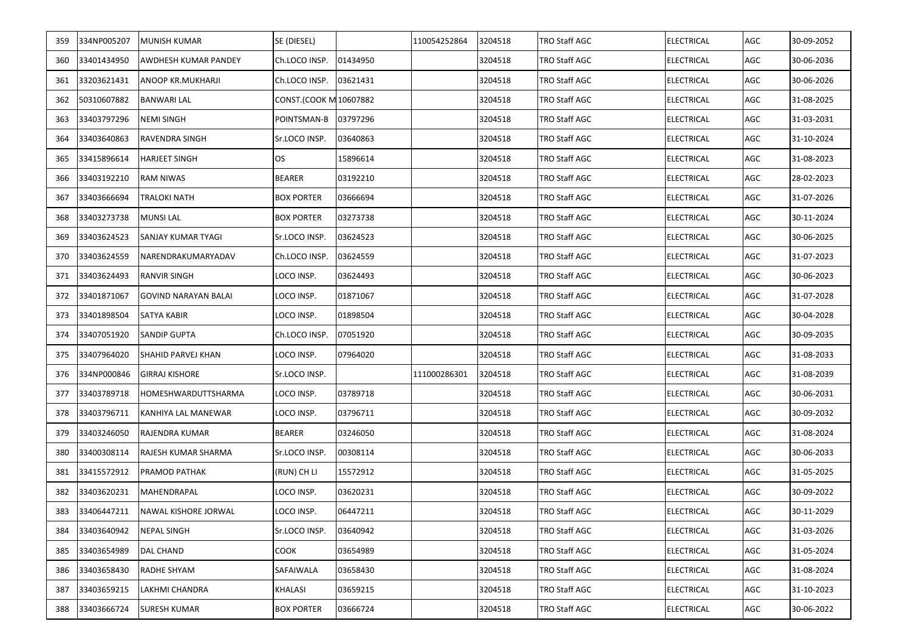| 359 | 334NP005207 | MUNISH KUMAR | SE (DIESEL) | | 110054252864 | 3204518 | TRO Staff AGC | ELECTRICAL | AGC | 30-09-2052 |
|---|---|---|---|---|---|---|---|---|---|---|
| 360 | 33401434950 | AWDHESH KUMAR PANDEY | Ch.LOCO INSP. | 01434950 | | 3204518 | TRO Staff AGC | ELECTRICAL | AGC | 30-06-2036 |
| 361 | 33203621431 | ANOOP KR.MUKHARJI | Ch.LOCO INSP. | 03621431 | | 3204518 | TRO Staff AGC | ELECTRICAL | AGC | 30-06-2026 |
| 362 | 50310607882 | BANWARI LAL | CONST.(COOK M | 10607882 | | 3204518 | TRO Staff AGC | ELECTRICAL | AGC | 31-08-2025 |
| 363 | 33403797296 | NEMI SINGH | POINTSMAN-B | 03797296 | | 3204518 | TRO Staff AGC | ELECTRICAL | AGC | 31-03-2031 |
| 364 | 33403640863 | RAVENDRA SINGH | Sr.LOCO INSP. | 03640863 | | 3204518 | TRO Staff AGC | ELECTRICAL | AGC | 31-10-2024 |
| 365 | 33415896614 | HARJEET SINGH | OS | 15896614 | | 3204518 | TRO Staff AGC | ELECTRICAL | AGC | 31-08-2023 |
| 366 | 33403192210 | RAM NIWAS | BEARER | 03192210 | | 3204518 | TRO Staff AGC | ELECTRICAL | AGC | 28-02-2023 |
| 367 | 33403666694 | TRALOKI NATH | BOX PORTER | 03666694 | | 3204518 | TRO Staff AGC | ELECTRICAL | AGC | 31-07-2026 |
| 368 | 33403273738 | MUNSI LAL | BOX PORTER | 03273738 | | 3204518 | TRO Staff AGC | ELECTRICAL | AGC | 30-11-2024 |
| 369 | 33403624523 | SANJAY KUMAR TYAGI | Sr.LOCO INSP. | 03624523 | | 3204518 | TRO Staff AGC | ELECTRICAL | AGC | 30-06-2025 |
| 370 | 33403624559 | NARENDRAKUMARYADAV | Ch.LOCO INSP. | 03624559 | | 3204518 | TRO Staff AGC | ELECTRICAL | AGC | 31-07-2023 |
| 371 | 33403624493 | RANVIR SINGH | LOCO INSP. | 03624493 | | 3204518 | TRO Staff AGC | ELECTRICAL | AGC | 30-06-2023 |
| 372 | 33401871067 | GOVIND NARAYAN BALAI | LOCO INSP. | 01871067 | | 3204518 | TRO Staff AGC | ELECTRICAL | AGC | 31-07-2028 |
| 373 | 33401898504 | SATYA KABIR | LOCO INSP. | 01898504 | | 3204518 | TRO Staff AGC | ELECTRICAL | AGC | 30-04-2028 |
| 374 | 33407051920 | SANDIP GUPTA | Ch.LOCO INSP. | 07051920 | | 3204518 | TRO Staff AGC | ELECTRICAL | AGC | 30-09-2035 |
| 375 | 33407964020 | SHAHID PARVEJ KHAN | LOCO INSP. | 07964020 | | 3204518 | TRO Staff AGC | ELECTRICAL | AGC | 31-08-2033 |
| 376 | 334NP000846 | GIRRAJ KISHORE | Sr.LOCO INSP. | | 111000286301 | 3204518 | TRO Staff AGC | ELECTRICAL | AGC | 31-08-2039 |
| 377 | 33403789718 | HOMESHWARDUTTSHARMA | LOCO INSP. | 03789718 | | 3204518 | TRO Staff AGC | ELECTRICAL | AGC | 30-06-2031 |
| 378 | 33403796711 | KANHIYA LAL MANEWAR | LOCO INSP. | 03796711 | | 3204518 | TRO Staff AGC | ELECTRICAL | AGC | 30-09-2032 |
| 379 | 33403246050 | RAJENDRA KUMAR | BEARER | 03246050 | | 3204518 | TRO Staff AGC | ELECTRICAL | AGC | 31-08-2024 |
| 380 | 33400308114 | RAJESH KUMAR SHARMA | Sr.LOCO INSP. | 00308114 | | 3204518 | TRO Staff AGC | ELECTRICAL | AGC | 30-06-2033 |
| 381 | 33415572912 | PRAMOD PATHAK | (RUN) CH LI | 15572912 | | 3204518 | TRO Staff AGC | ELECTRICAL | AGC | 31-05-2025 |
| 382 | 33403620231 | MAHENDRAPAL | LOCO INSP. | 03620231 | | 3204518 | TRO Staff AGC | ELECTRICAL | AGC | 30-09-2022 |
| 383 | 33406447211 | NAWAL KISHORE JORWAL | LOCO INSP. | 06447211 | | 3204518 | TRO Staff AGC | ELECTRICAL | AGC | 30-11-2029 |
| 384 | 33403640942 | NEPAL SINGH | Sr.LOCO INSP. | 03640942 | | 3204518 | TRO Staff AGC | ELECTRICAL | AGC | 31-03-2026 |
| 385 | 33403654989 | DAL CHAND | COOK | 03654989 | | 3204518 | TRO Staff AGC | ELECTRICAL | AGC | 31-05-2024 |
| 386 | 33403658430 | RADHE SHYAM | SAFAIWALA | 03658430 | | 3204518 | TRO Staff AGC | ELECTRICAL | AGC | 31-08-2024 |
| 387 | 33403659215 | LAKHMI CHANDRA | KHALASI | 03659215 | | 3204518 | TRO Staff AGC | ELECTRICAL | AGC | 31-10-2023 |
| 388 | 33403666724 | SURESH KUMAR | BOX PORTER | 03666724 | | 3204518 | TRO Staff AGC | ELECTRICAL | AGC | 30-06-2022 |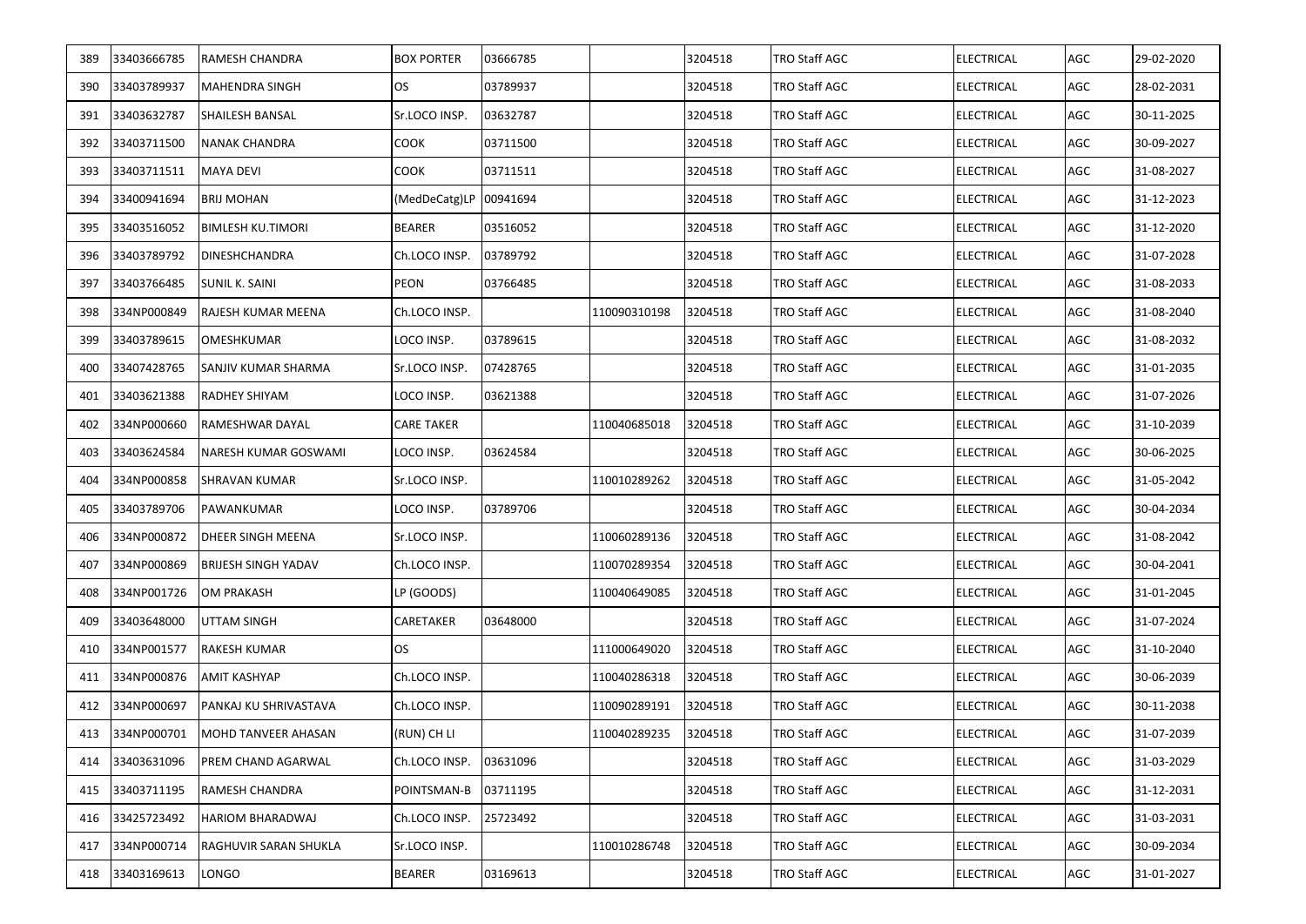| 389 | 33403666785 | RAMESH CHANDRA | BOX PORTER | 03666785 | | 3204518 | TRO Staff AGC | ELECTRICAL | AGC | 29-02-2020 |
|---|---|---|---|---|---|---|---|---|---|---|
| 390 | 33403789937 | MAHENDRA SINGH | OS | 03789937 | | 3204518 | TRO Staff AGC | ELECTRICAL | AGC | 28-02-2031 |
| 391 | 33403632787 | SHAILESH BANSAL | Sr.LOCO INSP. | 03632787 | | 3204518 | TRO Staff AGC | ELECTRICAL | AGC | 30-11-2025 |
| 392 | 33403711500 | NANAK CHANDRA | COOK | 03711500 | | 3204518 | TRO Staff AGC | ELECTRICAL | AGC | 30-09-2027 |
| 393 | 33403711511 | MAYA DEVI | COOK | 03711511 | | 3204518 | TRO Staff AGC | ELECTRICAL | AGC | 31-08-2027 |
| 394 | 33400941694 | BRIJ MOHAN | (MedDeCatg)LP | 00941694 | | 3204518 | TRO Staff AGC | ELECTRICAL | AGC | 31-12-2023 |
| 395 | 33403516052 | BIMLESH KU.TIMORI | BEARER | 03516052 | | 3204518 | TRO Staff AGC | ELECTRICAL | AGC | 31-12-2020 |
| 396 | 33403789792 | DINESHCHANDRA | Ch.LOCO INSP. | 03789792 | | 3204518 | TRO Staff AGC | ELECTRICAL | AGC | 31-07-2028 |
| 397 | 33403766485 | SUNIL K. SAINI | PEON | 03766485 | | 3204518 | TRO Staff AGC | ELECTRICAL | AGC | 31-08-2033 |
| 398 | 334NP000849 | RAJESH KUMAR MEENA | Ch.LOCO INSP. | | 110090310198 | 3204518 | TRO Staff AGC | ELECTRICAL | AGC | 31-08-2040 |
| 399 | 33403789615 | OMESHKUMAR | LOCO INSP. | 03789615 | | 3204518 | TRO Staff AGC | ELECTRICAL | AGC | 31-08-2032 |
| 400 | 33407428765 | SANJIV KUMAR SHARMA | Sr.LOCO INSP. | 07428765 | | 3204518 | TRO Staff AGC | ELECTRICAL | AGC | 31-01-2035 |
| 401 | 33403621388 | RADHEY SHIYAM | LOCO INSP. | 03621388 | | 3204518 | TRO Staff AGC | ELECTRICAL | AGC | 31-07-2026 |
| 402 | 334NP000660 | RAMESHWAR DAYAL | CARE TAKER | | 110040685018 | 3204518 | TRO Staff AGC | ELECTRICAL | AGC | 31-10-2039 |
| 403 | 33403624584 | NARESH KUMAR GOSWAMI | LOCO INSP. | 03624584 | | 3204518 | TRO Staff AGC | ELECTRICAL | AGC | 30-06-2025 |
| 404 | 334NP000858 | SHRAVAN KUMAR | Sr.LOCO INSP. | | 110010289262 | 3204518 | TRO Staff AGC | ELECTRICAL | AGC | 31-05-2042 |
| 405 | 33403789706 | PAWANKUMAR | LOCO INSP. | 03789706 | | 3204518 | TRO Staff AGC | ELECTRICAL | AGC | 30-04-2034 |
| 406 | 334NP000872 | DHEER SINGH MEENA | Sr.LOCO INSP. | | 110060289136 | 3204518 | TRO Staff AGC | ELECTRICAL | AGC | 31-08-2042 |
| 407 | 334NP000869 | BRIJESH SINGH YADAV | Ch.LOCO INSP. | | 110070289354 | 3204518 | TRO Staff AGC | ELECTRICAL | AGC | 30-04-2041 |
| 408 | 334NP001726 | OM PRAKASH | LP (GOODS) | | 110040649085 | 3204518 | TRO Staff AGC | ELECTRICAL | AGC | 31-01-2045 |
| 409 | 33403648000 | UTTAM SINGH | CARETAKER | 03648000 | | 3204518 | TRO Staff AGC | ELECTRICAL | AGC | 31-07-2024 |
| 410 | 334NP001577 | RAKESH KUMAR | OS | | 111000649020 | 3204518 | TRO Staff AGC | ELECTRICAL | AGC | 31-10-2040 |
| 411 | 334NP000876 | AMIT KASHYAP | Ch.LOCO INSP. | | 110040286318 | 3204518 | TRO Staff AGC | ELECTRICAL | AGC | 30-06-2039 |
| 412 | 334NP000697 | PANKAJ KU SHRIVASTAVA | Ch.LOCO INSP. | | 110090289191 | 3204518 | TRO Staff AGC | ELECTRICAL | AGC | 30-11-2038 |
| 413 | 334NP000701 | MOHD TANVEER AHASAN | (RUN) CH LI | | 110040289235 | 3204518 | TRO Staff AGC | ELECTRICAL | AGC | 31-07-2039 |
| 414 | 33403631096 | PREM CHAND AGARWAL | Ch.LOCO INSP. | 03631096 | | 3204518 | TRO Staff AGC | ELECTRICAL | AGC | 31-03-2029 |
| 415 | 33403711195 | RAMESH CHANDRA | POINTSMAN-B | 03711195 | | 3204518 | TRO Staff AGC | ELECTRICAL | AGC | 31-12-2031 |
| 416 | 33425723492 | HARIOM BHARADWAJ | Ch.LOCO INSP. | 25723492 | | 3204518 | TRO Staff AGC | ELECTRICAL | AGC | 31-03-2031 |
| 417 | 334NP000714 | RAGHUVIR SARAN SHUKLA | Sr.LOCO INSP. | | 110010286748 | 3204518 | TRO Staff AGC | ELECTRICAL | AGC | 30-09-2034 |
| 418 | 33403169613 | LONGO | BEARER | 03169613 | | 3204518 | TRO Staff AGC | ELECTRICAL | AGC | 31-01-2027 |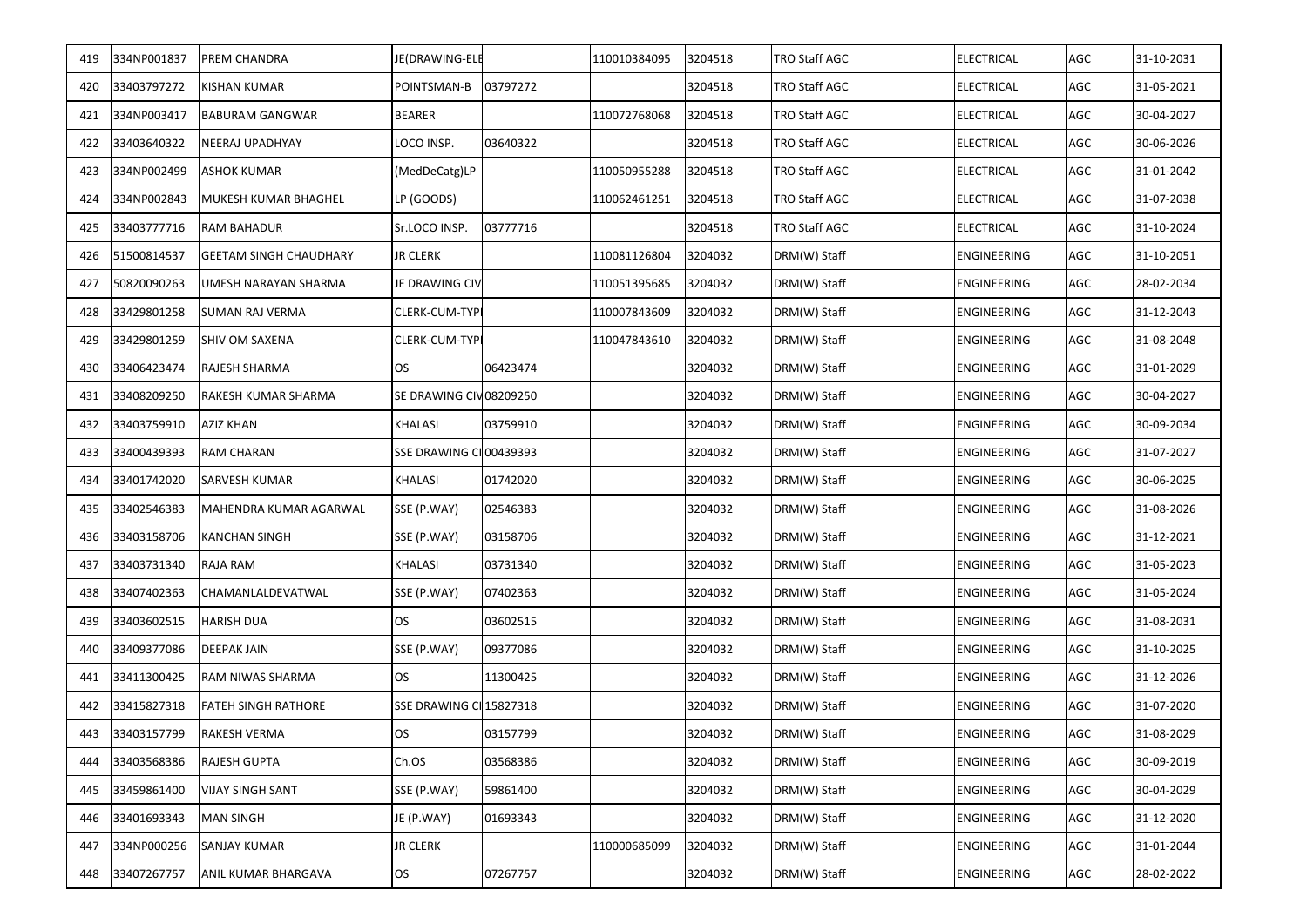| 419 | 334NP001837 | PREM CHANDRA | JE(DRAWING-ELE | | 110010384095 | 3204518 | TRO Staff AGC | ELECTRICAL | AGC | 31-10-2031 |
|---|---|---|---|---|---|---|---|---|---|---|
| 420 | 33403797272 | KISHAN KUMAR | POINTSMAN-B | 03797272 | | 3204518 | TRO Staff AGC | ELECTRICAL | AGC | 31-05-2021 |
| 421 | 334NP003417 | BABURAM GANGWAR | BEARER | | 110072768068 | 3204518 | TRO Staff AGC | ELECTRICAL | AGC | 30-04-2027 |
| 422 | 33403640322 | NEERAJ UPADHYAY | LOCO INSP. | 03640322 | | 3204518 | TRO Staff AGC | ELECTRICAL | AGC | 30-06-2026 |
| 423 | 334NP002499 | ASHOK KUMAR | (MedDeCatg)LP | | 110050955288 | 3204518 | TRO Staff AGC | ELECTRICAL | AGC | 31-01-2042 |
| 424 | 334NP002843 | MUKESH KUMAR BHAGHEL | LP (GOODS) | | 110062461251 | 3204518 | TRO Staff AGC | ELECTRICAL | AGC | 31-07-2038 |
| 425 | 33403777716 | RAM BAHADUR | Sr.LOCO INSP. | 03777716 | | 3204518 | TRO Staff AGC | ELECTRICAL | AGC | 31-10-2024 |
| 426 | 51500814537 | GEETAM SINGH CHAUDHARY | JR CLERK | | 110081126804 | 3204032 | DRM(W) Staff | ENGINEERING | AGC | 31-10-2051 |
| 427 | 50820090263 | UMESH NARAYAN SHARMA | JE DRAWING CIV | | 110051395685 | 3204032 | DRM(W) Staff | ENGINEERING | AGC | 28-02-2034 |
| 428 | 33429801258 | SUMAN RAJ VERMA | CLERK-CUM-TYPI | | 110007843609 | 3204032 | DRM(W) Staff | ENGINEERING | AGC | 31-12-2043 |
| 429 | 33429801259 | SHIV OM SAXENA | CLERK-CUM-TYPI | | 110047843610 | 3204032 | DRM(W) Staff | ENGINEERING | AGC | 31-08-2048 |
| 430 | 33406423474 | RAJESH SHARMA | OS | 06423474 | | 3204032 | DRM(W) Staff | ENGINEERING | AGC | 31-01-2029 |
| 431 | 33408209250 | RAKESH KUMAR SHARMA | SE DRAWING CIV | 08209250 | | 3204032 | DRM(W) Staff | ENGINEERING | AGC | 30-04-2027 |
| 432 | 33403759910 | AZIZ KHAN | KHALASI | 03759910 | | 3204032 | DRM(W) Staff | ENGINEERING | AGC | 30-09-2034 |
| 433 | 33400439393 | RAM CHARAN | SSE DRAWING CI | 00439393 | | 3204032 | DRM(W) Staff | ENGINEERING | AGC | 31-07-2027 |
| 434 | 33401742020 | SARVESH KUMAR | KHALASI | 01742020 | | 3204032 | DRM(W) Staff | ENGINEERING | AGC | 30-06-2025 |
| 435 | 33402546383 | MAHENDRA KUMAR AGARWAL | SSE (P.WAY) | 02546383 | | 3204032 | DRM(W) Staff | ENGINEERING | AGC | 31-08-2026 |
| 436 | 33403158706 | KANCHAN SINGH | SSE (P.WAY) | 03158706 | | 3204032 | DRM(W) Staff | ENGINEERING | AGC | 31-12-2021 |
| 437 | 33403731340 | RAJA RAM | KHALASI | 03731340 | | 3204032 | DRM(W) Staff | ENGINEERING | AGC | 31-05-2023 |
| 438 | 33407402363 | CHAMANLALDEVATWAL | SSE (P.WAY) | 07402363 | | 3204032 | DRM(W) Staff | ENGINEERING | AGC | 31-05-2024 |
| 439 | 33403602515 | HARISH DUA | OS | 03602515 | | 3204032 | DRM(W) Staff | ENGINEERING | AGC | 31-08-2031 |
| 440 | 33409377086 | DEEPAK JAIN | SSE (P.WAY) | 09377086 | | 3204032 | DRM(W) Staff | ENGINEERING | AGC | 31-10-2025 |
| 441 | 33411300425 | RAM NIWAS SHARMA | OS | 11300425 | | 3204032 | DRM(W) Staff | ENGINEERING | AGC | 31-12-2026 |
| 442 | 33415827318 | FATEH SINGH RATHORE | SSE DRAWING CI | 15827318 | | 3204032 | DRM(W) Staff | ENGINEERING | AGC | 31-07-2020 |
| 443 | 33403157799 | RAKESH VERMA | OS | 03157799 | | 3204032 | DRM(W) Staff | ENGINEERING | AGC | 31-08-2029 |
| 444 | 33403568386 | RAJESH GUPTA | Ch.OS | 03568386 | | 3204032 | DRM(W) Staff | ENGINEERING | AGC | 30-09-2019 |
| 445 | 33459861400 | VIJAY SINGH SANT | SSE (P.WAY) | 59861400 | | 3204032 | DRM(W) Staff | ENGINEERING | AGC | 30-04-2029 |
| 446 | 33401693343 | MAN SINGH | JE (P.WAY) | 01693343 | | 3204032 | DRM(W) Staff | ENGINEERING | AGC | 31-12-2020 |
| 447 | 334NP000256 | SANJAY KUMAR | JR CLERK | | 110000685099 | 3204032 | DRM(W) Staff | ENGINEERING | AGC | 31-01-2044 |
| 448 | 33407267757 | ANIL KUMAR BHARGAVA | OS | 07267757 | | 3204032 | DRM(W) Staff | ENGINEERING | AGC | 28-02-2022 |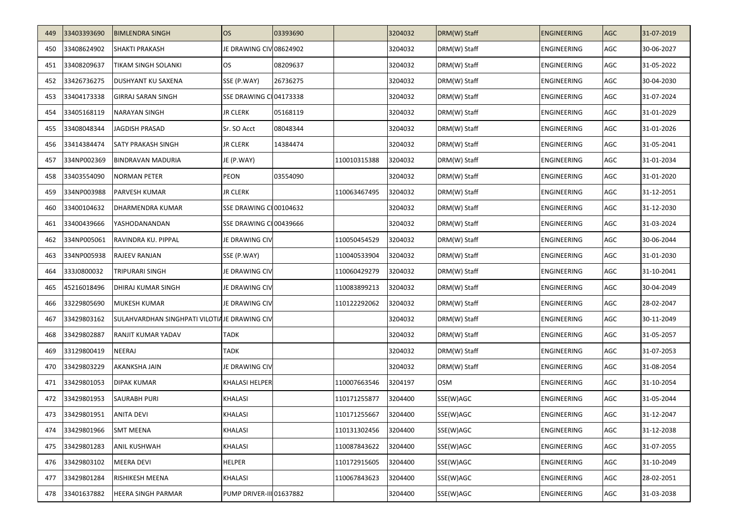| 449 | 33403393690 | BIMLENDRA SINGH | OS | 03393690 | | 3204032 | DRM(W) Staff | ENGINEERING | AGC | 31-07-2019 |
|---|---|---|---|---|---|---|---|---|---|---|
| 450 | 33408624902 | SHAKTI PRAKASH | JE DRAWING CIV | 08624902 | | 3204032 | DRM(W) Staff | ENGINEERING | AGC | 30-06-2027 |
| 451 | 33408209637 | TIKAM SINGH SOLANKI | OS | 08209637 | | 3204032 | DRM(W) Staff | ENGINEERING | AGC | 31-05-2022 |
| 452 | 33426736275 | DUSHYANT KU SAXENA | SSE (P.WAY) | 26736275 | | 3204032 | DRM(W) Staff | ENGINEERING | AGC | 30-04-2030 |
| 453 | 33404173338 | GIRRAJ SARAN SINGH | SSE DRAWING CI | 04173338 | | 3204032 | DRM(W) Staff | ENGINEERING | AGC | 31-07-2024 |
| 454 | 33405168119 | NARAYAN SINGH | JR CLERK | 05168119 | | 3204032 | DRM(W) Staff | ENGINEERING | AGC | 31-01-2029 |
| 455 | 33408048344 | JAGDISH PRASAD | Sr. SO Acct | 08048344 | | 3204032 | DRM(W) Staff | ENGINEERING | AGC | 31-01-2026 |
| 456 | 33414384474 | SATY PRAKASH SINGH | JR CLERK | 14384474 | | 3204032 | DRM(W) Staff | ENGINEERING | AGC | 31-05-2041 |
| 457 | 334NP002369 | BINDRAVAN MADURIA | JE (P.WAY) | | 110010315388 | 3204032 | DRM(W) Staff | ENGINEERING | AGC | 31-01-2034 |
| 458 | 33403554090 | NORMAN PETER | PEON | 03554090 | | 3204032 | DRM(W) Staff | ENGINEERING | AGC | 31-01-2020 |
| 459 | 334NP003988 | PARVESH KUMAR | JR CLERK | | 110063467495 | 3204032 | DRM(W) Staff | ENGINEERING | AGC | 31-12-2051 |
| 460 | 33400104632 | DHARMENDRA KUMAR | SSE DRAWING CI | 00104632 | | 3204032 | DRM(W) Staff | ENGINEERING | AGC | 31-12-2030 |
| 461 | 33400439666 | YASHODANANDAN | SSE DRAWING CI | 00439666 | | 3204032 | DRM(W) Staff | ENGINEERING | AGC | 31-03-2024 |
| 462 | 334NP005061 | RAVINDRA KU. PIPPAL | JE DRAWING CIV | | 110050454529 | 3204032 | DRM(W) Staff | ENGINEERING | AGC | 30-06-2044 |
| 463 | 334NP005938 | RAJEEV RANJAN | SSE (P.WAY) | | 110040533904 | 3204032 | DRM(W) Staff | ENGINEERING | AGC | 31-01-2030 |
| 464 | 333J0800032 | TRIPURARI SINGH | JE DRAWING CIV | | 110060429279 | 3204032 | DRM(W) Staff | ENGINEERING | AGC | 31-10-2041 |
| 465 | 45216018496 | DHIRAJ KUMAR SINGH | JE DRAWING CIV | | 110083899213 | 3204032 | DRM(W) Staff | ENGINEERING | AGC | 30-04-2049 |
| 466 | 33229805690 | MUKESH KUMAR | JE DRAWING CIV | | 110122292062 | 3204032 | DRM(W) Staff | ENGINEERING | AGC | 28-02-2047 |
| 467 | 33429803162 | SULAHVARDHAN SINGHPATI VILOTIA | JE DRAWING CIV | | | 3204032 | DRM(W) Staff | ENGINEERING | AGC | 30-11-2049 |
| 468 | 33429802887 | RANJIT KUMAR YADAV | TADK | | | 3204032 | DRM(W) Staff | ENGINEERING | AGC | 31-05-2057 |
| 469 | 33129800419 | NEERAJ | TADK | | | 3204032 | DRM(W) Staff | ENGINEERING | AGC | 31-07-2053 |
| 470 | 33429803229 | AKANKSHA JAIN | JE DRAWING CIV | | | 3204032 | DRM(W) Staff | ENGINEERING | AGC | 31-08-2054 |
| 471 | 33429801053 | DIPAK KUMAR | KHALASI HELPER | | 110007663546 | 3204197 | OSM | ENGINEERING | AGC | 31-10-2054 |
| 472 | 33429801953 | SAURABH PURI | KHALASI | | 110171255877 | 3204400 | SSE(W)AGC | ENGINEERING | AGC | 31-05-2044 |
| 473 | 33429801951 | ANITA DEVI | KHALASI | | 110171255667 | 3204400 | SSE(W)AGC | ENGINEERING | AGC | 31-12-2047 |
| 474 | 33429801966 | SMT MEENA | KHALASI | | 110131302456 | 3204400 | SSE(W)AGC | ENGINEERING | AGC | 31-12-2038 |
| 475 | 33429801283 | ANIL KUSHWAH | KHALASI | | 110087843622 | 3204400 | SSE(W)AGC | ENGINEERING | AGC | 31-07-2055 |
| 476 | 33429803102 | MEERA DEVI | HELPER | | 110172915605 | 3204400 | SSE(W)AGC | ENGINEERING | AGC | 31-10-2049 |
| 477 | 33429801284 | RISHIKESH MEENA | KHALASI | | 110067843623 | 3204400 | SSE(W)AGC | ENGINEERING | AGC | 28-02-2051 |
| 478 | 33401637882 | HEERA SINGH PARMAR | PUMP DRIVER-III | 01637882 | | 3204400 | SSE(W)AGC | ENGINEERING | AGC | 31-03-2038 |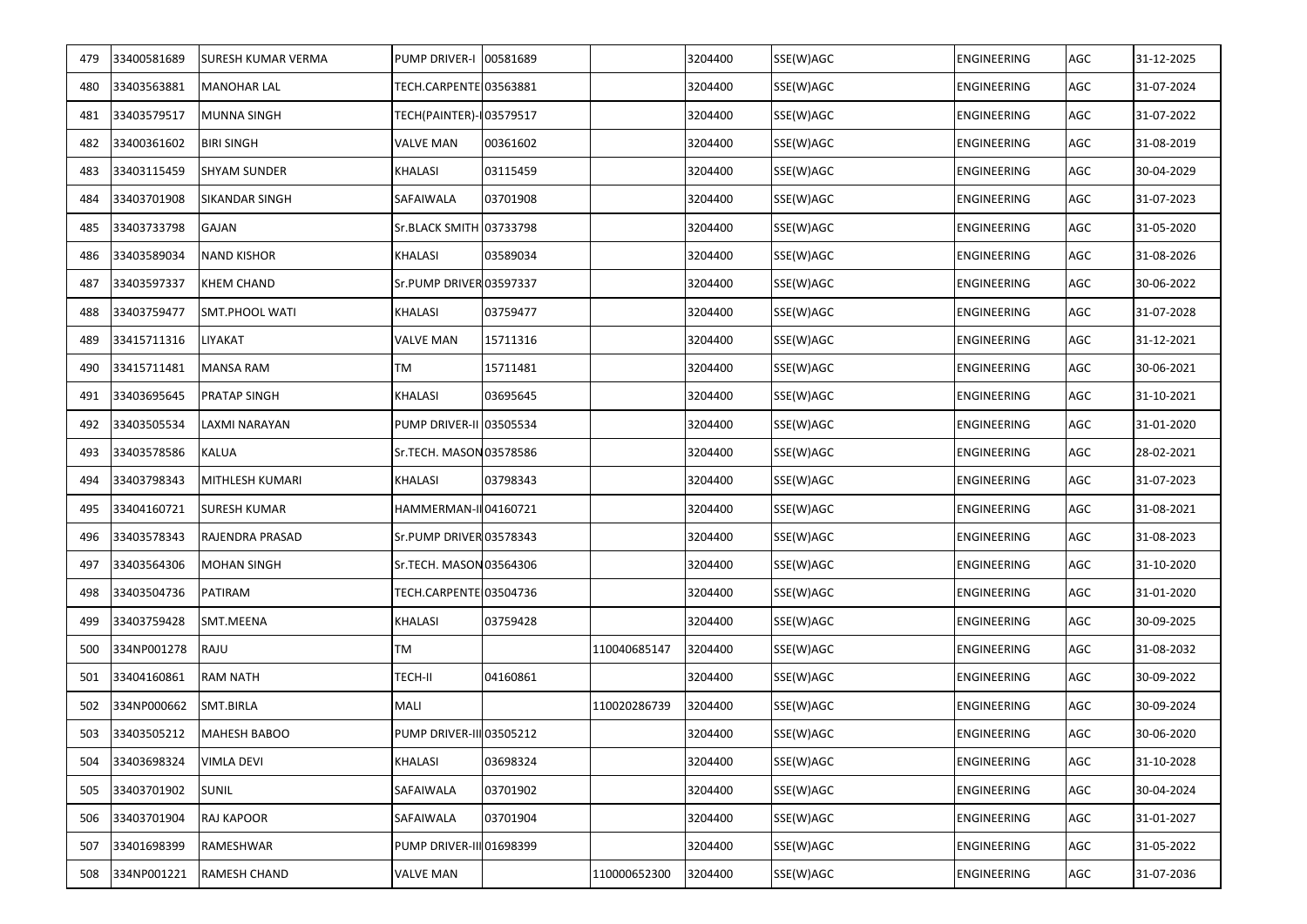| | | | | | | | | | | |
|---|---|---|---|---|---|---|---|---|---|---|
| 479 | 33400581689 | SURESH KUMAR VERMA | PUMP DRIVER-I | 00581689 | | 3204400 | SSE(W)AGC | ENGINEERING | AGC | 31-12-2025 |
| 480 | 33403563881 | MANOHAR LAL | TECH.CARPENTE | 03563881 | | 3204400 | SSE(W)AGC | ENGINEERING | AGC | 31-07-2024 |
| 481 | 33403579517 | MUNNA SINGH | TECH(PAINTER)-I | 03579517 | | 3204400 | SSE(W)AGC | ENGINEERING | AGC | 31-07-2022 |
| 482 | 33400361602 | BIRI SINGH | VALVE MAN | 00361602 | | 3204400 | SSE(W)AGC | ENGINEERING | AGC | 31-08-2019 |
| 483 | 33403115459 | SHYAM SUNDER | KHALASI | 03115459 | | 3204400 | SSE(W)AGC | ENGINEERING | AGC | 30-04-2029 |
| 484 | 33403701908 | SIKANDAR SINGH | SAFAIWALA | 03701908 | | 3204400 | SSE(W)AGC | ENGINEERING | AGC | 31-07-2023 |
| 485 | 33403733798 | GAJAN | Sr.BLACK SMITH | 03733798 | | 3204400 | SSE(W)AGC | ENGINEERING | AGC | 31-05-2020 |
| 486 | 33403589034 | NAND KISHOR | KHALASI | 03589034 | | 3204400 | SSE(W)AGC | ENGINEERING | AGC | 31-08-2026 |
| 487 | 33403597337 | KHEM CHAND | Sr.PUMP DRIVER | 03597337 | | 3204400 | SSE(W)AGC | ENGINEERING | AGC | 30-06-2022 |
| 488 | 33403759477 | SMT.PHOOL WATI | KHALASI | 03759477 | | 3204400 | SSE(W)AGC | ENGINEERING | AGC | 31-07-2028 |
| 489 | 33415711316 | LIYAKAT | VALVE MAN | 15711316 | | 3204400 | SSE(W)AGC | ENGINEERING | AGC | 31-12-2021 |
| 490 | 33415711481 | MANSA RAM | TM | 15711481 | | 3204400 | SSE(W)AGC | ENGINEERING | AGC | 30-06-2021 |
| 491 | 33403695645 | PRATAP SINGH | KHALASI | 03695645 | | 3204400 | SSE(W)AGC | ENGINEERING | AGC | 31-10-2021 |
| 492 | 33403505534 | LAXMI NARAYAN | PUMP DRIVER-II | 03505534 | | 3204400 | SSE(W)AGC | ENGINEERING | AGC | 31-01-2020 |
| 493 | 33403578586 | KALUA | Sr.TECH. MASON | 03578586 | | 3204400 | SSE(W)AGC | ENGINEERING | AGC | 28-02-2021 |
| 494 | 33403798343 | MITHLESH KUMARI | KHALASI | 03798343 | | 3204400 | SSE(W)AGC | ENGINEERING | AGC | 31-07-2023 |
| 495 | 33404160721 | SURESH KUMAR | HAMMERMAN-II | 04160721 | | 3204400 | SSE(W)AGC | ENGINEERING | AGC | 31-08-2021 |
| 496 | 33403578343 | RAJENDRA PRASAD | Sr.PUMP DRIVER | 03578343 | | 3204400 | SSE(W)AGC | ENGINEERING | AGC | 31-08-2023 |
| 497 | 33403564306 | MOHAN SINGH | Sr.TECH. MASON | 03564306 | | 3204400 | SSE(W)AGC | ENGINEERING | AGC | 31-10-2020 |
| 498 | 33403504736 | PATIRAM | TECH.CARPENTE | 03504736 | | 3204400 | SSE(W)AGC | ENGINEERING | AGC | 31-01-2020 |
| 499 | 33403759428 | SMT.MEENA | KHALASI | 03759428 | | 3204400 | SSE(W)AGC | ENGINEERING | AGC | 30-09-2025 |
| 500 | 334NP001278 | RAJU | TM | | 110040685147 | 3204400 | SSE(W)AGC | ENGINEERING | AGC | 31-08-2032 |
| 501 | 33404160861 | RAM NATH | TECH-II | 04160861 | | 3204400 | SSE(W)AGC | ENGINEERING | AGC | 30-09-2022 |
| 502 | 334NP000662 | SMT.BIRLA | MALI | | 110020286739 | 3204400 | SSE(W)AGC | ENGINEERING | AGC | 30-09-2024 |
| 503 | 33403505212 | MAHESH BABOO | PUMP DRIVER-III | 03505212 | | 3204400 | SSE(W)AGC | ENGINEERING | AGC | 30-06-2020 |
| 504 | 33403698324 | VIMLA DEVI | KHALASI | 03698324 | | 3204400 | SSE(W)AGC | ENGINEERING | AGC | 31-10-2028 |
| 505 | 33403701902 | SUNIL | SAFAIWALA | 03701902 | | 3204400 | SSE(W)AGC | ENGINEERING | AGC | 30-04-2024 |
| 506 | 33403701904 | RAJ KAPOOR | SAFAIWALA | 03701904 | | 3204400 | SSE(W)AGC | ENGINEERING | AGC | 31-01-2027 |
| 507 | 33401698399 | RAMESHWAR | PUMP DRIVER-III | 01698399 | | 3204400 | SSE(W)AGC | ENGINEERING | AGC | 31-05-2022 |
| 508 | 334NP001221 | RAMESH CHAND | VALVE MAN | | 110000652300 | 3204400 | SSE(W)AGC | ENGINEERING | AGC | 31-07-2036 |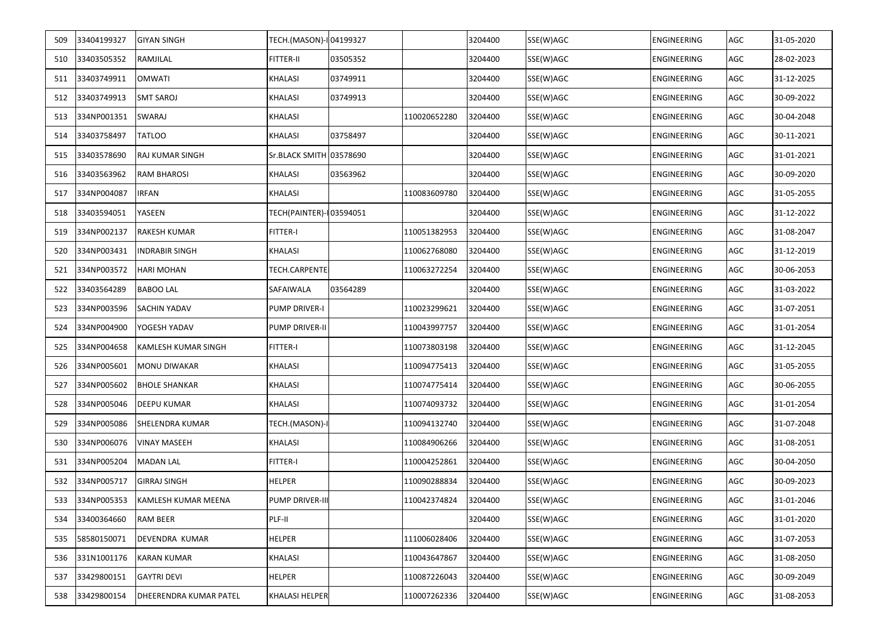| | | | | | | | | | | |
|---|---|---|---|---|---|---|---|---|---|---|
| 509 | 33404199327 | GIYAN SINGH | TECH.(MASON)-I | 04199327 | | 3204400 | SSE(W)AGC | ENGINEERING | AGC | 31-05-2020 |
| 510 | 33403505352 | RAMJILAL | FITTER-II | 03505352 | | 3204400 | SSE(W)AGC | ENGINEERING | AGC | 28-02-2023 |
| 511 | 33403749911 | OMWATI | KHALASI | 03749911 | | 3204400 | SSE(W)AGC | ENGINEERING | AGC | 31-12-2025 |
| 512 | 33403749913 | SMT SAROJ | KHALASI | 03749913 | | 3204400 | SSE(W)AGC | ENGINEERING | AGC | 30-09-2022 |
| 513 | 334NP001351 | SWARAJ | KHALASI | | 110020652280 | 3204400 | SSE(W)AGC | ENGINEERING | AGC | 30-04-2048 |
| 514 | 33403758497 | TATLOO | KHALASI | 03758497 | | 3204400 | SSE(W)AGC | ENGINEERING | AGC | 30-11-2021 |
| 515 | 33403578690 | RAJ KUMAR SINGH | Sr.BLACK SMITH | 03578690 | | 3204400 | SSE(W)AGC | ENGINEERING | AGC | 31-01-2021 |
| 516 | 33403563962 | RAM BHAROSI | KHALASI | 03563962 | | 3204400 | SSE(W)AGC | ENGINEERING | AGC | 30-09-2020 |
| 517 | 334NP004087 | IRFAN | KHALASI | | 110083609780 | 3204400 | SSE(W)AGC | ENGINEERING | AGC | 31-05-2055 |
| 518 | 33403594051 | YASEEN | TECH(PAINTER)-I | 03594051 | | 3204400 | SSE(W)AGC | ENGINEERING | AGC | 31-12-2022 |
| 519 | 334NP002137 | RAKESH KUMAR | FITTER-I | | 110051382953 | 3204400 | SSE(W)AGC | ENGINEERING | AGC | 31-08-2047 |
| 520 | 334NP003431 | INDRABIR SINGH | KHALASI | | 110062768080 | 3204400 | SSE(W)AGC | ENGINEERING | AGC | 31-12-2019 |
| 521 | 334NP003572 | HARI MOHAN | TECH.CARPENTE | | 110063272254 | 3204400 | SSE(W)AGC | ENGINEERING | AGC | 30-06-2053 |
| 522 | 33403564289 | BABOO LAL | SAFAIWALA | 03564289 | | 3204400 | SSE(W)AGC | ENGINEERING | AGC | 31-03-2022 |
| 523 | 334NP003596 | SACHIN YADAV | PUMP DRIVER-I | | 110023299621 | 3204400 | SSE(W)AGC | ENGINEERING | AGC | 31-07-2051 |
| 524 | 334NP004900 | YOGESH YADAV | PUMP DRIVER-II | | 110043997757 | 3204400 | SSE(W)AGC | ENGINEERING | AGC | 31-01-2054 |
| 525 | 334NP004658 | KAMLESH KUMAR SINGH | FITTER-I | | 110073803198 | 3204400 | SSE(W)AGC | ENGINEERING | AGC | 31-12-2045 |
| 526 | 334NP005601 | MONU DIWAKAR | KHALASI | | 110094775413 | 3204400 | SSE(W)AGC | ENGINEERING | AGC | 31-05-2055 |
| 527 | 334NP005602 | BHOLE SHANKAR | KHALASI | | 110074775414 | 3204400 | SSE(W)AGC | ENGINEERING | AGC | 30-06-2055 |
| 528 | 334NP005046 | DEEPU KUMAR | KHALASI | | 110074093732 | 3204400 | SSE(W)AGC | ENGINEERING | AGC | 31-01-2054 |
| 529 | 334NP005086 | SHELENDRA KUMAR | TECH.(MASON)-I | | 110094132740 | 3204400 | SSE(W)AGC | ENGINEERING | AGC | 31-07-2048 |
| 530 | 334NP006076 | VINAY MASEEH | KHALASI | | 110084906266 | 3204400 | SSE(W)AGC | ENGINEERING | AGC | 31-08-2051 |
| 531 | 334NP005204 | MADAN LAL | FITTER-I | | 110004252861 | 3204400 | SSE(W)AGC | ENGINEERING | AGC | 30-04-2050 |
| 532 | 334NP005717 | GIRRAJ SINGH | HELPER | | 110090288834 | 3204400 | SSE(W)AGC | ENGINEERING | AGC | 30-09-2023 |
| 533 | 334NP005353 | KAMLESH KUMAR MEENA | PUMP DRIVER-III | | 110042374824 | 3204400 | SSE(W)AGC | ENGINEERING | AGC | 31-01-2046 |
| 534 | 33400364660 | RAM BEER | PLF-II | | | 3204400 | SSE(W)AGC | ENGINEERING | AGC | 31-01-2020 |
| 535 | 58580150071 | DEVENDRA KUMAR | HELPER | | 111006028406 | 3204400 | SSE(W)AGC | ENGINEERING | AGC | 31-07-2053 |
| 536 | 331N1001176 | KARAN KUMAR | KHALASI | | 110043647867 | 3204400 | SSE(W)AGC | ENGINEERING | AGC | 31-08-2050 |
| 537 | 33429800151 | GAYTRI DEVI | HELPER | | 110087226043 | 3204400 | SSE(W)AGC | ENGINEERING | AGC | 30-09-2049 |
| 538 | 33429800154 | DHEERENDRA KUMAR PATEL | KHALASI HELPER | | 110007262336 | 3204400 | SSE(W)AGC | ENGINEERING | AGC | 31-08-2053 |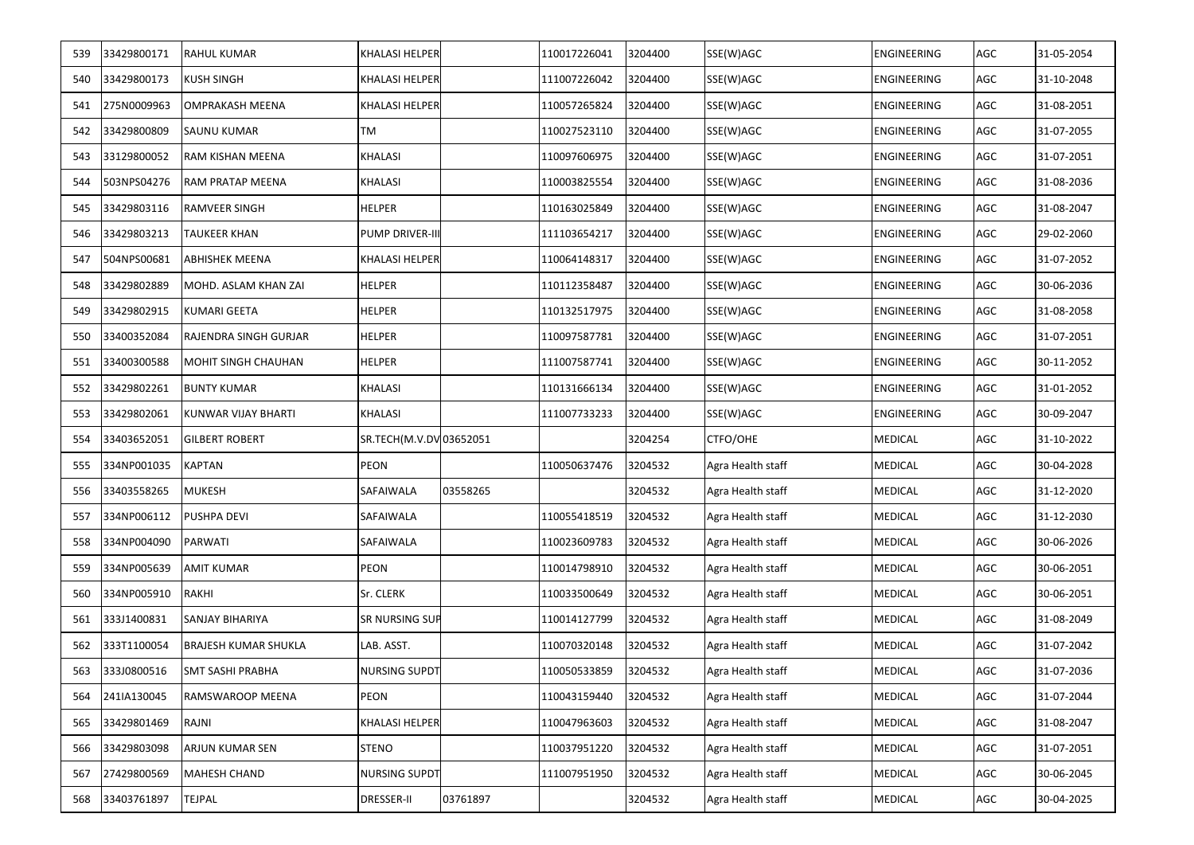| 539 | 33429800171 | RAHUL KUMAR | KHALASI HELPER | | 110017226041 | 3204400 | SSE(W)AGC | ENGINEERING | AGC | 31-05-2054 |
|---|---|---|---|---|---|---|---|---|---|---|
| 540 | 33429800173 | KUSH SINGH | KHALASI HELPER | | 111007226042 | 3204400 | SSE(W)AGC | ENGINEERING | AGC | 31-10-2048 |
| 541 | 275N0009963 | OMPRAKASH MEENA | KHALASI HELPER | | 110057265824 | 3204400 | SSE(W)AGC | ENGINEERING | AGC | 31-08-2051 |
| 542 | 33429800809 | SAUNU KUMAR | TM | | 110027523110 | 3204400 | SSE(W)AGC | ENGINEERING | AGC | 31-07-2055 |
| 543 | 33129800052 | RAM KISHAN MEENA | KHALASI | | 110097606975 | 3204400 | SSE(W)AGC | ENGINEERING | AGC | 31-07-2051 |
| 544 | 503NPS04276 | RAM PRATAP MEENA | KHALASI | | 110003825554 | 3204400 | SSE(W)AGC | ENGINEERING | AGC | 31-08-2036 |
| 545 | 33429803116 | RAMVEER SINGH | HELPER | | 110163025849 | 3204400 | SSE(W)AGC | ENGINEERING | AGC | 31-08-2047 |
| 546 | 33429803213 | TAUKEER KHAN | PUMP DRIVER-III | | 111103654217 | 3204400 | SSE(W)AGC | ENGINEERING | AGC | 29-02-2060 |
| 547 | 504NPS00681 | ABHISHEK MEENA | KHALASI HELPER | | 110064148317 | 3204400 | SSE(W)AGC | ENGINEERING | AGC | 31-07-2052 |
| 548 | 33429802889 | MOHD. ASLAM KHAN ZAI | HELPER | | 110112358487 | 3204400 | SSE(W)AGC | ENGINEERING | AGC | 30-06-2036 |
| 549 | 33429802915 | KUMARI GEETA | HELPER | | 110132517975 | 3204400 | SSE(W)AGC | ENGINEERING | AGC | 31-08-2058 |
| 550 | 33400352084 | RAJENDRA SINGH GURJAR | HELPER | | 110097587781 | 3204400 | SSE(W)AGC | ENGINEERING | AGC | 31-07-2051 |
| 551 | 33400300588 | MOHIT SINGH CHAUHAN | HELPER | | 111007587741 | 3204400 | SSE(W)AGC | ENGINEERING | AGC | 30-11-2052 |
| 552 | 33429802261 | BUNTY KUMAR | KHALASI | | 110131666134 | 3204400 | SSE(W)AGC | ENGINEERING | AGC | 31-01-2052 |
| 553 | 33429802061 | KUNWAR VIJAY BHARTI | KHALASI | | 111007733233 | 3204400 | SSE(W)AGC | ENGINEERING | AGC | 30-09-2047 |
| 554 | 33403652051 | GILBERT ROBERT | SR.TECH(M.V.DV | 03652051 | | 3204254 | CTFO/OHE | MEDICAL | AGC | 31-10-2022 |
| 555 | 334NP001035 | KAPTAN | PEON | | 110050637476 | 3204532 | Agra Health staff | MEDICAL | AGC | 30-04-2028 |
| 556 | 33403558265 | MUKESH | SAFAIWALA | 03558265 | | 3204532 | Agra Health staff | MEDICAL | AGC | 31-12-2020 |
| 557 | 334NP006112 | PUSHPA DEVI | SAFAIWALA | | 110055418519 | 3204532 | Agra Health staff | MEDICAL | AGC | 31-12-2030 |
| 558 | 334NP004090 | PARWATI | SAFAIWALA | | 110023609783 | 3204532 | Agra Health staff | MEDICAL | AGC | 30-06-2026 |
| 559 | 334NP005639 | AMIT KUMAR | PEON | | 110014798910 | 3204532 | Agra Health staff | MEDICAL | AGC | 30-06-2051 |
| 560 | 334NP005910 | RAKHI | Sr. CLERK | | 110033500649 | 3204532 | Agra Health staff | MEDICAL | AGC | 30-06-2051 |
| 561 | 333J1400831 | SANJAY BIHARIYA | SR NURSING SUP | | 110014127799 | 3204532 | Agra Health staff | MEDICAL | AGC | 31-08-2049 |
| 562 | 333T1100054 | BRAJESH KUMAR SHUKLA | LAB. ASST. | | 110070320148 | 3204532 | Agra Health staff | MEDICAL | AGC | 31-07-2042 |
| 563 | 333J0800516 | SMT SASHI PRABHA | NURSING SUPDT | | 110050533859 | 3204532 | Agra Health staff | MEDICAL | AGC | 31-07-2036 |
| 564 | 241IA130045 | RAMSWAROOP MEENA | PEON | | 110043159440 | 3204532 | Agra Health staff | MEDICAL | AGC | 31-07-2044 |
| 565 | 33429801469 | RAJNI | KHALASI HELPER | | 110047963603 | 3204532 | Agra Health staff | MEDICAL | AGC | 31-08-2047 |
| 566 | 33429803098 | ARJUN KUMAR SEN | STENO | | 110037951220 | 3204532 | Agra Health staff | MEDICAL | AGC | 31-07-2051 |
| 567 | 27429800569 | MAHESH CHAND | NURSING SUPDT | | 111007951950 | 3204532 | Agra Health staff | MEDICAL | AGC | 30-06-2045 |
| 568 | 33403761897 | TEJPAL | DRESSER-II | 03761897 | | 3204532 | Agra Health staff | MEDICAL | AGC | 30-04-2025 |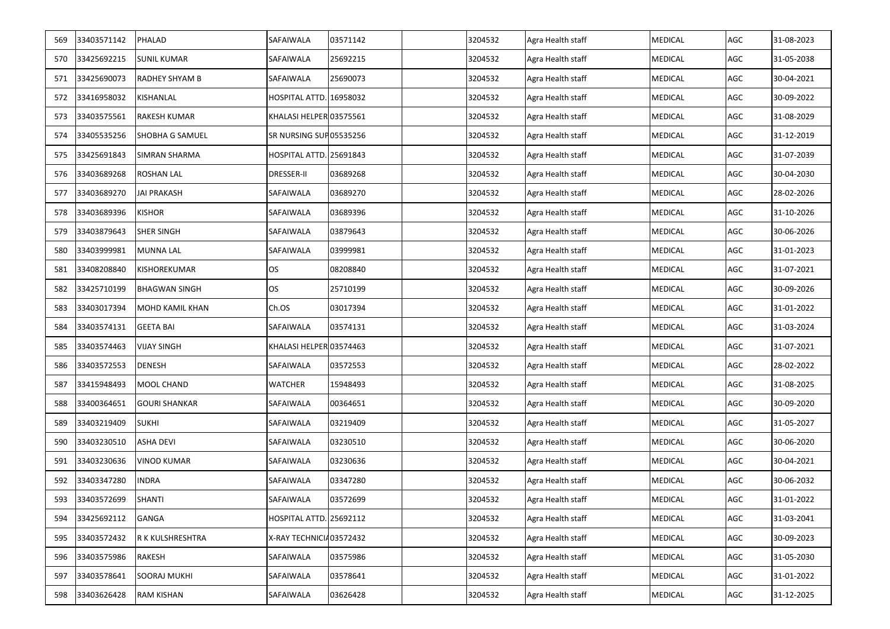| 569 | 33403571142 | PHALAD | SAFAIWALA | 03571142 | | 3204532 | Agra Health staff | MEDICAL | AGC | 31-08-2023 |
|---|---|---|---|---|---|---|---|---|---|---|
| 570 | 33425692215 | SUNIL KUMAR | SAFAIWALA | 25692215 | | 3204532 | Agra Health staff | MEDICAL | AGC | 31-05-2038 |
| 571 | 33425690073 | RADHEY SHYAM B | SAFAIWALA | 25690073 | | 3204532 | Agra Health staff | MEDICAL | AGC | 30-04-2021 |
| 572 | 33416958032 | KISHANLAL | HOSPITAL ATTD. | 16958032 | | 3204532 | Agra Health staff | MEDICAL | AGC | 30-09-2022 |
| 573 | 33403575561 | RAKESH KUMAR | KHALASI HELPER | 03575561 | | 3204532 | Agra Health staff | MEDICAL | AGC | 31-08-2029 |
| 574 | 33405535256 | SHOBHA G SAMUEL | SR NURSING SUP | 05535256 | | 3204532 | Agra Health staff | MEDICAL | AGC | 31-12-2019 |
| 575 | 33425691843 | SIMRAN SHARMA | HOSPITAL ATTD. | 25691843 | | 3204532 | Agra Health staff | MEDICAL | AGC | 31-07-2039 |
| 576 | 33403689268 | ROSHAN LAL | DRESSER-II | 03689268 | | 3204532 | Agra Health staff | MEDICAL | AGC | 30-04-2030 |
| 577 | 33403689270 | JAI PRAKASH | SAFAIWALA | 03689270 | | 3204532 | Agra Health staff | MEDICAL | AGC | 28-02-2026 |
| 578 | 33403689396 | KISHOR | SAFAIWALA | 03689396 | | 3204532 | Agra Health staff | MEDICAL | AGC | 31-10-2026 |
| 579 | 33403879643 | SHER SINGH | SAFAIWALA | 03879643 | | 3204532 | Agra Health staff | MEDICAL | AGC | 30-06-2026 |
| 580 | 33403999981 | MUNNA LAL | SAFAIWALA | 03999981 | | 3204532 | Agra Health staff | MEDICAL | AGC | 31-01-2023 |
| 581 | 33408208840 | KISHOREKUMAR | OS | 08208840 | | 3204532 | Agra Health staff | MEDICAL | AGC | 31-07-2021 |
| 582 | 33425710199 | BHAGWAN SINGH | OS | 25710199 | | 3204532 | Agra Health staff | MEDICAL | AGC | 30-09-2026 |
| 583 | 33403017394 | MOHD KAMIL KHAN | Ch.OS | 03017394 | | 3204532 | Agra Health staff | MEDICAL | AGC | 31-01-2022 |
| 584 | 33403574131 | GEETA BAI | SAFAIWALA | 03574131 | | 3204532 | Agra Health staff | MEDICAL | AGC | 31-03-2024 |
| 585 | 33403574463 | VIJAY SINGH | KHALASI HELPER | 03574463 | | 3204532 | Agra Health staff | MEDICAL | AGC | 31-07-2021 |
| 586 | 33403572553 | DENESH | SAFAIWALA | 03572553 | | 3204532 | Agra Health staff | MEDICAL | AGC | 28-02-2022 |
| 587 | 33415948493 | MOOL CHAND | WATCHER | 15948493 | | 3204532 | Agra Health staff | MEDICAL | AGC | 31-08-2025 |
| 588 | 33400364651 | GOURI SHANKAR | SAFAIWALA | 00364651 | | 3204532 | Agra Health staff | MEDICAL | AGC | 30-09-2020 |
| 589 | 33403219409 | SUKHI | SAFAIWALA | 03219409 | | 3204532 | Agra Health staff | MEDICAL | AGC | 31-05-2027 |
| 590 | 33403230510 | ASHA DEVI | SAFAIWALA | 03230510 | | 3204532 | Agra Health staff | MEDICAL | AGC | 30-06-2020 |
| 591 | 33403230636 | VINOD KUMAR | SAFAIWALA | 03230636 | | 3204532 | Agra Health staff | MEDICAL | AGC | 30-04-2021 |
| 592 | 33403347280 | INDRA | SAFAIWALA | 03347280 | | 3204532 | Agra Health staff | MEDICAL | AGC | 30-06-2032 |
| 593 | 33403572699 | SHANTI | SAFAIWALA | 03572699 | | 3204532 | Agra Health staff | MEDICAL | AGC | 31-01-2022 |
| 594 | 33425692112 | GANGA | HOSPITAL ATTD. | 25692112 | | 3204532 | Agra Health staff | MEDICAL | AGC | 31-03-2041 |
| 595 | 33403572432 | R K KULSHRESHTRA | X-RAY TECHNICIA | 03572432 | | 3204532 | Agra Health staff | MEDICAL | AGC | 30-09-2023 |
| 596 | 33403575986 | RAKESH | SAFAIWALA | 03575986 | | 3204532 | Agra Health staff | MEDICAL | AGC | 31-05-2030 |
| 597 | 33403578641 | SOORAJ MUKHI | SAFAIWALA | 03578641 | | 3204532 | Agra Health staff | MEDICAL | AGC | 31-01-2022 |
| 598 | 33403626428 | RAM KISHAN | SAFAIWALA | 03626428 | | 3204532 | Agra Health staff | MEDICAL | AGC | 31-12-2025 |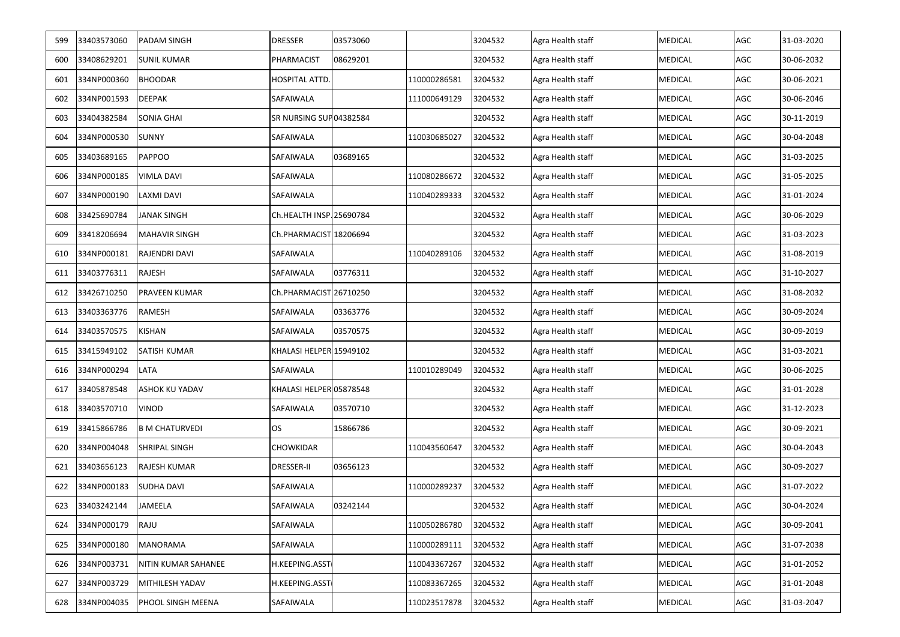| 599 | 33403573060 | PADAM SINGH | DRESSER | 03573060 | | 3204532 | Agra Health staff | MEDICAL | AGC | 31-03-2020 |
|---|---|---|---|---|---|---|---|---|---|---|
| 600 | 33408629201 | SUNIL KUMAR | PHARMACIST | 08629201 | | 3204532 | Agra Health staff | MEDICAL | AGC | 30-06-2032 |
| 601 | 334NP000360 | BHOODAR | HOSPITAL ATTD. | | 110000286581 | 3204532 | Agra Health staff | MEDICAL | AGC | 30-06-2021 |
| 602 | 334NP001593 | DEEPAK | SAFAIWALA | | 111000649129 | 3204532 | Agra Health staff | MEDICAL | AGC | 30-06-2046 |
| 603 | 33404382584 | SONIA GHAI | SR NURSING SUP | 04382584 | | 3204532 | Agra Health staff | MEDICAL | AGC | 30-11-2019 |
| 604 | 334NP000530 | SUNNY | SAFAIWALA | | 110030685027 | 3204532 | Agra Health staff | MEDICAL | AGC | 30-04-2048 |
| 605 | 33403689165 | PAPPOO | SAFAIWALA | 03689165 | | 3204532 | Agra Health staff | MEDICAL | AGC | 31-03-2025 |
| 606 | 334NP000185 | VIMLA DAVI | SAFAIWALA | | 110080286672 | 3204532 | Agra Health staff | MEDICAL | AGC | 31-05-2025 |
| 607 | 334NP000190 | LAXMI DAVI | SAFAIWALA | | 110040289333 | 3204532 | Agra Health staff | MEDICAL | AGC | 31-01-2024 |
| 608 | 33425690784 | JANAK SINGH | Ch.HEALTH INSP. | 25690784 | | 3204532 | Agra Health staff | MEDICAL | AGC | 30-06-2029 |
| 609 | 33418206694 | MAHAVIR SINGH | Ch.PHARMACIST | 18206694 | | 3204532 | Agra Health staff | MEDICAL | AGC | 31-03-2023 |
| 610 | 334NP000181 | RAJENDRI DAVI | SAFAIWALA | | 110040289106 | 3204532 | Agra Health staff | MEDICAL | AGC | 31-08-2019 |
| 611 | 33403776311 | RAJESH | SAFAIWALA | 03776311 | | 3204532 | Agra Health staff | MEDICAL | AGC | 31-10-2027 |
| 612 | 33426710250 | PRAVEEN KUMAR | Ch.PHARMACIST | 26710250 | | 3204532 | Agra Health staff | MEDICAL | AGC | 31-08-2032 |
| 613 | 33403363776 | RAMESH | SAFAIWALA | 03363776 | | 3204532 | Agra Health staff | MEDICAL | AGC | 30-09-2024 |
| 614 | 33403570575 | KISHAN | SAFAIWALA | 03570575 | | 3204532 | Agra Health staff | MEDICAL | AGC | 30-09-2019 |
| 615 | 33415949102 | SATISH KUMAR | KHALASI HELPER | 15949102 | | 3204532 | Agra Health staff | MEDICAL | AGC | 31-03-2021 |
| 616 | 334NP000294 | LATA | SAFAIWALA | | 110010289049 | 3204532 | Agra Health staff | MEDICAL | AGC | 30-06-2025 |
| 617 | 33405878548 | ASHOK KU YADAV | KHALASI HELPER | 05878548 | | 3204532 | Agra Health staff | MEDICAL | AGC | 31-01-2028 |
| 618 | 33403570710 | VINOD | SAFAIWALA | 03570710 | | 3204532 | Agra Health staff | MEDICAL | AGC | 31-12-2023 |
| 619 | 33415866786 | B M CHATURVEDI | OS | 15866786 | | 3204532 | Agra Health staff | MEDICAL | AGC | 30-09-2021 |
| 620 | 334NP004048 | SHRIPAL SINGH | CHOWKIDAR | | 110043560647 | 3204532 | Agra Health staff | MEDICAL | AGC | 30-04-2043 |
| 621 | 33403656123 | RAJESH KUMAR | DRESSER-II | 03656123 | | 3204532 | Agra Health staff | MEDICAL | AGC | 30-09-2027 |
| 622 | 334NP000183 | SUDHA DAVI | SAFAIWALA | | 110000289237 | 3204532 | Agra Health staff | MEDICAL | AGC | 31-07-2022 |
| 623 | 33403242144 | JAMEELA | SAFAIWALA | 03242144 | | 3204532 | Agra Health staff | MEDICAL | AGC | 30-04-2024 |
| 624 | 334NP000179 | RAJU | SAFAIWALA | | 110050286780 | 3204532 | Agra Health staff | MEDICAL | AGC | 30-09-2041 |
| 625 | 334NP000180 | MANORAMA | SAFAIWALA | | 110000289111 | 3204532 | Agra Health staff | MEDICAL | AGC | 31-07-2038 |
| 626 | 334NP003731 | NITIN KUMAR SAHANEE | H.KEEPING.ASST | | 110043367267 | 3204532 | Agra Health staff | MEDICAL | AGC | 31-01-2052 |
| 627 | 334NP003729 | MITHILESH YADAV | H.KEEPING.ASST | | 110083367265 | 3204532 | Agra Health staff | MEDICAL | AGC | 31-01-2048 |
| 628 | 334NP004035 | PHOOL SINGH MEENA | SAFAIWALA | | 110023517878 | 3204532 | Agra Health staff | MEDICAL | AGC | 31-03-2047 |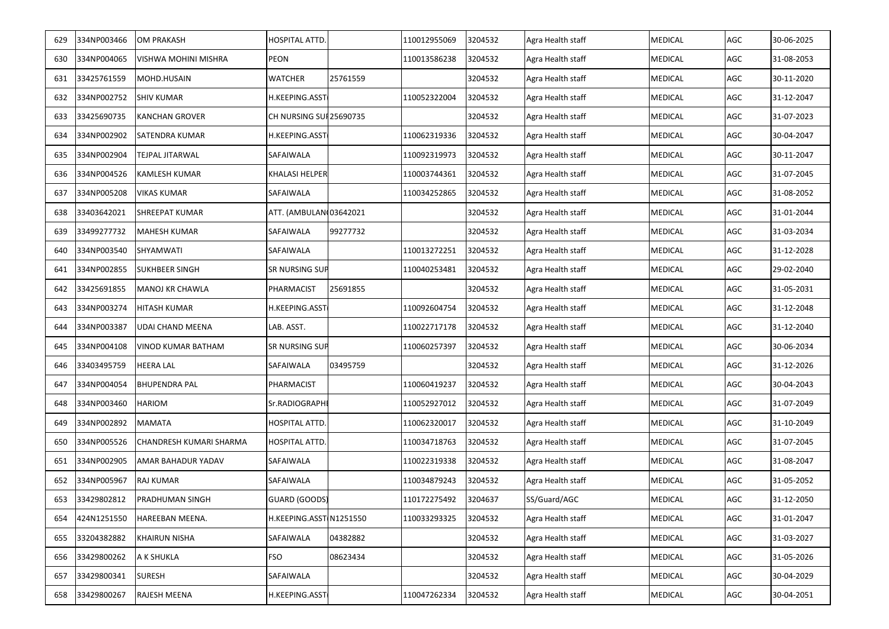| 629 | 334NP003466 | OM PRAKASH | HOSPITAL ATTD. | | 110012955069 | 3204532 | Agra Health staff | MEDICAL | AGC | 30-06-2025 |
|---|---|---|---|---|---|---|---|---|---|---|
| 630 | 334NP004065 | VISHWA MOHINI MISHRA | PEON | | 110013586238 | 3204532 | Agra Health staff | MEDICAL | AGC | 31-08-2053 |
| 631 | 33425761559 | MOHD.HUSAIN | WATCHER | 25761559 | | 3204532 | Agra Health staff | MEDICAL | AGC | 30-11-2020 |
| 632 | 334NP002752 | SHIV KUMAR | H.KEEPING.ASST | | 110052322004 | 3204532 | Agra Health staff | MEDICAL | AGC | 31-12-2047 |
| 633 | 33425690735 | KANCHAN GROVER | CH NURSING SU | 25690735 | | 3204532 | Agra Health staff | MEDICAL | AGC | 31-07-2023 |
| 634 | 334NP002902 | SATENDRA KUMAR | H.KEEPING.ASST | | 110062319336 | 3204532 | Agra Health staff | MEDICAL | AGC | 30-04-2047 |
| 635 | 334NP002904 | TEJPAL JITARWAL | SAFAIWALA | | 110092319973 | 3204532 | Agra Health staff | MEDICAL | AGC | 30-11-2047 |
| 636 | 334NP004526 | KAMLESH KUMAR | KHALASI HELPER | | 110003744361 | 3204532 | Agra Health staff | MEDICAL | AGC | 31-07-2045 |
| 637 | 334NP005208 | VIKAS KUMAR | SAFAIWALA | | 110034252865 | 3204532 | Agra Health staff | MEDICAL | AGC | 31-08-2052 |
| 638 | 33403642021 | SHREEPAT KUMAR | ATT. (AMBULAN | 03642021 | | 3204532 | Agra Health staff | MEDICAL | AGC | 31-01-2044 |
| 639 | 33499277732 | MAHESH KUMAR | SAFAIWALA | 99277732 | | 3204532 | Agra Health staff | MEDICAL | AGC | 31-03-2034 |
| 640 | 334NP003540 | SHYAMWATI | SAFAIWALA | | 110013272251 | 3204532 | Agra Health staff | MEDICAL | AGC | 31-12-2028 |
| 641 | 334NP002855 | SUKHBEER SINGH | SR NURSING SUP | | 110040253481 | 3204532 | Agra Health staff | MEDICAL | AGC | 29-02-2040 |
| 642 | 33425691855 | MANOJ KR CHAWLA | PHARMACIST | 25691855 | | 3204532 | Agra Health staff | MEDICAL | AGC | 31-05-2031 |
| 643 | 334NP003274 | HITASH KUMAR | H.KEEPING.ASST | | 110092604754 | 3204532 | Agra Health staff | MEDICAL | AGC | 31-12-2048 |
| 644 | 334NP003387 | UDAI CHAND MEENA | LAB. ASST. | | 110022717178 | 3204532 | Agra Health staff | MEDICAL | AGC | 31-12-2040 |
| 645 | 334NP004108 | VINOD KUMAR BATHAM | SR NURSING SUP | | 110060257397 | 3204532 | Agra Health staff | MEDICAL | AGC | 30-06-2034 |
| 646 | 33403495759 | HEERA LAL | SAFAIWALA | 03495759 | | 3204532 | Agra Health staff | MEDICAL | AGC | 31-12-2026 |
| 647 | 334NP004054 | BHUPENDRA PAL | PHARMACIST | | 110060419237 | 3204532 | Agra Health staff | MEDICAL | AGC | 30-04-2043 |
| 648 | 334NP003460 | HARIOM | Sr.RADIOGRAPH | | 110052927012 | 3204532 | Agra Health staff | MEDICAL | AGC | 31-07-2049 |
| 649 | 334NP002892 | MAMATA | HOSPITAL ATTD. | | 110062320017 | 3204532 | Agra Health staff | MEDICAL | AGC | 31-10-2049 |
| 650 | 334NP005526 | CHANDRESH KUMARI SHARMA | HOSPITAL ATTD. | | 110034718763 | 3204532 | Agra Health staff | MEDICAL | AGC | 31-07-2045 |
| 651 | 334NP002905 | AMAR BAHADUR YADAV | SAFAIWALA | | 110022319338 | 3204532 | Agra Health staff | MEDICAL | AGC | 31-08-2047 |
| 652 | 334NP005967 | RAJ KUMAR | SAFAIWALA | | 110034879243 | 3204532 | Agra Health staff | MEDICAL | AGC | 31-05-2052 |
| 653 | 33429802812 | PRADHUMAN SINGH | GUARD (GOODS) | | 110172275492 | 3204637 | SS/Guard/AGC | MEDICAL | AGC | 31-12-2050 |
| 654 | 424N1251550 | HAREEBAN MEENA. | H.KEEPING.ASST | N1251550 | 110033293325 | 3204532 | Agra Health staff | MEDICAL | AGC | 31-01-2047 |
| 655 | 33204382882 | KHAIRUN NISHA | SAFAIWALA | 04382882 | | 3204532 | Agra Health staff | MEDICAL | AGC | 31-03-2027 |
| 656 | 33429800262 | A K SHUKLA | FSO | 08623434 | | 3204532 | Agra Health staff | MEDICAL | AGC | 31-05-2026 |
| 657 | 33429800341 | SURESH | SAFAIWALA | | | 3204532 | Agra Health staff | MEDICAL | AGC | 30-04-2029 |
| 658 | 33429800267 | RAJESH MEENA | H.KEEPING.ASST | | 110047262334 | 3204532 | Agra Health staff | MEDICAL | AGC | 30-04-2051 |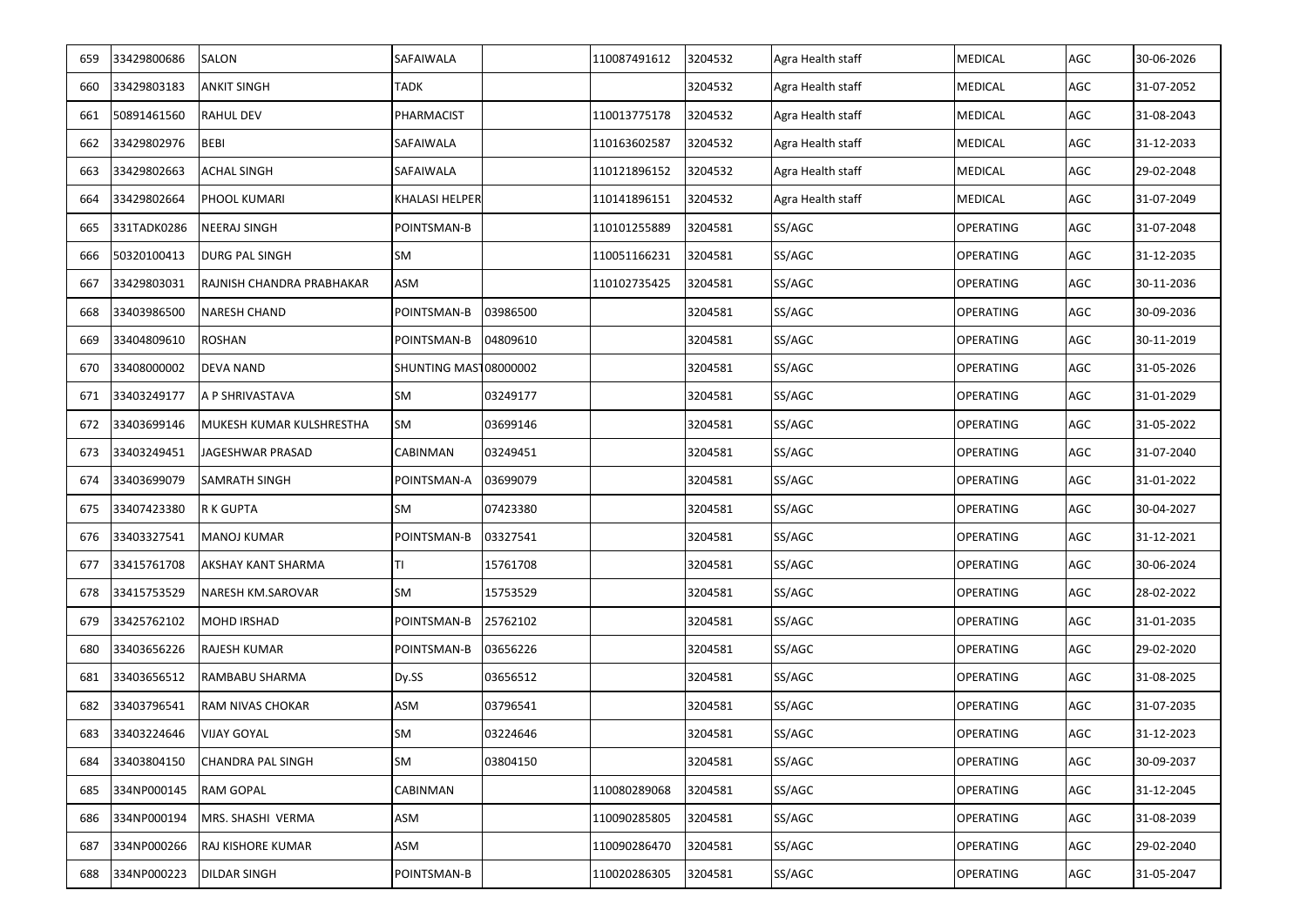| 659 | 33429800686 | SALON | SAFAIWALA | | 110087491612 | 3204532 | Agra Health staff | MEDICAL | AGC | 30-06-2026 |
|---|---|---|---|---|---|---|---|---|---|---|
| 660 | 33429803183 | ANKIT SINGH | TADK | | | 3204532 | Agra Health staff | MEDICAL | AGC | 31-07-2052 |
| 661 | 50891461560 | RAHUL DEV | PHARMACIST | | 110013775178 | 3204532 | Agra Health staff | MEDICAL | AGC | 31-08-2043 |
| 662 | 33429802976 | BEBI | SAFAIWALA | | 110163602587 | 3204532 | Agra Health staff | MEDICAL | AGC | 31-12-2033 |
| 663 | 33429802663 | ACHAL SINGH | SAFAIWALA | | 110121896152 | 3204532 | Agra Health staff | MEDICAL | AGC | 29-02-2048 |
| 664 | 33429802664 | PHOOL KUMARI | KHALASI HELPER | | 110141896151 | 3204532 | Agra Health staff | MEDICAL | AGC | 31-07-2049 |
| 665 | 331TADK0286 | NEERAJ SINGH | POINTSMAN-B | | 110101255889 | 3204581 | SS/AGC | OPERATING | AGC | 31-07-2048 |
| 666 | 50320100413 | DURG PAL SINGH | SM | | 110051166231 | 3204581 | SS/AGC | OPERATING | AGC | 31-12-2035 |
| 667 | 33429803031 | RAJNISH CHANDRA PRABHAKAR | ASM | | 110102735425 | 3204581 | SS/AGC | OPERATING | AGC | 30-11-2036 |
| 668 | 33403986500 | NARESH CHAND | POINTSMAN-B | 03986500 | | 3204581 | SS/AGC | OPERATING | AGC | 30-09-2036 |
| 669 | 33404809610 | ROSHAN | POINTSMAN-B | 04809610 | | 3204581 | SS/AGC | OPERATING | AGC | 30-11-2019 |
| 670 | 33408000002 | DEVA NAND | SHUNTING MAST | 08000002 | | 3204581 | SS/AGC | OPERATING | AGC | 31-05-2026 |
| 671 | 33403249177 | A P SHRIVASTAVA | SM | 03249177 | | 3204581 | SS/AGC | OPERATING | AGC | 31-01-2029 |
| 672 | 33403699146 | MUKESH KUMAR KULSHRESTHA | SM | 03699146 | | 3204581 | SS/AGC | OPERATING | AGC | 31-05-2022 |
| 673 | 33403249451 | JAGESHWAR PRASAD | CABINMAN | 03249451 | | 3204581 | SS/AGC | OPERATING | AGC | 31-07-2040 |
| 674 | 33403699079 | SAMRATH SINGH | POINTSMAN-A | 03699079 | | 3204581 | SS/AGC | OPERATING | AGC | 31-01-2022 |
| 675 | 33407423380 | R K GUPTA | SM | 07423380 | | 3204581 | SS/AGC | OPERATING | AGC | 30-04-2027 |
| 676 | 33403327541 | MANOJ KUMAR | POINTSMAN-B | 03327541 | | 3204581 | SS/AGC | OPERATING | AGC | 31-12-2021 |
| 677 | 33415761708 | AKSHAY KANT SHARMA | TI | 15761708 | | 3204581 | SS/AGC | OPERATING | AGC | 30-06-2024 |
| 678 | 33415753529 | NARESH KM.SAROVAR | SM | 15753529 | | 3204581 | SS/AGC | OPERATING | AGC | 28-02-2022 |
| 679 | 33425762102 | MOHD IRSHAD | POINTSMAN-B | 25762102 | | 3204581 | SS/AGC | OPERATING | AGC | 31-01-2035 |
| 680 | 33403656226 | RAJESH KUMAR | POINTSMAN-B | 03656226 | | 3204581 | SS/AGC | OPERATING | AGC | 29-02-2020 |
| 681 | 33403656512 | RAMBABU SHARMA | Dy.SS | 03656512 | | 3204581 | SS/AGC | OPERATING | AGC | 31-08-2025 |
| 682 | 33403796541 | RAM NIVAS CHOKAR | ASM | 03796541 | | 3204581 | SS/AGC | OPERATING | AGC | 31-07-2035 |
| 683 | 33403224646 | VIJAY GOYAL | SM | 03224646 | | 3204581 | SS/AGC | OPERATING | AGC | 31-12-2023 |
| 684 | 33403804150 | CHANDRA PAL SINGH | SM | 03804150 | | 3204581 | SS/AGC | OPERATING | AGC | 30-09-2037 |
| 685 | 334NP000145 | RAM GOPAL | CABINMAN | | 110080289068 | 3204581 | SS/AGC | OPERATING | AGC | 31-12-2045 |
| 686 | 334NP000194 | MRS. SHASHI VERMA | ASM | | 110090285805 | 3204581 | SS/AGC | OPERATING | AGC | 31-08-2039 |
| 687 | 334NP000266 | RAJ KISHORE KUMAR | ASM | | 110090286470 | 3204581 | SS/AGC | OPERATING | AGC | 29-02-2040 |
| 688 | 334NP000223 | DILDAR SINGH | POINTSMAN-B | | 110020286305 | 3204581 | SS/AGC | OPERATING | AGC | 31-05-2047 |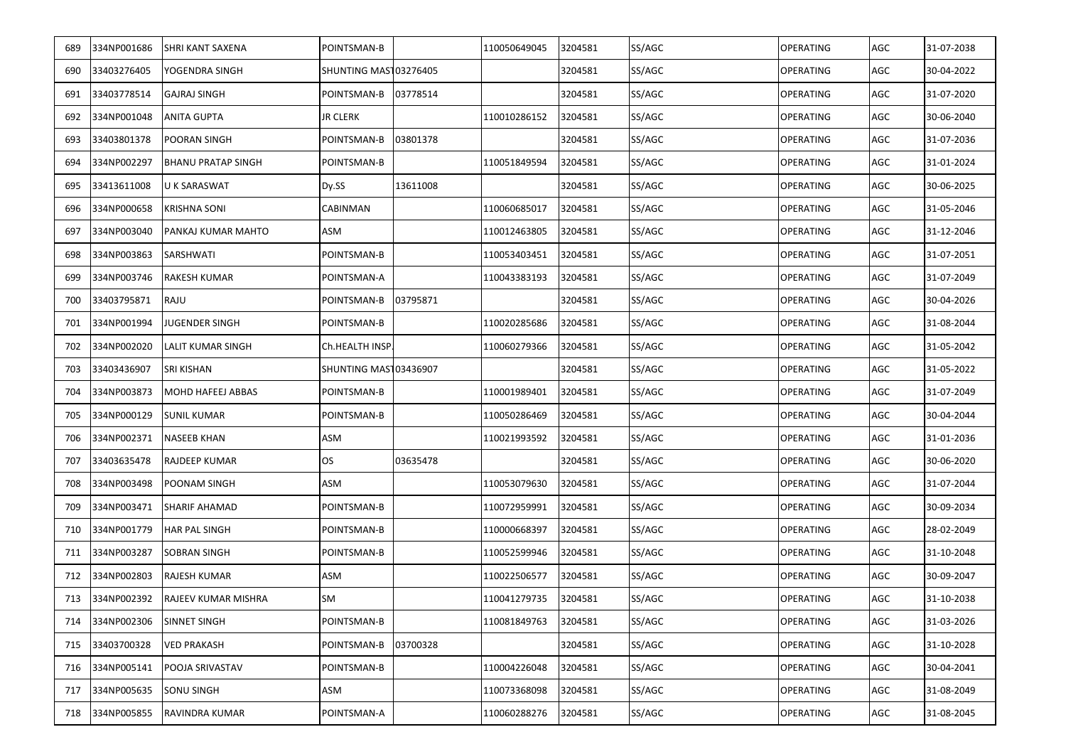| 689 | 334NP001686 | SHRI KANT SAXENA | POINTSMAN-B | | 110050649045 | 3204581 | SS/AGC | OPERATING | AGC | 31-07-2038 |
|---|---|---|---|---|---|---|---|---|---|---|
| 690 | 33403276405 | YOGENDRA SINGH | SHUNTING MAST | 03276405 | | 3204581 | SS/AGC | OPERATING | AGC | 30-04-2022 |
| 691 | 33403778514 | GAJRAJ SINGH | POINTSMAN-B | 03778514 | | 3204581 | SS/AGC | OPERATING | AGC | 31-07-2020 |
| 692 | 334NP001048 | ANITA GUPTA | JR CLERK | | 110010286152 | 3204581 | SS/AGC | OPERATING | AGC | 30-06-2040 |
| 693 | 33403801378 | POORAN SINGH | POINTSMAN-B | 03801378 | | 3204581 | SS/AGC | OPERATING | AGC | 31-07-2036 |
| 694 | 334NP002297 | BHANU PRATAP SINGH | POINTSMAN-B | | 110051849594 | 3204581 | SS/AGC | OPERATING | AGC | 31-01-2024 |
| 695 | 33413611008 | U K SARASWAT | Dy.SS | 13611008 | | 3204581 | SS/AGC | OPERATING | AGC | 30-06-2025 |
| 696 | 334NP000658 | KRISHNA SONI | CABINMAN | | 110060685017 | 3204581 | SS/AGC | OPERATING | AGC | 31-05-2046 |
| 697 | 334NP003040 | PANKAJ KUMAR MAHTO | ASM | | 110012463805 | 3204581 | SS/AGC | OPERATING | AGC | 31-12-2046 |
| 698 | 334NP003863 | SARSHWATI | POINTSMAN-B | | 110053403451 | 3204581 | SS/AGC | OPERATING | AGC | 31-07-2051 |
| 699 | 334NP003746 | RAKESH KUMAR | POINTSMAN-A | | 110043383193 | 3204581 | SS/AGC | OPERATING | AGC | 31-07-2049 |
| 700 | 33403795871 | RAJU | POINTSMAN-B | 03795871 | | 3204581 | SS/AGC | OPERATING | AGC | 30-04-2026 |
| 701 | 334NP001994 | JUGENDER SINGH | POINTSMAN-B | | 110020285686 | 3204581 | SS/AGC | OPERATING | AGC | 31-08-2044 |
| 702 | 334NP002020 | LALIT KUMAR SINGH | Ch.HEALTH INSP. | | 110060279366 | 3204581 | SS/AGC | OPERATING | AGC | 31-05-2042 |
| 703 | 33403436907 | SRI KISHAN | SHUNTING MAST | 03436907 | | 3204581 | SS/AGC | OPERATING | AGC | 31-05-2022 |
| 704 | 334NP003873 | MOHD HAFEEJ ABBAS | POINTSMAN-B | | 110001989401 | 3204581 | SS/AGC | OPERATING | AGC | 31-07-2049 |
| 705 | 334NP000129 | SUNIL KUMAR | POINTSMAN-B | | 110050286469 | 3204581 | SS/AGC | OPERATING | AGC | 30-04-2044 |
| 706 | 334NP002371 | NASEEB KHAN | ASM | | 110021993592 | 3204581 | SS/AGC | OPERATING | AGC | 31-01-2036 |
| 707 | 33403635478 | RAJDEEP KUMAR | OS | 03635478 | | 3204581 | SS/AGC | OPERATING | AGC | 30-06-2020 |
| 708 | 334NP003498 | POONAM SINGH | ASM | | 110053079630 | 3204581 | SS/AGC | OPERATING | AGC | 31-07-2044 |
| 709 | 334NP003471 | SHARIF AHAMAD | POINTSMAN-B | | 110072959991 | 3204581 | SS/AGC | OPERATING | AGC | 30-09-2034 |
| 710 | 334NP001779 | HAR PAL SINGH | POINTSMAN-B | | 110000668397 | 3204581 | SS/AGC | OPERATING | AGC | 28-02-2049 |
| 711 | 334NP003287 | SOBRAN SINGH | POINTSMAN-B | | 110052599946 | 3204581 | SS/AGC | OPERATING | AGC | 31-10-2048 |
| 712 | 334NP002803 | RAJESH KUMAR | ASM | | 110022506577 | 3204581 | SS/AGC | OPERATING | AGC | 30-09-2047 |
| 713 | 334NP002392 | RAJEEV KUMAR MISHRA | SM | | 110041279735 | 3204581 | SS/AGC | OPERATING | AGC | 31-10-2038 |
| 714 | 334NP002306 | SINNET SINGH | POINTSMAN-B | | 110081849763 | 3204581 | SS/AGC | OPERATING | AGC | 31-03-2026 |
| 715 | 33403700328 | VED PRAKASH | POINTSMAN-B | 03700328 | | 3204581 | SS/AGC | OPERATING | AGC | 31-10-2028 |
| 716 | 334NP005141 | POOJA SRIVASTAV | POINTSMAN-B | | 110004226048 | 3204581 | SS/AGC | OPERATING | AGC | 30-04-2041 |
| 717 | 334NP005635 | SONU SINGH | ASM | | 110073368098 | 3204581 | SS/AGC | OPERATING | AGC | 31-08-2049 |
| 718 | 334NP005855 | RAVINDRA KUMAR | POINTSMAN-A | | 110060288276 | 3204581 | SS/AGC | OPERATING | AGC | 31-08-2045 |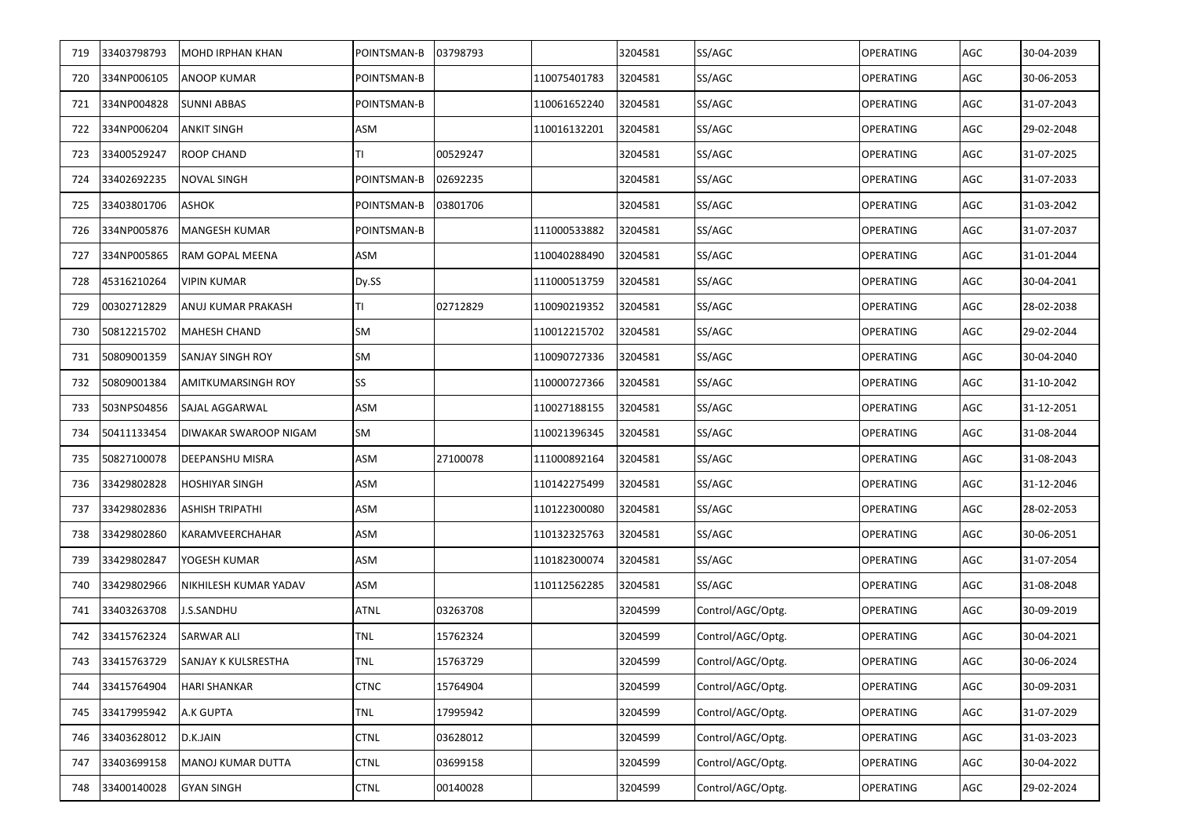| 719 | 33403798793 | MOHD IRPHAN KHAN | POINTSMAN-B | 03798793 | | 3204581 | SS/AGC | OPERATING | AGC | 30-04-2039 |
|---|---|---|---|---|---|---|---|---|---|---|
| 720 | 334NP006105 | ANOOP KUMAR | POINTSMAN-B | | 110075401783 | 3204581 | SS/AGC | OPERATING | AGC | 30-06-2053 |
| 721 | 334NP004828 | SUNNI ABBAS | POINTSMAN-B | | 110061652240 | 3204581 | SS/AGC | OPERATING | AGC | 31-07-2043 |
| 722 | 334NP006204 | ANKIT SINGH | ASM | | 110016132201 | 3204581 | SS/AGC | OPERATING | AGC | 29-02-2048 |
| 723 | 33400529247 | ROOP CHAND | TI | 00529247 | | 3204581 | SS/AGC | OPERATING | AGC | 31-07-2025 |
| 724 | 33402692235 | NOVAL SINGH | POINTSMAN-B | 02692235 | | 3204581 | SS/AGC | OPERATING | AGC | 31-07-2033 |
| 725 | 33403801706 | ASHOK | POINTSMAN-B | 03801706 | | 3204581 | SS/AGC | OPERATING | AGC | 31-03-2042 |
| 726 | 334NP005876 | MANGESH KUMAR | POINTSMAN-B | | 111000533882 | 3204581 | SS/AGC | OPERATING | AGC | 31-07-2037 |
| 727 | 334NP005865 | RAM GOPAL MEENA | ASM | | 110040288490 | 3204581 | SS/AGC | OPERATING | AGC | 31-01-2044 |
| 728 | 45316210264 | VIPIN KUMAR | Dy.SS | | 111000513759 | 3204581 | SS/AGC | OPERATING | AGC | 30-04-2041 |
| 729 | 00302712829 | ANUJ KUMAR PRAKASH | TI | 02712829 | 110090219352 | 3204581 | SS/AGC | OPERATING | AGC | 28-02-2038 |
| 730 | 50812215702 | MAHESH CHAND | SM | | 110012215702 | 3204581 | SS/AGC | OPERATING | AGC | 29-02-2044 |
| 731 | 50809001359 | SANJAY SINGH ROY | SM | | 110090727336 | 3204581 | SS/AGC | OPERATING | AGC | 30-04-2040 |
| 732 | 50809001384 | AMITKUMARSINGH ROY | SS | | 110000727366 | 3204581 | SS/AGC | OPERATING | AGC | 31-10-2042 |
| 733 | 503NPS04856 | SAJAL AGGARWAL | ASM | | 110027188155 | 3204581 | SS/AGC | OPERATING | AGC | 31-12-2051 |
| 734 | 50411133454 | DIWAKAR SWAROOP NIGAM | SM | | 110021396345 | 3204581 | SS/AGC | OPERATING | AGC | 31-08-2044 |
| 735 | 50827100078 | DEEPANSHU MISRA | ASM | 27100078 | 111000892164 | 3204581 | SS/AGC | OPERATING | AGC | 31-08-2043 |
| 736 | 33429802828 | HOSHIYAR SINGH | ASM | | 110142275499 | 3204581 | SS/AGC | OPERATING | AGC | 31-12-2046 |
| 737 | 33429802836 | ASHISH TRIPATHI | ASM | | 110122300080 | 3204581 | SS/AGC | OPERATING | AGC | 28-02-2053 |
| 738 | 33429802860 | KARAMVEERCHAHAR | ASM | | 110132325763 | 3204581 | SS/AGC | OPERATING | AGC | 30-06-2051 |
| 739 | 33429802847 | YOGESH KUMAR | ASM | | 110182300074 | 3204581 | SS/AGC | OPERATING | AGC | 31-07-2054 |
| 740 | 33429802966 | NIKHILESH KUMAR YADAV | ASM | | 110112562285 | 3204581 | SS/AGC | OPERATING | AGC | 31-08-2048 |
| 741 | 33403263708 | J.S.SANDHU | ATNL | 03263708 | | 3204599 | Control/AGC/Optg. | OPERATING | AGC | 30-09-2019 |
| 742 | 33415762324 | SARWAR ALI | TNL | 15762324 | | 3204599 | Control/AGC/Optg. | OPERATING | AGC | 30-04-2021 |
| 743 | 33415763729 | SANJAY K KULSRESTHA | TNL | 15763729 | | 3204599 | Control/AGC/Optg. | OPERATING | AGC | 30-06-2024 |
| 744 | 33415764904 | HARI SHANKAR | CTNC | 15764904 | | 3204599 | Control/AGC/Optg. | OPERATING | AGC | 30-09-2031 |
| 745 | 33417995942 | A.K GUPTA | TNL | 17995942 | | 3204599 | Control/AGC/Optg. | OPERATING | AGC | 31-07-2029 |
| 746 | 33403628012 | D.K.JAIN | CTNL | 03628012 | | 3204599 | Control/AGC/Optg. | OPERATING | AGC | 31-03-2023 |
| 747 | 33403699158 | MANOJ KUMAR DUTTA | CTNL | 03699158 | | 3204599 | Control/AGC/Optg. | OPERATING | AGC | 30-04-2022 |
| 748 | 33400140028 | GYAN SINGH | CTNL | 00140028 | | 3204599 | Control/AGC/Optg. | OPERATING | AGC | 29-02-2024 |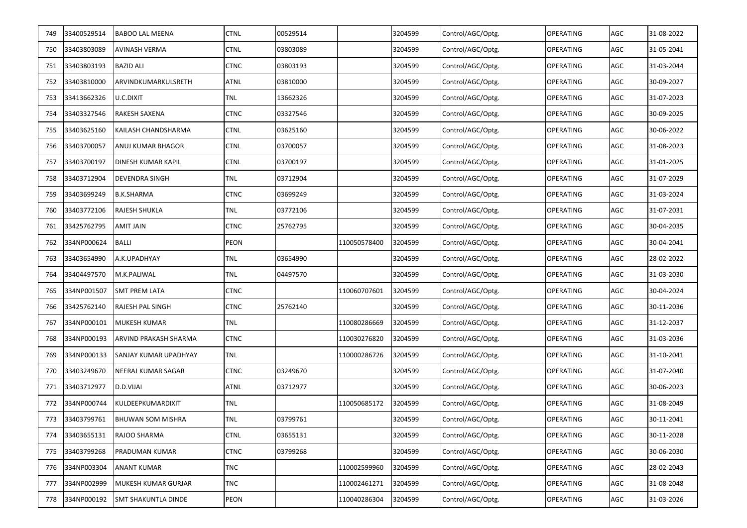| | | | | | | | | | | |
|---|---|---|---|---|---|---|---|---|---|---|
| 749 | 33400529514 | BABOO LAL MEENA | CTNL | 00529514 | | 3204599 | Control/AGC/Optg. | OPERATING | AGC | 31-08-2022 |
| 750 | 33403803089 | AVINASH VERMA | CTNL | 03803089 | | 3204599 | Control/AGC/Optg. | OPERATING | AGC | 31-05-2041 |
| 751 | 33403803193 | BAZID ALI | CTNC | 03803193 | | 3204599 | Control/AGC/Optg. | OPERATING | AGC | 31-03-2044 |
| 752 | 33403810000 | ARVINDKUMARKULSRETH | ATNL | 03810000 | | 3204599 | Control/AGC/Optg. | OPERATING | AGC | 30-09-2027 |
| 753 | 33413662326 | U.C.DIXIT | TNL | 13662326 | | 3204599 | Control/AGC/Optg. | OPERATING | AGC | 31-07-2023 |
| 754 | 33403327546 | RAKESH SAXENA | CTNC | 03327546 | | 3204599 | Control/AGC/Optg. | OPERATING | AGC | 30-09-2025 |
| 755 | 33403625160 | KAILASH CHANDSHARMA | CTNL | 03625160 | | 3204599 | Control/AGC/Optg. | OPERATING | AGC | 30-06-2022 |
| 756 | 33403700057 | ANUJ KUMAR BHAGOR | CTNL | 03700057 | | 3204599 | Control/AGC/Optg. | OPERATING | AGC | 31-08-2023 |
| 757 | 33403700197 | DINESH KUMAR KAPIL | CTNL | 03700197 | | 3204599 | Control/AGC/Optg. | OPERATING | AGC | 31-01-2025 |
| 758 | 33403712904 | DEVENDRA SINGH | TNL | 03712904 | | 3204599 | Control/AGC/Optg. | OPERATING | AGC | 31-07-2029 |
| 759 | 33403699249 | B.K.SHARMA | CTNC | 03699249 | | 3204599 | Control/AGC/Optg. | OPERATING | AGC | 31-03-2024 |
| 760 | 33403772106 | RAJESH SHUKLA | TNL | 03772106 | | 3204599 | Control/AGC/Optg. | OPERATING | AGC | 31-07-2031 |
| 761 | 33425762795 | AMIT JAIN | CTNC | 25762795 | | 3204599 | Control/AGC/Optg. | OPERATING | AGC | 30-04-2035 |
| 762 | 334NP000624 | BALLI | PEON | | 110050578400 | 3204599 | Control/AGC/Optg. | OPERATING | AGC | 30-04-2041 |
| 763 | 33403654990 | A.K.UPADHYAY | TNL | 03654990 | | 3204599 | Control/AGC/Optg. | OPERATING | AGC | 28-02-2022 |
| 764 | 33404497570 | M.K.PALIWAL | TNL | 04497570 | | 3204599 | Control/AGC/Optg. | OPERATING | AGC | 31-03-2030 |
| 765 | 334NP001507 | SMT PREM LATA | CTNC | | 110060707601 | 3204599 | Control/AGC/Optg. | OPERATING | AGC | 30-04-2024 |
| 766 | 33425762140 | RAJESH PAL SINGH | CTNC | 25762140 | | 3204599 | Control/AGC/Optg. | OPERATING | AGC | 30-11-2036 |
| 767 | 334NP000101 | MUKESH KUMAR | TNL | | 110080286669 | 3204599 | Control/AGC/Optg. | OPERATING | AGC | 31-12-2037 |
| 768 | 334NP000193 | ARVIND PRAKASH SHARMA | CTNC | | 110030276820 | 3204599 | Control/AGC/Optg. | OPERATING | AGC | 31-03-2036 |
| 769 | 334NP000133 | SANJAY KUMAR UPADHYAY | TNL | | 110000286726 | 3204599 | Control/AGC/Optg. | OPERATING | AGC | 31-10-2041 |
| 770 | 33403249670 | NEERAJ KUMAR SAGAR | CTNC | 03249670 | | 3204599 | Control/AGC/Optg. | OPERATING | AGC | 31-07-2040 |
| 771 | 33403712977 | D.D.VIJAI | ATNL | 03712977 | | 3204599 | Control/AGC/Optg. | OPERATING | AGC | 30-06-2023 |
| 772 | 334NP000744 | KULDEEPKUMARDIXIT | TNL | | 110050685172 | 3204599 | Control/AGC/Optg. | OPERATING | AGC | 31-08-2049 |
| 773 | 33403799761 | BHUWAN SOM MISHRA | TNL | 03799761 | | 3204599 | Control/AGC/Optg. | OPERATING | AGC | 30-11-2041 |
| 774 | 33403655131 | RAJOO SHARMA | CTNL | 03655131 | | 3204599 | Control/AGC/Optg. | OPERATING | AGC | 30-11-2028 |
| 775 | 33403799268 | PRADUMAN KUMAR | CTNC | 03799268 | | 3204599 | Control/AGC/Optg. | OPERATING | AGC | 30-06-2030 |
| 776 | 334NP003304 | ANANT KUMAR | TNC | | 110002599960 | 3204599 | Control/AGC/Optg. | OPERATING | AGC | 28-02-2043 |
| 777 | 334NP002999 | MUKESH KUMAR GURJAR | TNC | | 110002461271 | 3204599 | Control/AGC/Optg. | OPERATING | AGC | 31-08-2048 |
| 778 | 334NP000192 | SMT SHAKUNTLA DINDE | PEON | | 110040286304 | 3204599 | Control/AGC/Optg. | OPERATING | AGC | 31-03-2026 |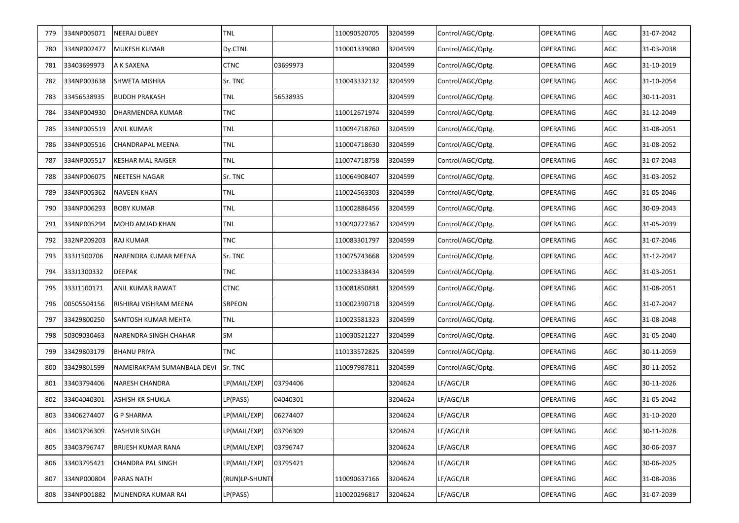| 779 | 334NP005071 | NEERAJ DUBEY | TNL | | 110090520705 | 3204599 | Control/AGC/Optg. | OPERATING | AGC | 31-07-2042 |
|---|---|---|---|---|---|---|---|---|---|---|
| 780 | 334NP002477 | MUKESH KUMAR | Dy.CTNL | | 110001339080 | 3204599 | Control/AGC/Optg. | OPERATING | AGC | 31-03-2038 |
| 781 | 33403699973 | A K SAXENA | CTNC | 03699973 | | 3204599 | Control/AGC/Optg. | OPERATING | AGC | 31-10-2019 |
| 782 | 334NP003638 | SHWETA MISHRA | Sr. TNC | | 110043332132 | 3204599 | Control/AGC/Optg. | OPERATING | AGC | 31-10-2054 |
| 783 | 33456538935 | BUDDH PRAKASH | TNL | 56538935 | | 3204599 | Control/AGC/Optg. | OPERATING | AGC | 30-11-2031 |
| 784 | 334NP004930 | DHARMENDRA KUMAR | TNC | | 110012671974 | 3204599 | Control/AGC/Optg. | OPERATING | AGC | 31-12-2049 |
| 785 | 334NP005519 | ANIL KUMAR | TNL | | 110094718760 | 3204599 | Control/AGC/Optg. | OPERATING | AGC | 31-08-2051 |
| 786 | 334NP005516 | CHANDRAPAL MEENA | TNL | | 110004718630 | 3204599 | Control/AGC/Optg. | OPERATING | AGC | 31-08-2052 |
| 787 | 334NP005517 | KESHAR MAL RAIGER | TNL | | 110074718758 | 3204599 | Control/AGC/Optg. | OPERATING | AGC | 31-07-2043 |
| 788 | 334NP006075 | NEETESH NAGAR | Sr. TNC | | 110064908407 | 3204599 | Control/AGC/Optg. | OPERATING | AGC | 31-03-2052 |
| 789 | 334NP005362 | NAVEEN KHAN | TNL | | 110024563303 | 3204599 | Control/AGC/Optg. | OPERATING | AGC | 31-05-2046 |
| 790 | 334NP006293 | BOBY KUMAR | TNL | | 110002886456 | 3204599 | Control/AGC/Optg. | OPERATING | AGC | 30-09-2043 |
| 791 | 334NP005294 | MOHD AMJAD KHAN | TNL | | 110090727367 | 3204599 | Control/AGC/Optg. | OPERATING | AGC | 31-05-2039 |
| 792 | 332NP209203 | RAJ KUMAR | TNC | | 110083301797 | 3204599 | Control/AGC/Optg. | OPERATING | AGC | 31-07-2046 |
| 793 | 333J1500706 | NARENDRA KUMAR MEENA | Sr. TNC | | 110075743668 | 3204599 | Control/AGC/Optg. | OPERATING | AGC | 31-12-2047 |
| 794 | 333J1300332 | DEEPAK | TNC | | 110023338434 | 3204599 | Control/AGC/Optg. | OPERATING | AGC | 31-03-2051 |
| 795 | 333J1100171 | ANIL KUMAR RAWAT | CTNC | | 110081850881 | 3204599 | Control/AGC/Optg. | OPERATING | AGC | 31-08-2051 |
| 796 | 00505504156 | RISHIRAJ VISHRAM MEENA | SRPEON | | 110002390718 | 3204599 | Control/AGC/Optg. | OPERATING | AGC | 31-07-2047 |
| 797 | 33429800250 | SANTOSH KUMAR MEHTA | TNL | | 110023581323 | 3204599 | Control/AGC/Optg. | OPERATING | AGC | 31-08-2048 |
| 798 | 50309030463 | NARENDRA SINGH CHAHAR | SM | | 110030521227 | 3204599 | Control/AGC/Optg. | OPERATING | AGC | 31-05-2040 |
| 799 | 33429803179 | BHANU PRIYA | TNC | | 110133572825 | 3204599 | Control/AGC/Optg. | OPERATING | AGC | 30-11-2059 |
| 800 | 33429801599 | NAMEIRAKPAM SUMANBALA DEVI | Sr. TNC | | 110097987811 | 3204599 | Control/AGC/Optg. | OPERATING | AGC | 30-11-2052 |
| 801 | 33403794406 | NARESH CHANDRA | LP(MAIL/EXP) | 03794406 | | 3204624 | LF/AGC/LR | OPERATING | AGC | 30-11-2026 |
| 802 | 33404040301 | ASHISH KR SHUKLA | LP(PASS) | 04040301 | | 3204624 | LF/AGC/LR | OPERATING | AGC | 31-05-2042 |
| 803 | 33406274407 | G P SHARMA | LP(MAIL/EXP) | 06274407 | | 3204624 | LF/AGC/LR | OPERATING | AGC | 31-10-2020 |
| 804 | 33403796309 | YASHVIR SINGH | LP(MAIL/EXP) | 03796309 | | 3204624 | LF/AGC/LR | OPERATING | AGC | 30-11-2028 |
| 805 | 33403796747 | BRIJESH KUMAR RANA | LP(MAIL/EXP) | 03796747 | | 3204624 | LF/AGC/LR | OPERATING | AGC | 30-06-2037 |
| 806 | 33403795421 | CHANDRA PAL SINGH | LP(MAIL/EXP) | 03795421 | | 3204624 | LF/AGC/LR | OPERATING | AGC | 30-06-2025 |
| 807 | 334NP000804 | PARAS NATH | (RUN)LP-SHUNTE | | 110090637166 | 3204624 | LF/AGC/LR | OPERATING | AGC | 31-08-2036 |
| 808 | 334NP001882 | MUNENDRA KUMAR RAI | LP(PASS) | | 110020296817 | 3204624 | LF/AGC/LR | OPERATING | AGC | 31-07-2039 |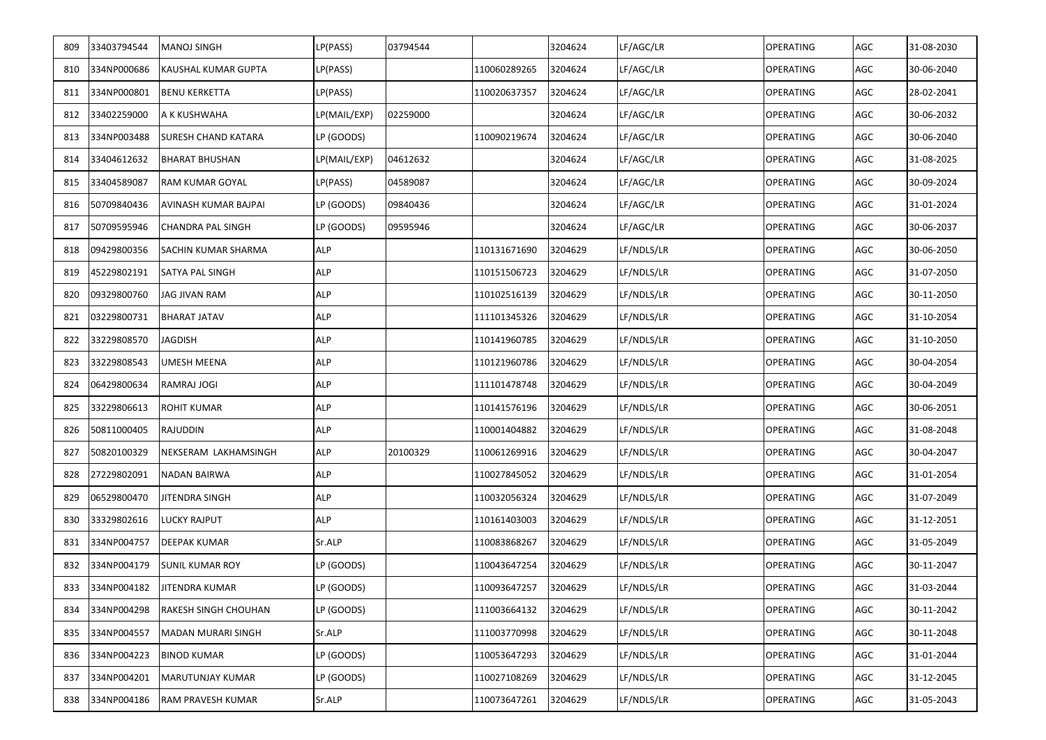| | | | | | | | | | | |
|---|---|---|---|---|---|---|---|---|---|---|
| 809 | 33403794544 | MANOJ SINGH | LP(PASS) | 03794544 | | 3204624 | LF/AGC/LR | OPERATING | AGC | 31-08-2030 |
| 810 | 334NP000686 | KAUSHAL KUMAR GUPTA | LP(PASS) | | 110060289265 | 3204624 | LF/AGC/LR | OPERATING | AGC | 30-06-2040 |
| 811 | 334NP000801 | BENU KERKETTA | LP(PASS) | | 110020637357 | 3204624 | LF/AGC/LR | OPERATING | AGC | 28-02-2041 |
| 812 | 33402259000 | A K KUSHWAHA | LP(MAIL/EXP) | 02259000 | | 3204624 | LF/AGC/LR | OPERATING | AGC | 30-06-2032 |
| 813 | 334NP003488 | SURESH CHAND KATARA | LP (GOODS) | | 110090219674 | 3204624 | LF/AGC/LR | OPERATING | AGC | 30-06-2040 |
| 814 | 33404612632 | BHARAT BHUSHAN | LP(MAIL/EXP) | 04612632 | | 3204624 | LF/AGC/LR | OPERATING | AGC | 31-08-2025 |
| 815 | 33404589087 | RAM KUMAR GOYAL | LP(PASS) | 04589087 | | 3204624 | LF/AGC/LR | OPERATING | AGC | 30-09-2024 |
| 816 | 50709840436 | AVINASH KUMAR BAJPAI | LP (GOODS) | 09840436 | | 3204624 | LF/AGC/LR | OPERATING | AGC | 31-01-2024 |
| 817 | 50709595946 | CHANDRA PAL SINGH | LP (GOODS) | 09595946 | | 3204624 | LF/AGC/LR | OPERATING | AGC | 30-06-2037 |
| 818 | 09429800356 | SACHIN KUMAR SHARMA | ALP | | 110131671690 | 3204629 | LF/NDLS/LR | OPERATING | AGC | 30-06-2050 |
| 819 | 45229802191 | SATYA PAL SINGH | ALP | | 110151506723 | 3204629 | LF/NDLS/LR | OPERATING | AGC | 31-07-2050 |
| 820 | 09329800760 | JAG JIVAN RAM | ALP | | 110102516139 | 3204629 | LF/NDLS/LR | OPERATING | AGC | 30-11-2050 |
| 821 | 03229800731 | BHARAT JATAV | ALP | | 111101345326 | 3204629 | LF/NDLS/LR | OPERATING | AGC | 31-10-2054 |
| 822 | 33229808570 | JAGDISH | ALP | | 110141960785 | 3204629 | LF/NDLS/LR | OPERATING | AGC | 31-10-2050 |
| 823 | 33229808543 | UMESH MEENA | ALP | | 110121960786 | 3204629 | LF/NDLS/LR | OPERATING | AGC | 30-04-2054 |
| 824 | 06429800634 | RAMRAJ JOGI | ALP | | 111101478748 | 3204629 | LF/NDLS/LR | OPERATING | AGC | 30-04-2049 |
| 825 | 33229806613 | ROHIT KUMAR | ALP | | 110141576196 | 3204629 | LF/NDLS/LR | OPERATING | AGC | 30-06-2051 |
| 826 | 50811000405 | RAJUDDIN | ALP | | 110001404882 | 3204629 | LF/NDLS/LR | OPERATING | AGC | 31-08-2048 |
| 827 | 50820100329 | NEKSERAM LAKHAMSINGH | ALP | 20100329 | 110061269916 | 3204629 | LF/NDLS/LR | OPERATING | AGC | 30-04-2047 |
| 828 | 27229802091 | NADAN BAIRWA | ALP | | 110027845052 | 3204629 | LF/NDLS/LR | OPERATING | AGC | 31-01-2054 |
| 829 | 06529800470 | JITENDRA SINGH | ALP | | 110032056324 | 3204629 | LF/NDLS/LR | OPERATING | AGC | 31-07-2049 |
| 830 | 33329802616 | LUCKY RAJPUT | ALP | | 110161403003 | 3204629 | LF/NDLS/LR | OPERATING | AGC | 31-12-2051 |
| 831 | 334NP004757 | DEEPAK KUMAR | Sr.ALP | | 110083868267 | 3204629 | LF/NDLS/LR | OPERATING | AGC | 31-05-2049 |
| 832 | 334NP004179 | SUNIL KUMAR ROY | LP (GOODS) | | 110043647254 | 3204629 | LF/NDLS/LR | OPERATING | AGC | 30-11-2047 |
| 833 | 334NP004182 | JITENDRA KUMAR | LP (GOODS) | | 110093647257 | 3204629 | LF/NDLS/LR | OPERATING | AGC | 31-03-2044 |
| 834 | 334NP004298 | RAKESH SINGH CHOUHAN | LP (GOODS) | | 111003664132 | 3204629 | LF/NDLS/LR | OPERATING | AGC | 30-11-2042 |
| 835 | 334NP004557 | MADAN MURARI SINGH | Sr.ALP | | 111003770998 | 3204629 | LF/NDLS/LR | OPERATING | AGC | 30-11-2048 |
| 836 | 334NP004223 | BINOD KUMAR | LP (GOODS) | | 110053647293 | 3204629 | LF/NDLS/LR | OPERATING | AGC | 31-01-2044 |
| 837 | 334NP004201 | MARUTUNJAY KUMAR | LP (GOODS) | | 110027108269 | 3204629 | LF/NDLS/LR | OPERATING | AGC | 31-12-2045 |
| 838 | 334NP004186 | RAM PRAVESH KUMAR | Sr.ALP | | 110073647261 | 3204629 | LF/NDLS/LR | OPERATING | AGC | 31-05-2043 |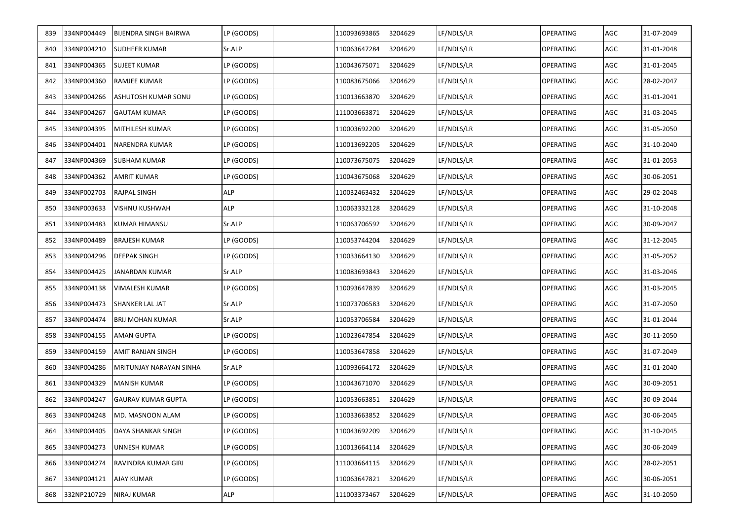| 839 | 334NP004449 | BIJENDRA SINGH BAIRWA | LP (GOODS) | | 110093693865 | 3204629 | LF/NDLS/LR | OPERATING | AGC | 31-07-2049 |
|---|---|---|---|---|---|---|---|---|---|---|
| 840 | 334NP004210 | SUDHEER KUMAR | Sr.ALP | | 110063647284 | 3204629 | LF/NDLS/LR | OPERATING | AGC | 31-01-2048 |
| 841 | 334NP004365 | SUJEET KUMAR | LP (GOODS) | | 110043675071 | 3204629 | LF/NDLS/LR | OPERATING | AGC | 31-01-2045 |
| 842 | 334NP004360 | RAMJEE KUMAR | LP (GOODS) | | 110083675066 | 3204629 | LF/NDLS/LR | OPERATING | AGC | 28-02-2047 |
| 843 | 334NP004266 | ASHUTOSH KUMAR SONU | LP (GOODS) | | 110013663870 | 3204629 | LF/NDLS/LR | OPERATING | AGC | 31-01-2041 |
| 844 | 334NP004267 | GAUTAM KUMAR | LP (GOODS) | | 111003663871 | 3204629 | LF/NDLS/LR | OPERATING | AGC | 31-03-2045 |
| 845 | 334NP004395 | MITHILESH KUMAR | LP (GOODS) | | 110003692200 | 3204629 | LF/NDLS/LR | OPERATING | AGC | 31-05-2050 |
| 846 | 334NP004401 | NARENDRA KUMAR | LP (GOODS) | | 110013692205 | 3204629 | LF/NDLS/LR | OPERATING | AGC | 31-10-2040 |
| 847 | 334NP004369 | SUBHAM KUMAR | LP (GOODS) | | 110073675075 | 3204629 | LF/NDLS/LR | OPERATING | AGC | 31-01-2053 |
| 848 | 334NP004362 | AMRIT KUMAR | LP (GOODS) | | 110043675068 | 3204629 | LF/NDLS/LR | OPERATING | AGC | 30-06-2051 |
| 849 | 334NP002703 | RAJPAL SINGH | ALP | | 110032463432 | 3204629 | LF/NDLS/LR | OPERATING | AGC | 29-02-2048 |
| 850 | 334NP003633 | VISHNU KUSHWAH | ALP | | 110063332128 | 3204629 | LF/NDLS/LR | OPERATING | AGC | 31-10-2048 |
| 851 | 334NP004483 | KUMAR HIMANSU | Sr.ALP | | 110063706592 | 3204629 | LF/NDLS/LR | OPERATING | AGC | 30-09-2047 |
| 852 | 334NP004489 | BRAJESH KUMAR | LP (GOODS) | | 110053744204 | 3204629 | LF/NDLS/LR | OPERATING | AGC | 31-12-2045 |
| 853 | 334NP004296 | DEEPAK SINGH | LP (GOODS) | | 110033664130 | 3204629 | LF/NDLS/LR | OPERATING | AGC | 31-05-2052 |
| 854 | 334NP004425 | JANARDAN KUMAR | Sr.ALP | | 110083693843 | 3204629 | LF/NDLS/LR | OPERATING | AGC | 31-03-2046 |
| 855 | 334NP004138 | VIMALESH KUMAR | LP (GOODS) | | 110093647839 | 3204629 | LF/NDLS/LR | OPERATING | AGC | 31-03-2045 |
| 856 | 334NP004473 | SHANKER LAL JAT | Sr.ALP | | 110073706583 | 3204629 | LF/NDLS/LR | OPERATING | AGC | 31-07-2050 |
| 857 | 334NP004474 | BRIJ MOHAN KUMAR | Sr.ALP | | 110053706584 | 3204629 | LF/NDLS/LR | OPERATING | AGC | 31-01-2044 |
| 858 | 334NP004155 | AMAN GUPTA | LP (GOODS) | | 110023647854 | 3204629 | LF/NDLS/LR | OPERATING | AGC | 30-11-2050 |
| 859 | 334NP004159 | AMIT RANJAN SINGH | LP (GOODS) | | 110053647858 | 3204629 | LF/NDLS/LR | OPERATING | AGC | 31-07-2049 |
| 860 | 334NP004286 | MRITUNJAY NARAYAN SINHA | Sr.ALP | | 110093664172 | 3204629 | LF/NDLS/LR | OPERATING | AGC | 31-01-2040 |
| 861 | 334NP004329 | MANISH KUMAR | LP (GOODS) | | 110043671070 | 3204629 | LF/NDLS/LR | OPERATING | AGC | 30-09-2051 |
| 862 | 334NP004247 | GAURAV KUMAR GUPTA | LP (GOODS) | | 110053663851 | 3204629 | LF/NDLS/LR | OPERATING | AGC | 30-09-2044 |
| 863 | 334NP004248 | MD. MASNOON ALAM | LP (GOODS) | | 110033663852 | 3204629 | LF/NDLS/LR | OPERATING | AGC | 30-06-2045 |
| 864 | 334NP004405 | DAYA SHANKAR SINGH | LP (GOODS) | | 110043692209 | 3204629 | LF/NDLS/LR | OPERATING | AGC | 31-10-2045 |
| 865 | 334NP004273 | UNNESH KUMAR | LP (GOODS) | | 110013664114 | 3204629 | LF/NDLS/LR | OPERATING | AGC | 30-06-2049 |
| 866 | 334NP004274 | RAVINDRA KUMAR GIRI | LP (GOODS) | | 111003664115 | 3204629 | LF/NDLS/LR | OPERATING | AGC | 28-02-2051 |
| 867 | 334NP004121 | AJAY KUMAR | LP (GOODS) | | 110063647821 | 3204629 | LF/NDLS/LR | OPERATING | AGC | 30-06-2051 |
| 868 | 332NP210729 | NIRAJ KUMAR | ALP | | 111003373467 | 3204629 | LF/NDLS/LR | OPERATING | AGC | 31-10-2050 |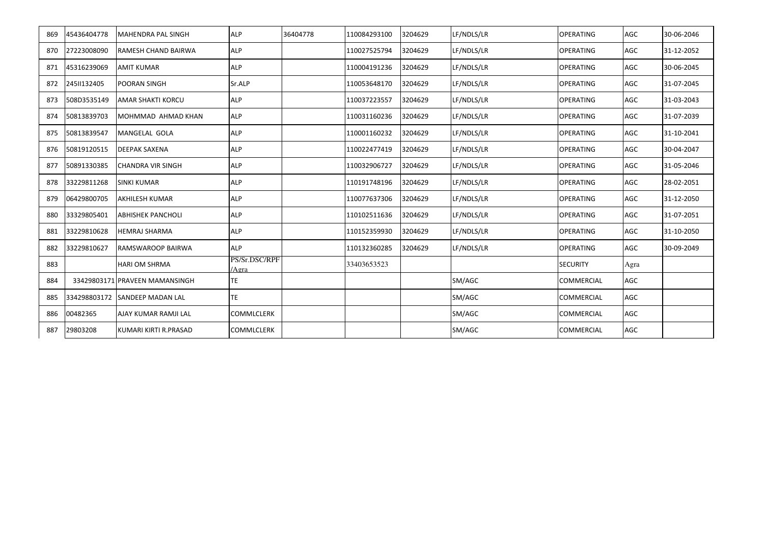| 869 | 45436404778 | MAHENDRA PAL SINGH | ALP | 36404778 | 110084293100 | 3204629 | LF/NDLS/LR | OPERATING | AGC | 30-06-2046 |
|---|---|---|---|---|---|---|---|---|---|---|
| 870 | 27223008090 | RAMESH CHAND BAIRWA | ALP | | 110027525794 | 3204629 | LF/NDLS/LR | OPERATING | AGC | 31-12-2052 |
| 871 | 45316239069 | AMIT KUMAR | ALP | | 110004191236 | 3204629 | LF/NDLS/LR | OPERATING | AGC | 30-06-2045 |
| 872 | 245II132405 | POORAN SINGH | Sr.ALP | | 110053648170 | 3204629 | LF/NDLS/LR | OPERATING | AGC | 31-07-2045 |
| 873 | 508D3535149 | AMAR SHAKTI KORCU | ALP | | 110037223557 | 3204629 | LF/NDLS/LR | OPERATING | AGC | 31-03-2043 |
| 874 | 50813839703 | MOHMMAD AHMAD KHAN | ALP | | 110031160236 | 3204629 | LF/NDLS/LR | OPERATING | AGC | 31-07-2039 |
| 875 | 50813839547 | MANGELAL GOLA | ALP | | 110001160232 | 3204629 | LF/NDLS/LR | OPERATING | AGC | 31-10-2041 |
| 876 | 50819120515 | DEEPAK SAXENA | ALP | | 110022477419 | 3204629 | LF/NDLS/LR | OPERATING | AGC | 30-04-2047 |
| 877 | 50891330385 | CHANDRA VIR SINGH | ALP | | 110032906727 | 3204629 | LF/NDLS/LR | OPERATING | AGC | 31-05-2046 |
| 878 | 33229811268 | SINKI KUMAR | ALP | | 110191748196 | 3204629 | LF/NDLS/LR | OPERATING | AGC | 28-02-2051 |
| 879 | 06429800705 | AKHILESH KUMAR | ALP | | 110077637306 | 3204629 | LF/NDLS/LR | OPERATING | AGC | 31-12-2050 |
| 880 | 33329805401 | ABHISHEK PANCHOLI | ALP | | 110102511636 | 3204629 | LF/NDLS/LR | OPERATING | AGC | 31-07-2051 |
| 881 | 33229810628 | HEMRAJ SHARMA | ALP | | 110152359930 | 3204629 | LF/NDLS/LR | OPERATING | AGC | 31-10-2050 |
| 882 | 33229810627 | RAMSWAROOP BAIRWA | ALP | | 110132360285 | 3204629 | LF/NDLS/LR | OPERATING | AGC | 30-09-2049 |
| 883 | | HARI OM SHRMA | PS/Sr.DSC/RPF/Agra | | 33403653523 | | | SECURITY | Agra | |
| 884 | 33429803171 | PRAVEEN MAMANSINGH | TE | | | | SM/AGC | COMMERCIAL | AGC | |
| 885 | 334298803172 | SANDEEP MADAN LAL | TE | | | | SM/AGC | COMMERCIAL | AGC | |
| 886 | 00482365 | AJAY KUMAR RAMJI LAL | COMMLCLERK | | | | SM/AGC | COMMERCIAL | AGC | |
| 887 | 29803208 | KUMARI KIRTI R.PRASAD | COMMLCLERK | | | | SM/AGC | COMMERCIAL | AGC | |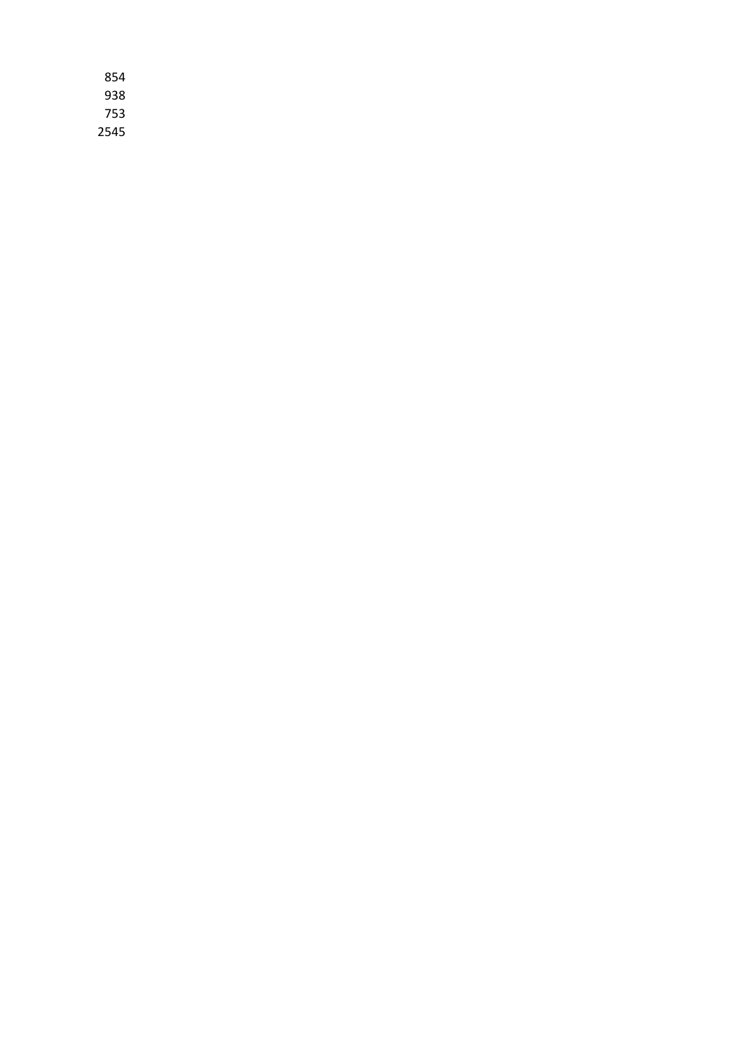854
938
753
2545